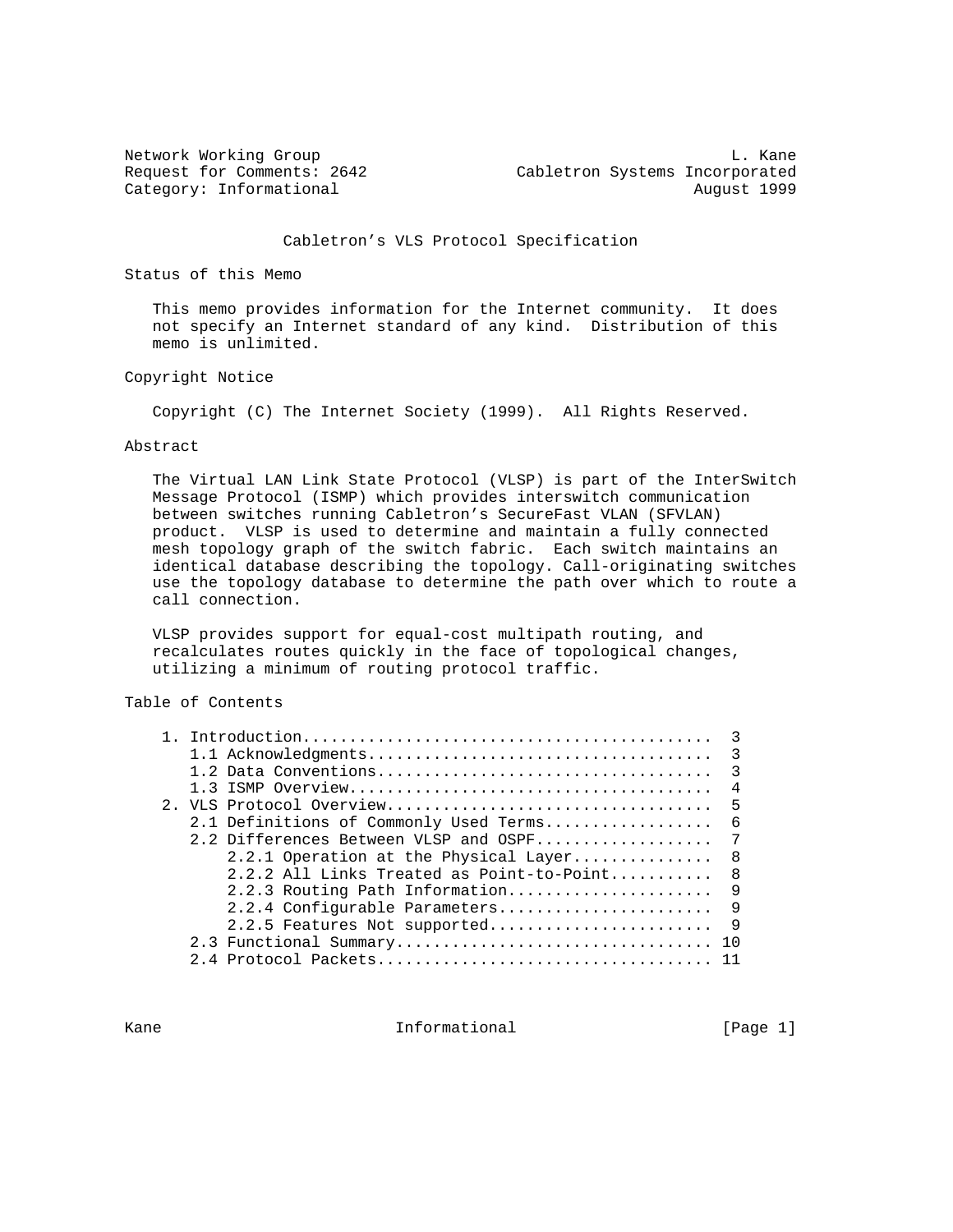Network Working Group L. Kane
Request for Comments: 2642 Cabletron Systems Incorporated
Category: Informational August 1999

# Cabletron's VLS Protocol Specification

## Status of this Memo

This memo provides information for the Internet community. It does not specify an Internet standard of any kind. Distribution of this memo is unlimited.

## Copyright Notice

Copyright (C) The Internet Society (1999). All Rights Reserved.

## Abstract

The Virtual LAN Link State Protocol (VLSP) is part of the InterSwitch Message Protocol (ISMP) which provides interswitch communication between switches running Cabletron's SecureFast VLAN (SFVLAN) product. VLSP is used to determine and maintain a fully connected mesh topology graph of the switch fabric. Each switch maintains an identical database describing the topology. Call-originating switches use the topology database to determine the path over which to route a call connection.

VLSP provides support for equal-cost multipath routing, and recalculates routes quickly in the face of topological changes, utilizing a minimum of routing protocol traffic.

## Table of Contents

```
 1. Introduction...........................................  3
    1.1 Acknowledgments....................................  3
    1.2 Data Conventions...................................  3
    1.3 ISMP Overview......................................  4
 2. VLS Protocol Overview..................................  5
    2.1 Definitions of Commonly Used Terms.................  6
    2.2 Differences Between VLSP and OSPF..................  7
        2.2.1 Operation at the Physical Layer..............  8
        2.2.2 All Links Treated as Point-to-Point..........  8
        2.2.3 Routing Path Information.....................  9
        2.2.4 Configurable Parameters......................  9
        2.2.5 Features Not supported.......................  9
    2.3 Functional Summary................................. 10
    2.4 Protocol Packets................................... 11
```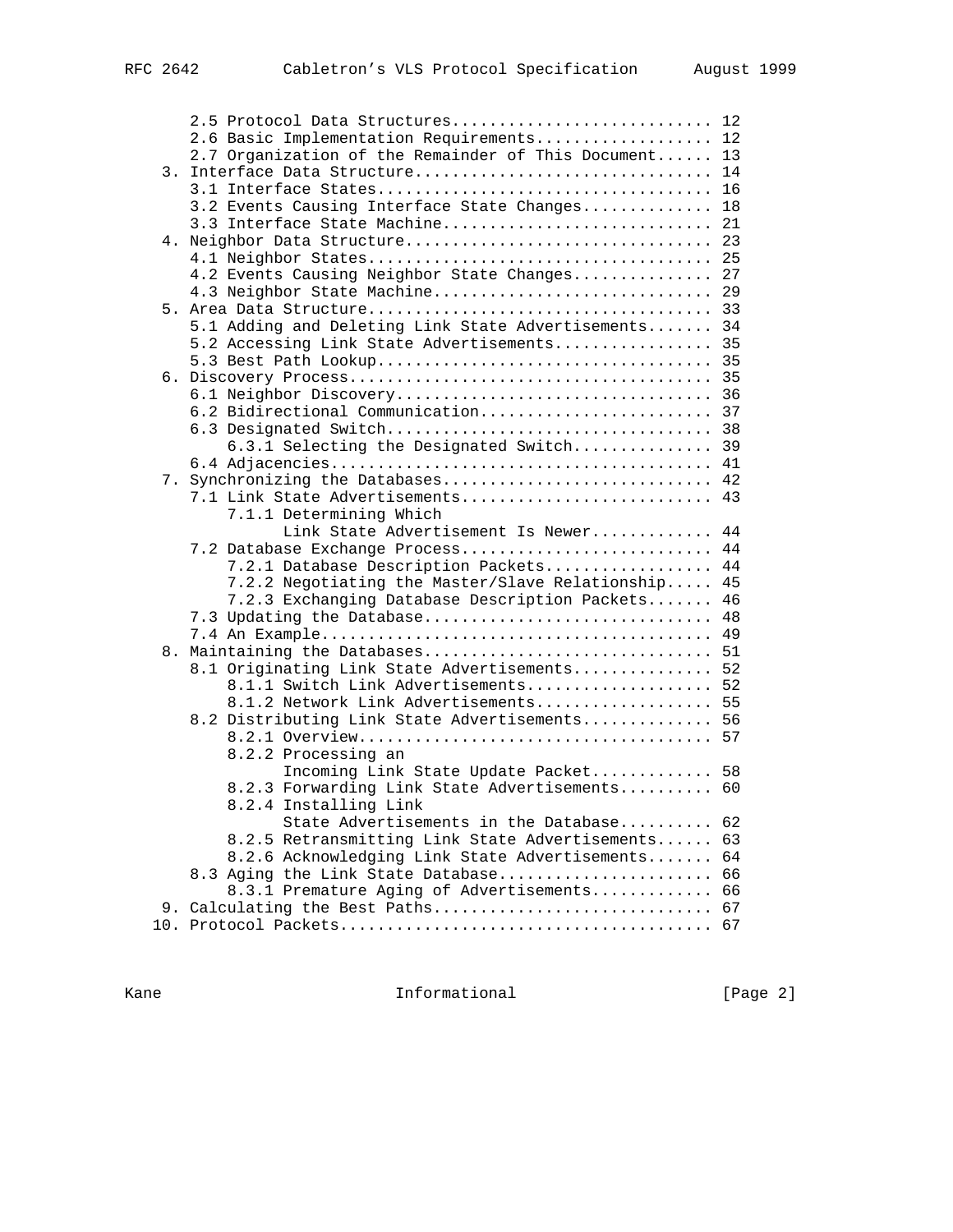```
      2.5 Protocol Data Structures............................ 12
      2.6 Basic Implementation Requirements................... 12
      2.7 Organization of the Remainder of This Document...... 13
   3. Interface Data Structure................................ 14
      3.1 Interface States.................................... 16
      3.2 Events Causing Interface State Changes.............. 18
      3.3 Interface State Machine............................. 21
   4. Neighbor Data Structure................................. 23
      4.1 Neighbor States..................................... 25
      4.2 Events Causing Neighbor State Changes............... 27
      4.3 Neighbor State Machine.............................. 29
   5. Area Data Structure..................................... 33
      5.1 Adding and Deleting Link State Advertisements....... 34
      5.2 Accessing Link State Advertisements................. 35
      5.3 Best Path Lookup.................................... 35
   6. Discovery Process....................................... 35
      6.1 Neighbor Discovery.................................. 36
      6.2 Bidirectional Communication......................... 37
      6.3 Designated Switch................................... 38
          6.3.1 Selecting the Designated Switch............... 39
      6.4 Adjacencies......................................... 41
   7. Synchronizing the Databases............................. 42
      7.1 Link State Advertisements........................... 43
          7.1.1 Determining Which
                Link State Advertisement Is Newer............. 44
      7.2 Database Exchange Process........................... 44
          7.2.1 Database Description Packets.................. 44
          7.2.2 Negotiating the Master/Slave Relationship..... 45
          7.2.3 Exchanging Database Description Packets....... 46
      7.3 Updating the Database............................... 48
      7.4 An Example.......................................... 49
   8. Maintaining the Databases............................... 51
      8.1 Originating Link State Advertisements............... 52
          8.1.1 Switch Link Advertisements.................... 52
          8.1.2 Network Link Advertisements................... 55
      8.2 Distributing Link State Advertisements.............. 56
          8.2.1 Overview...................................... 57
          8.2.2 Processing an
                Incoming Link State Update Packet............. 58
          8.2.3 Forwarding Link State Advertisements.......... 60
          8.2.4 Installing Link
                State Advertisements in the Database.......... 62
          8.2.5 Retransmitting Link State Advertisements...... 63
          8.2.6 Acknowledging Link State Advertisements....... 64
      8.3 Aging the Link State Database....................... 66
          8.3.1 Premature Aging of Advertisements............. 66
   9. Calculating the Best Paths.............................. 67
  10. Protocol Packets........................................ 67
```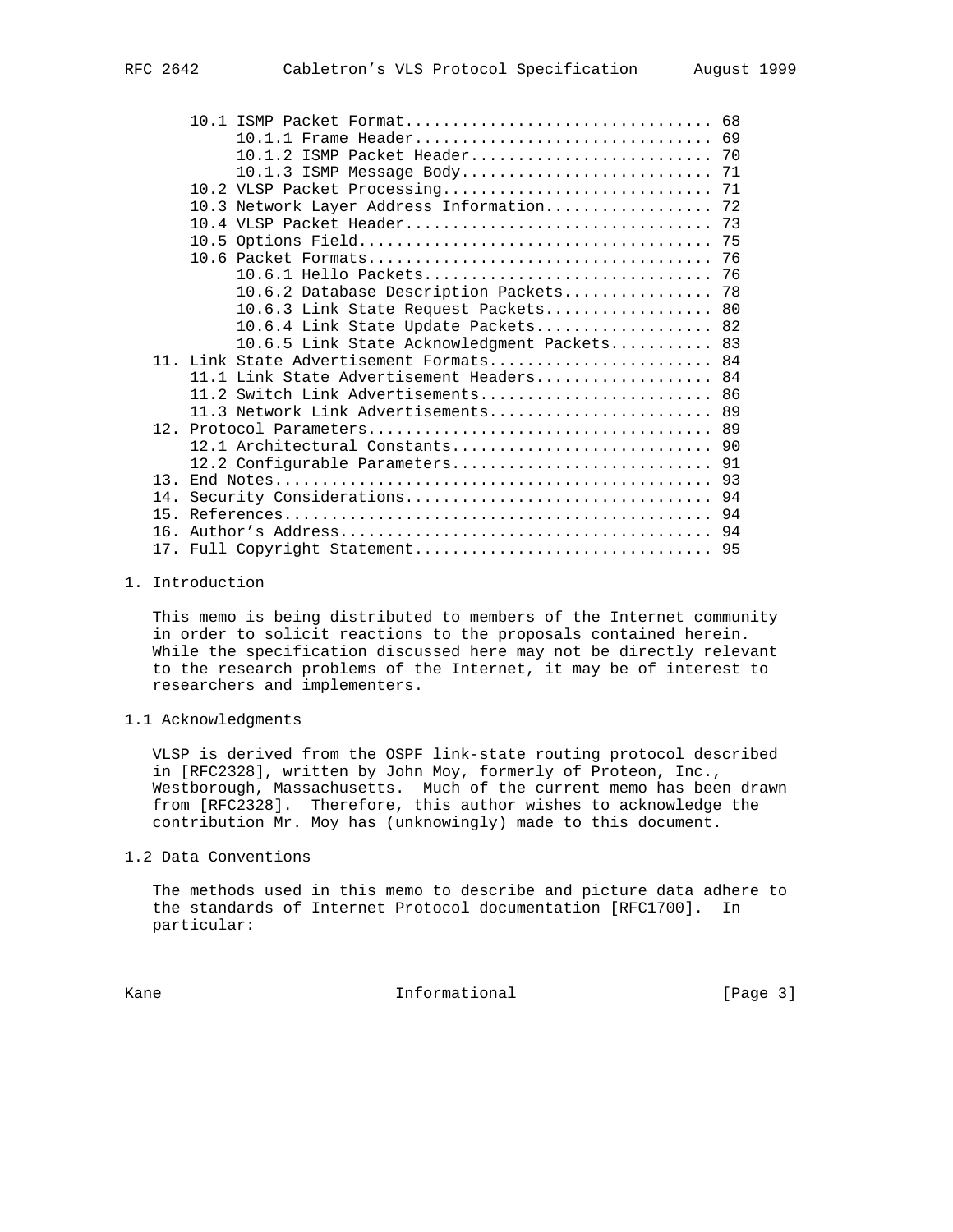```
      10.1 ISMP Packet Format................................ 68
           10.1.1 Frame Header............................... 69
           10.1.2 ISMP Packet Header......................... 70
           10.1.3 ISMP Message Body.......................... 71
      10.2 VLSP Packet Processing............................ 71
      10.3 Network Layer Address Information................. 72
      10.4 VLSP Packet Header................................ 73
      10.5 Options Field..................................... 75
      10.6 Packet Formats.................................... 76
           10.6.1 Hello Packets.............................. 76
           10.6.2 Database Description Packets............... 78
           10.6.3 Link State Request Packets................. 80
           10.6.4 Link State Update Packets.................. 82
           10.6.5 Link State Acknowledgment Packets.......... 83
   11. Link State Advertisement Formats...................... 84
      11.1 Link State Advertisement Headers.................. 84
      11.2 Switch Link Advertisements........................ 86
      11.3 Network Link Advertisements....................... 89
   12. Protocol Parameters................................... 89
      12.1 Architectural Constants........................... 90
      12.2 Configurable Parameters........................... 91
   13. End Notes............................................. 93
   14. Security Considerations............................... 94
   15. References............................................ 94
   16. Author's Address...................................... 94
   17. Full Copyright Statement.............................. 95
```

# 1. Introduction

This memo is being distributed to members of the Internet community in order to solicit reactions to the proposals contained herein. While the specification discussed here may not be directly relevant to the research problems of the Internet, it may be of interest to researchers and implementers.

## 1.1 Acknowledgments

VLSP is derived from the OSPF link-state routing protocol described in [RFC2328], written by John Moy, formerly of Proteon, Inc., Westborough, Massachusetts. Much of the current memo has been drawn from [RFC2328]. Therefore, this author wishes to acknowledge the contribution Mr. Moy has (unknowingly) made to this document.

## 1.2 Data Conventions

The methods used in this memo to describe and picture data adhere to the standards of Internet Protocol documentation [RFC1700]. In particular: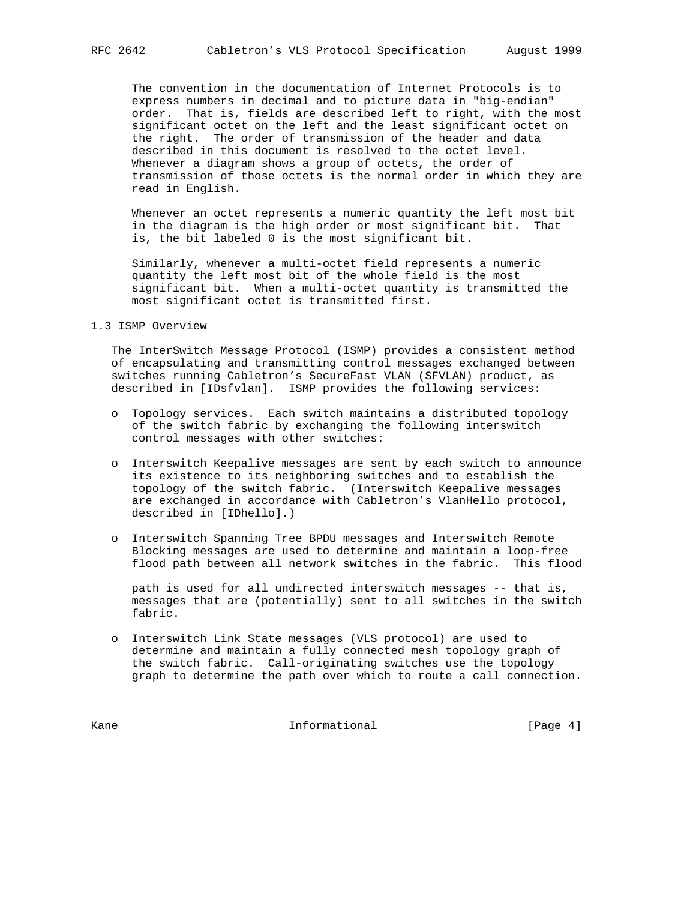The convention in the documentation of Internet Protocols is to express numbers in decimal and to picture data in "big-endian" order. That is, fields are described left to right, with the most significant octet on the left and the least significant octet on the right. The order of transmission of the header and data described in this document is resolved to the octet level. Whenever a diagram shows a group of octets, the order of transmission of those octets is the normal order in which they are read in English.

Whenever an octet represents a numeric quantity the left most bit in the diagram is the high order or most significant bit. That is, the bit labeled 0 is the most significant bit.

Similarly, whenever a multi-octet field represents a numeric quantity the left most bit of the whole field is the most significant bit. When a multi-octet quantity is transmitted the most significant octet is transmitted first.

## 1.3 ISMP Overview

The InterSwitch Message Protocol (ISMP) provides a consistent method of encapsulating and transmitting control messages exchanged between switches running Cabletron's SecureFast VLAN (SFVLAN) product, as described in [IDsfvlan]. ISMP provides the following services:

- Topology services. Each switch maintains a distributed topology of the switch fabric by exchanging the following interswitch control messages with other switches:

- Interswitch Keepalive messages are sent by each switch to announce its existence to its neighboring switches and to establish the topology of the switch fabric. (Interswitch Keepalive messages are exchanged in accordance with Cabletron's VlanHello protocol, described in [IDhello].)

- Interswitch Spanning Tree BPDU messages and Interswitch Remote Blocking messages are used to determine and maintain a loop-free flood path between all network switches in the fabric. This flood path is used for all undirected interswitch messages -- that is, messages that are (potentially) sent to all switches in the switch fabric.

- Interswitch Link State messages (VLS protocol) are used to determine and maintain a fully connected mesh topology graph of the switch fabric. Call-originating switches use the topology graph to determine the path over which to route a call connection.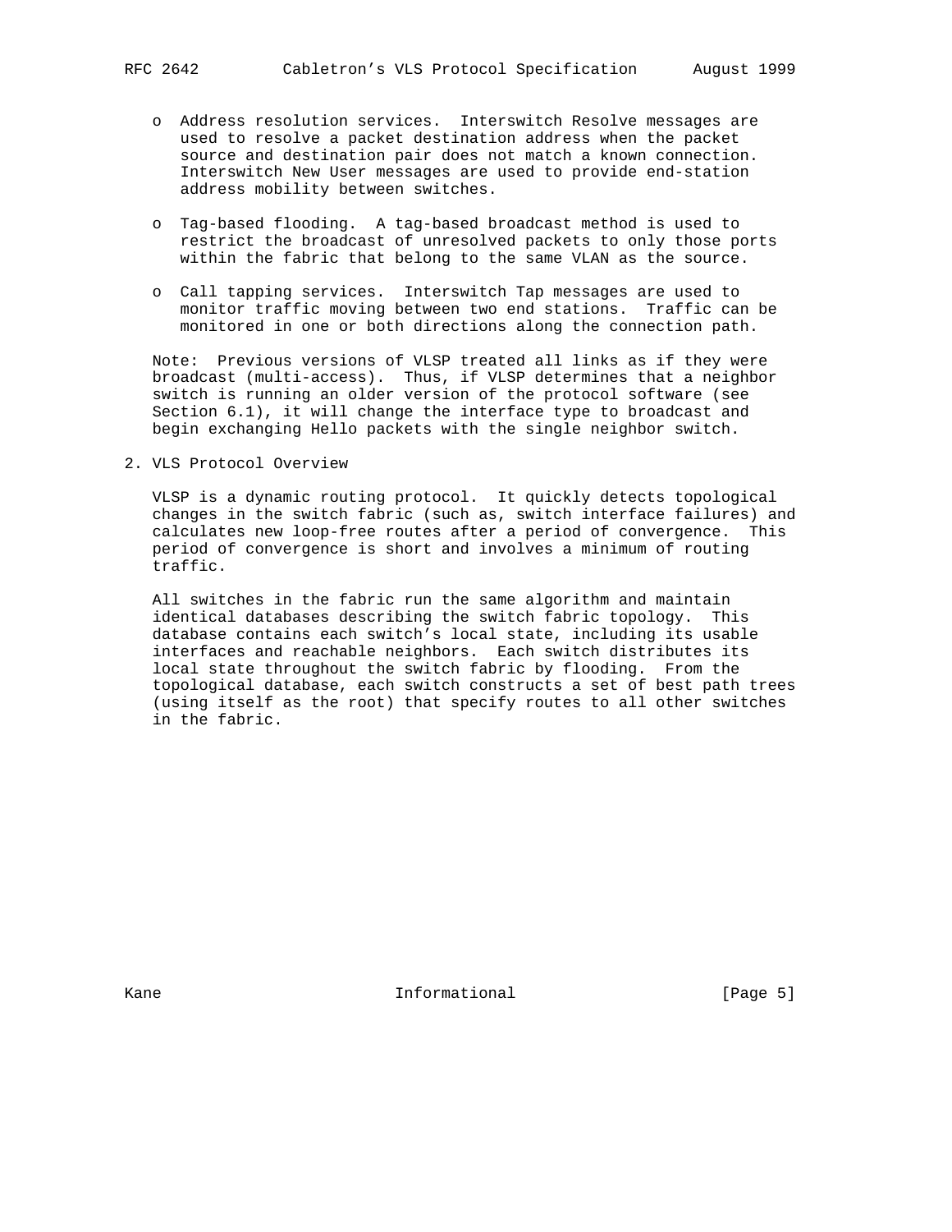- Address resolution services. Interswitch Resolve messages are used to resolve a packet destination address when the packet source and destination pair does not match a known connection. Interswitch New User messages are used to provide end-station address mobility between switches.

- Tag-based flooding. A tag-based broadcast method is used to restrict the broadcast of unresolved packets to only those ports within the fabric that belong to the same VLAN as the source.

- Call tapping services. Interswitch Tap messages are used to monitor traffic moving between two end stations. Traffic can be monitored in one or both directions along the connection path.

Note: Previous versions of VLSP treated all links as if they were broadcast (multi-access). Thus, if VLSP determines that a neighbor switch is running an older version of the protocol software (see Section 6.1), it will change the interface type to broadcast and begin exchanging Hello packets with the single neighbor switch.

## 2. VLS Protocol Overview

VLSP is a dynamic routing protocol. It quickly detects topological changes in the switch fabric (such as, switch interface failures) and calculates new loop-free routes after a period of convergence. This period of convergence is short and involves a minimum of routing traffic.

All switches in the fabric run the same algorithm and maintain identical databases describing the switch fabric topology. This database contains each switch's local state, including its usable interfaces and reachable neighbors. Each switch distributes its local state throughout the switch fabric by flooding. From the topological database, each switch constructs a set of best path trees (using itself as the root) that specify routes to all other switches in the fabric.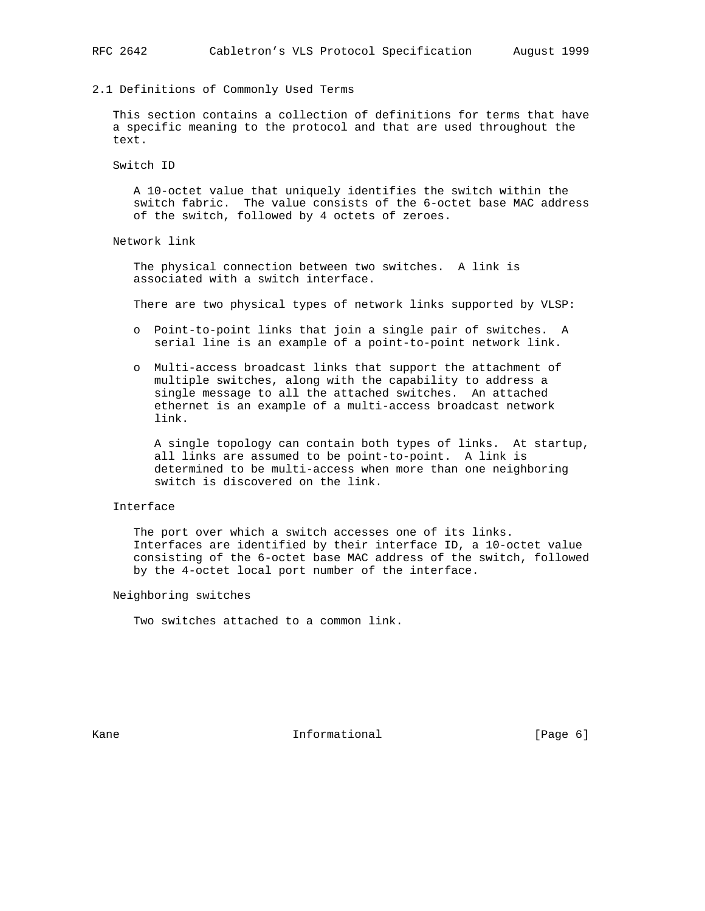## 2.1 Definitions of Commonly Used Terms

This section contains a collection of definitions for terms that have a specific meaning to the protocol and that are used throughout the text.

Switch ID

A 10-octet value that uniquely identifies the switch within the switch fabric. The value consists of the 6-octet base MAC address of the switch, followed by 4 octets of zeroes.

Network link

The physical connection between two switches. A link is associated with a switch interface.

There are two physical types of network links supported by VLSP:

- Point-to-point links that join a single pair of switches. A serial line is an example of a point-to-point network link.
- Multi-access broadcast links that support the attachment of multiple switches, along with the capability to address a single message to all the attached switches. An attached ethernet is an example of a multi-access broadcast network link.

  A single topology can contain both types of links. At startup, all links are assumed to be point-to-point. A link is determined to be multi-access when more than one neighboring switch is discovered on the link.

Interface

The port over which a switch accesses one of its links. Interfaces are identified by their interface ID, a 10-octet value consisting of the 6-octet base MAC address of the switch, followed by the 4-octet local port number of the interface.

Neighboring switches

Two switches attached to a common link.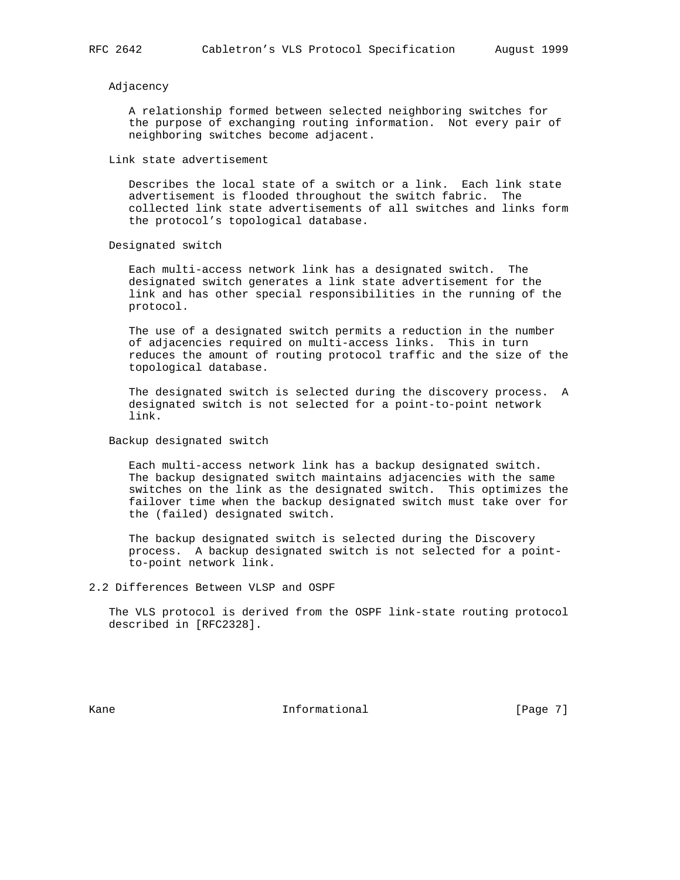Adjacency

A relationship formed between selected neighboring switches for the purpose of exchanging routing information. Not every pair of neighboring switches become adjacent.

Link state advertisement

Describes the local state of a switch or a link. Each link state advertisement is flooded throughout the switch fabric. The collected link state advertisements of all switches and links form the protocol's topological database.

Designated switch

Each multi-access network link has a designated switch. The designated switch generates a link state advertisement for the link and has other special responsibilities in the running of the protocol.

The use of a designated switch permits a reduction in the number of adjacencies required on multi-access links. This in turn reduces the amount of routing protocol traffic and the size of the topological database.

The designated switch is selected during the discovery process. A designated switch is not selected for a point-to-point network link.

Backup designated switch

Each multi-access network link has a backup designated switch. The backup designated switch maintains adjacencies with the same switches on the link as the designated switch. This optimizes the failover time when the backup designated switch must take over for the (failed) designated switch.

The backup designated switch is selected during the Discovery process. A backup designated switch is not selected for a point-to-point network link.

## 2.2 Differences Between VLSP and OSPF

The VLS protocol is derived from the OSPF link-state routing protocol described in [RFC2328].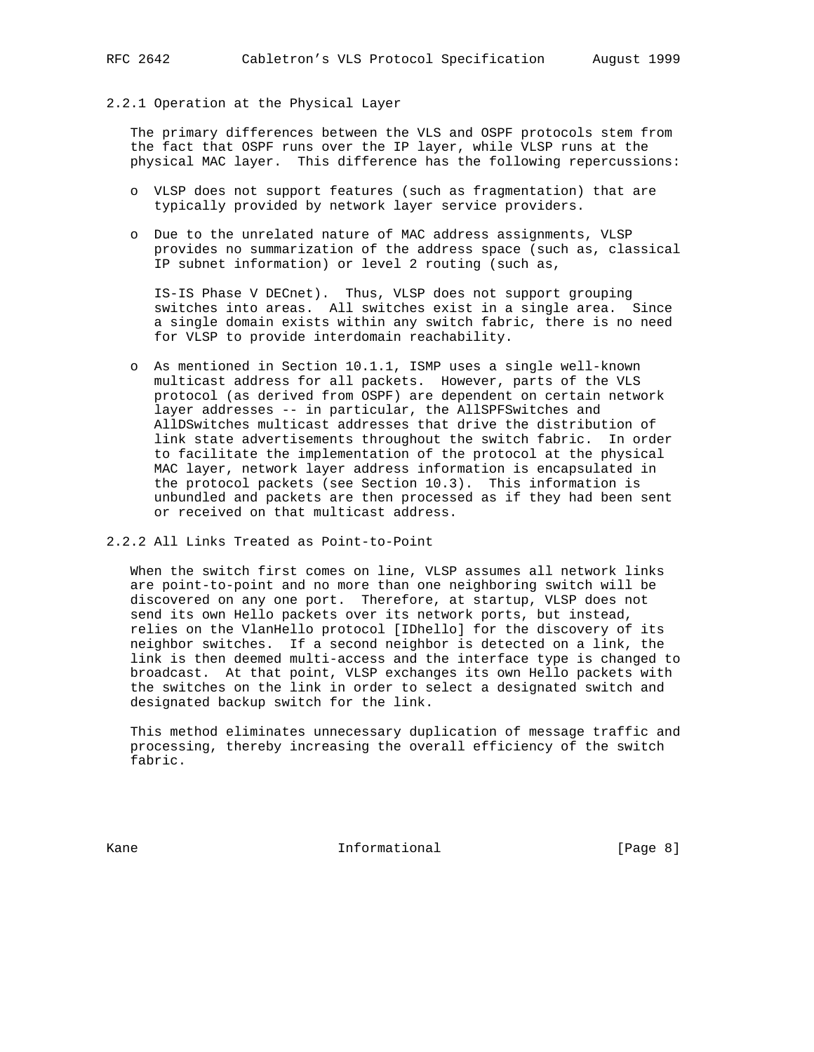### 2.2.1 Operation at the Physical Layer

The primary differences between the VLS and OSPF protocols stem from the fact that OSPF runs over the IP layer, while VLSP runs at the physical MAC layer. This difference has the following repercussions:

- VLSP does not support features (such as fragmentation) that are typically provided by network layer service providers.

- Due to the unrelated nature of MAC address assignments, VLSP provides no summarization of the address space (such as, classical IP subnet information) or level 2 routing (such as,

  IS-IS Phase V DECnet). Thus, VLSP does not support grouping switches into areas. All switches exist in a single area. Since a single domain exists within any switch fabric, there is no need for VLSP to provide interdomain reachability.

- As mentioned in Section 10.1.1, ISMP uses a single well-known multicast address for all packets. However, parts of the VLS protocol (as derived from OSPF) are dependent on certain network layer addresses -- in particular, the AllSPFSwitches and AllDSwitches multicast addresses that drive the distribution of link state advertisements throughout the switch fabric. In order to facilitate the implementation of the protocol at the physical MAC layer, network layer address information is encapsulated in the protocol packets (see Section 10.3). This information is unbundled and packets are then processed as if they had been sent or received on that multicast address.

### 2.2.2 All Links Treated as Point-to-Point

When the switch first comes on line, VLSP assumes all network links are point-to-point and no more than one neighboring switch will be discovered on any one port. Therefore, at startup, VLSP does not send its own Hello packets over its network ports, but instead, relies on the VlanHello protocol [IDhello] for the discovery of its neighbor switches. If a second neighbor is detected on a link, the link is then deemed multi-access and the interface type is changed to broadcast. At that point, VLSP exchanges its own Hello packets with the switches on the link in order to select a designated switch and designated backup switch for the link.

This method eliminates unnecessary duplication of message traffic and processing, thereby increasing the overall efficiency of the switch fabric.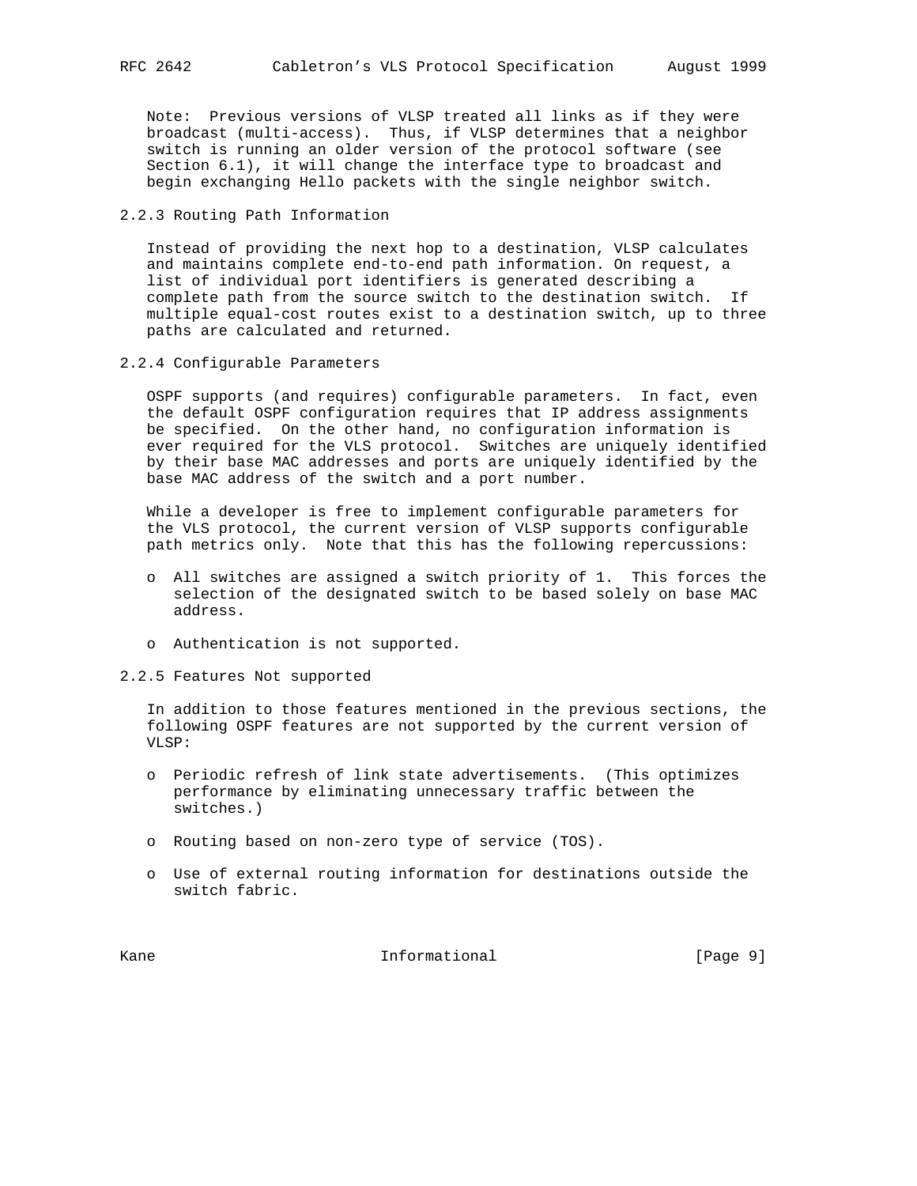Note: Previous versions of VLSP treated all links as if they were broadcast (multi-access). Thus, if VLSP determines that a neighbor switch is running an older version of the protocol software (see Section 6.1), it will change the interface type to broadcast and begin exchanging Hello packets with the single neighbor switch.

### 2.2.3 Routing Path Information

Instead of providing the next hop to a destination, VLSP calculates and maintains complete end-to-end path information. On request, a list of individual port identifiers is generated describing a complete path from the source switch to the destination switch. If multiple equal-cost routes exist to a destination switch, up to three paths are calculated and returned.

### 2.2.4 Configurable Parameters

OSPF supports (and requires) configurable parameters. In fact, even the default OSPF configuration requires that IP address assignments be specified. On the other hand, no configuration information is ever required for the VLS protocol. Switches are uniquely identified by their base MAC addresses and ports are uniquely identified by the base MAC address of the switch and a port number.

While a developer is free to implement configurable parameters for the VLS protocol, the current version of VLSP supports configurable path metrics only. Note that this has the following repercussions:

- All switches are assigned a switch priority of 1. This forces the selection of the designated switch to be based solely on base MAC address.
- Authentication is not supported.

### 2.2.5 Features Not supported

In addition to those features mentioned in the previous sections, the following OSPF features are not supported by the current version of VLSP:

- Periodic refresh of link state advertisements. (This optimizes performance by eliminating unnecessary traffic between the switches.)
- Routing based on non-zero type of service (TOS).
- Use of external routing information for destinations outside the switch fabric.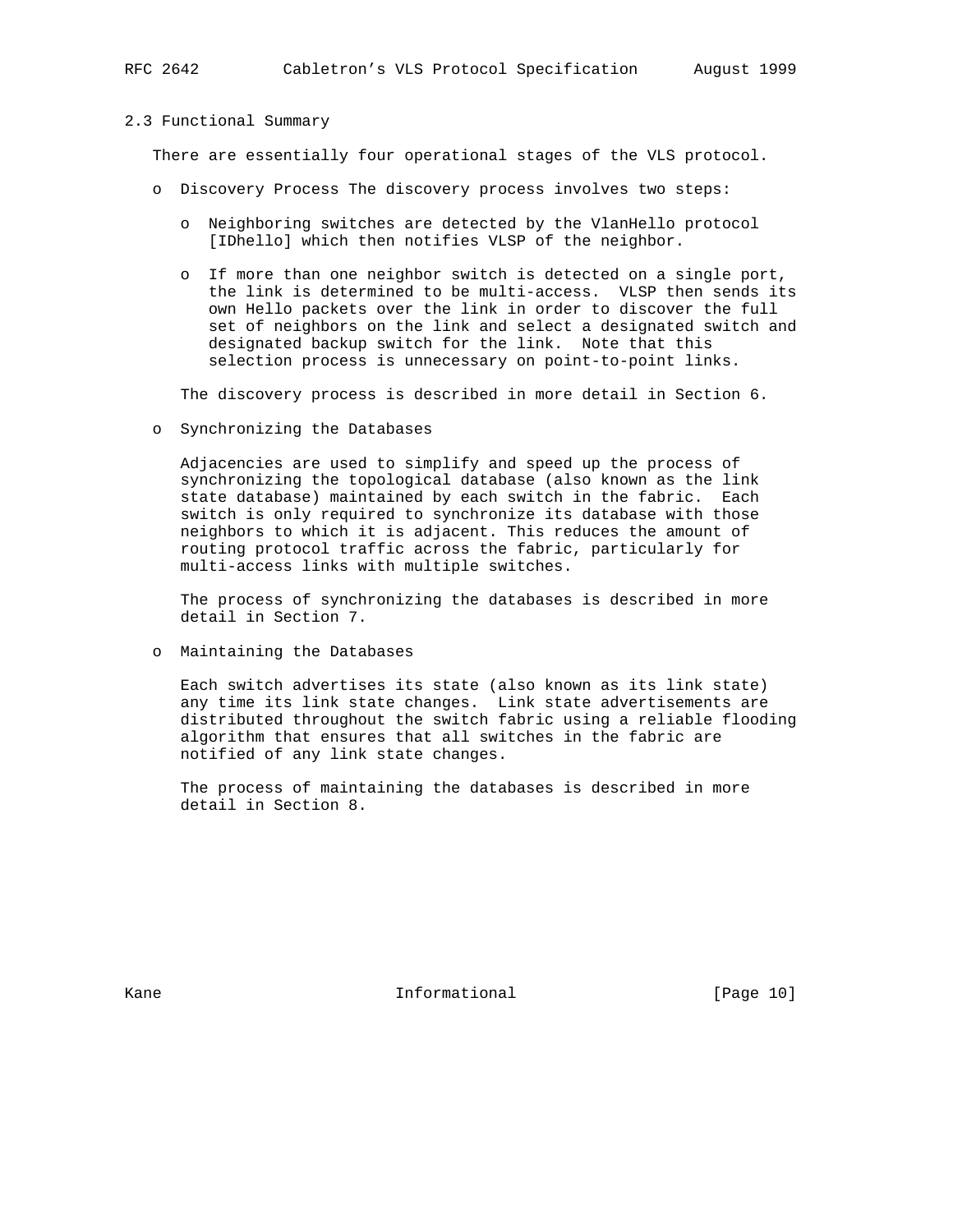### 2.3 Functional Summary

There are essentially four operational stages of the VLS protocol.

- Discovery Process The discovery process involves two steps:

  - Neighboring switches are detected by the VlanHello protocol [IDhello] which then notifies VLSP of the neighbor.

  - If more than one neighbor switch is detected on a single port, the link is determined to be multi-access. VLSP then sends its own Hello packets over the link in order to discover the full set of neighbors on the link and select a designated switch and designated backup switch for the link. Note that this selection process is unnecessary on point-to-point links.

  The discovery process is described in more detail in Section 6.

- Synchronizing the Databases

  Adjacencies are used to simplify and speed up the process of synchronizing the topological database (also known as the link state database) maintained by each switch in the fabric. Each switch is only required to synchronize its database with those neighbors to which it is adjacent. This reduces the amount of routing protocol traffic across the fabric, particularly for multi-access links with multiple switches.

  The process of synchronizing the databases is described in more detail in Section 7.

- Maintaining the Databases

  Each switch advertises its state (also known as its link state) any time its link state changes. Link state advertisements are distributed throughout the switch fabric using a reliable flooding algorithm that ensures that all switches in the fabric are notified of any link state changes.

  The process of maintaining the databases is described in more detail in Section 8.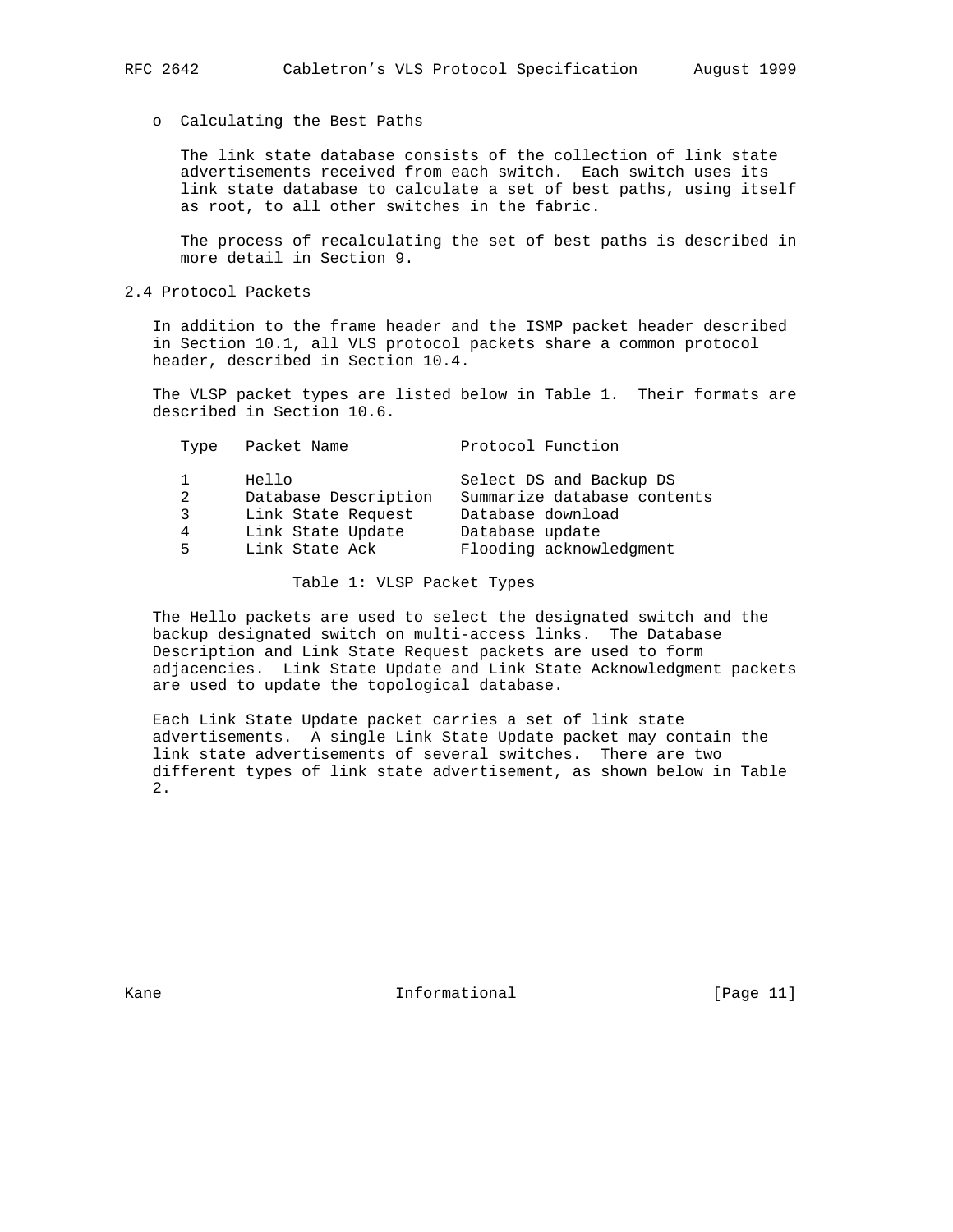- Calculating the Best Paths

  The link state database consists of the collection of link state advertisements received from each switch. Each switch uses its link state database to calculate a set of best paths, using itself as root, to all other switches in the fabric.

  The process of recalculating the set of best paths is described in more detail in Section 9.

## 2.4 Protocol Packets

In addition to the frame header and the ISMP packet header described in Section 10.1, all VLS protocol packets share a common protocol header, described in Section 10.4.

The VLSP packet types are listed below in Table 1. Their formats are described in Section 10.6.

| Type | Packet Name | Protocol Function |
|---|---|---|
| 1 | Hello | Select DS and Backup DS |
| 2 | Database Description | Summarize database contents |
| 3 | Link State Request | Database download |
| 4 | Link State Update | Database update |
| 5 | Link State Ack | Flooding acknowledgment |

Table 1: VLSP Packet Types

The Hello packets are used to select the designated switch and the backup designated switch on multi-access links. The Database Description and Link State Request packets are used to form adjacencies. Link State Update and Link State Acknowledgment packets are used to update the topological database.

Each Link State Update packet carries a set of link state advertisements. A single Link State Update packet may contain the link state advertisements of several switches. There are two different types of link state advertisement, as shown below in Table 2.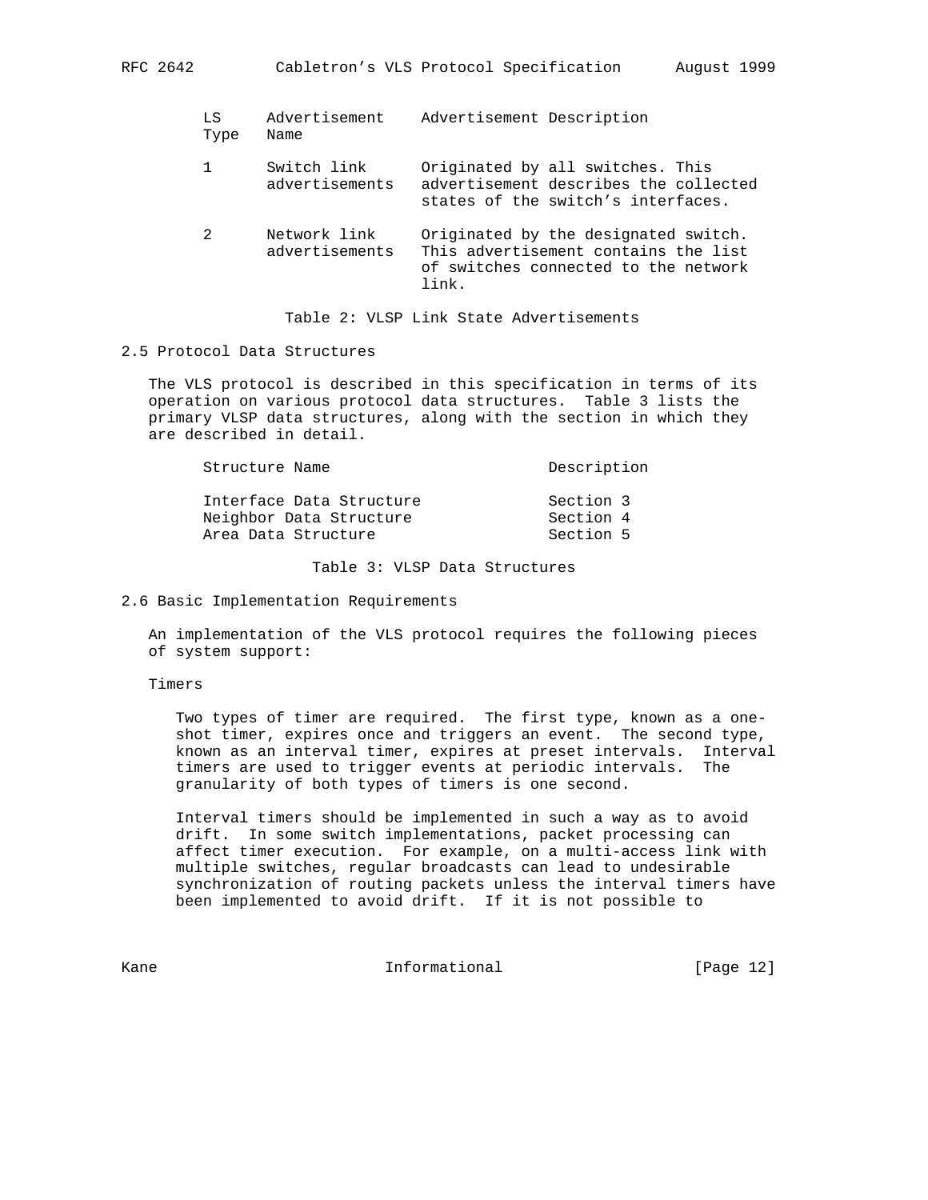| LS Type | Advertisement Name | Advertisement Description |
|---|---|---|
| 1 | Switch link advertisements | Originated by all switches. This advertisement describes the collected states of the switch's interfaces. |
| 2 | Network link advertisements | Originated by the designated switch. This advertisement contains the list of switches connected to the network link. |

Table 2: VLSP Link State Advertisements

## 2.5 Protocol Data Structures

The VLS protocol is described in this specification in terms of its operation on various protocol data structures. Table 3 lists the primary VLSP data structures, along with the section in which they are described in detail.

| Structure Name | Description |
|---|---|
| Interface Data Structure | Section 3 |
| Neighbor Data Structure | Section 4 |
| Area Data Structure | Section 5 |

Table 3: VLSP Data Structures

## 2.6 Basic Implementation Requirements

An implementation of the VLS protocol requires the following pieces of system support:

Timers

Two types of timer are required. The first type, known as a one-shot timer, expires once and triggers an event. The second type, known as an interval timer, expires at preset intervals. Interval timers are used to trigger events at periodic intervals. The granularity of both types of timers is one second.

Interval timers should be implemented in such a way as to avoid drift. In some switch implementations, packet processing can affect timer execution. For example, on a multi-access link with multiple switches, regular broadcasts can lead to undesirable synchronization of routing packets unless the interval timers have been implemented to avoid drift. If it is not possible to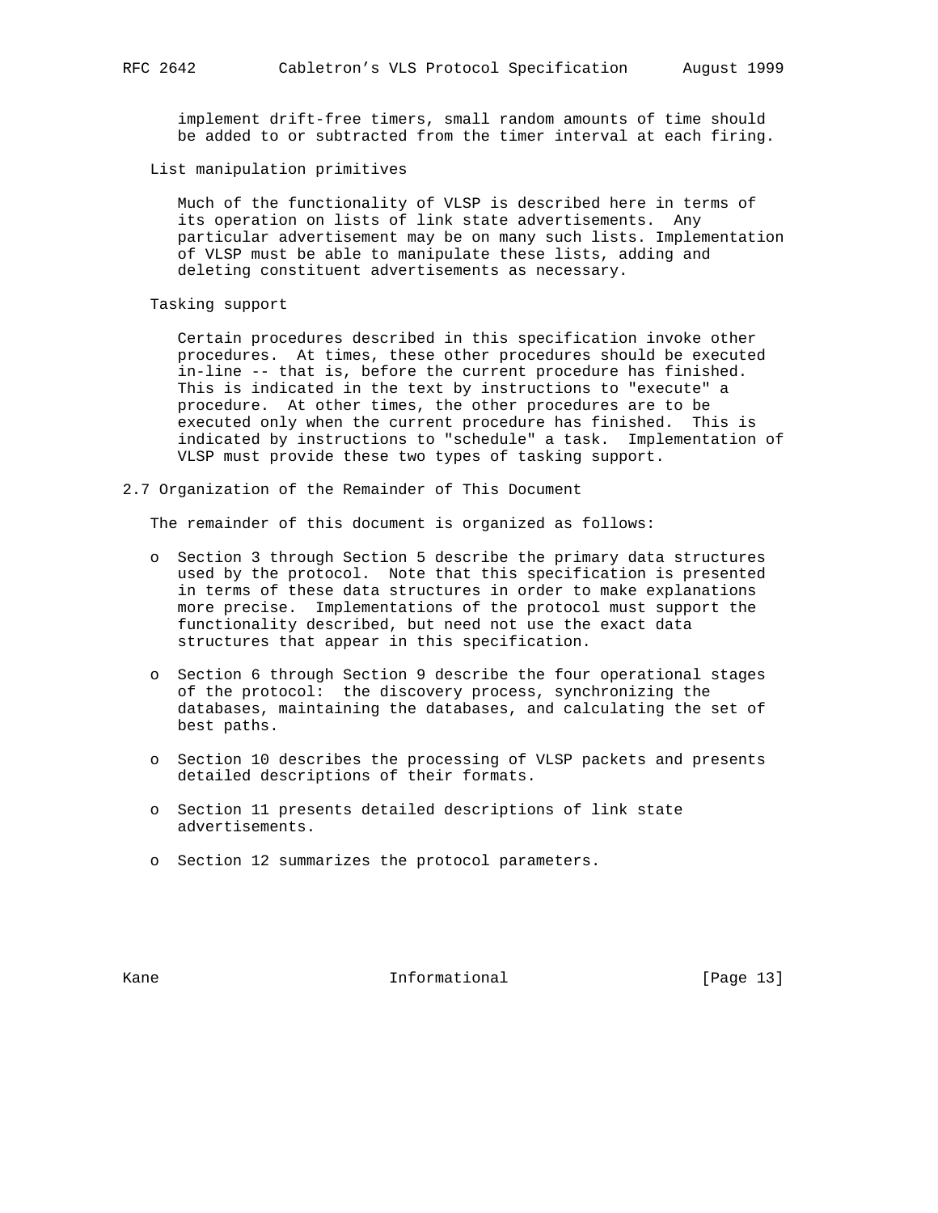implement drift-free timers, small random amounts of time should be added to or subtracted from the timer interval at each firing.

List manipulation primitives

Much of the functionality of VLSP is described here in terms of its operation on lists of link state advertisements. Any particular advertisement may be on many such lists. Implementation of VLSP must be able to manipulate these lists, adding and deleting constituent advertisements as necessary.

Tasking support

Certain procedures described in this specification invoke other procedures. At times, these other procedures should be executed in-line -- that is, before the current procedure has finished. This is indicated in the text by instructions to "execute" a procedure. At other times, the other procedures are to be executed only when the current procedure has finished. This is indicated by instructions to "schedule" a task. Implementation of VLSP must provide these two types of tasking support.

## 2.7 Organization of the Remainder of This Document

The remainder of this document is organized as follows:

- Section 3 through Section 5 describe the primary data structures used by the protocol. Note that this specification is presented in terms of these data structures in order to make explanations more precise. Implementations of the protocol must support the functionality described, but need not use the exact data structures that appear in this specification.

- Section 6 through Section 9 describe the four operational stages of the protocol: the discovery process, synchronizing the databases, maintaining the databases, and calculating the set of best paths.

- Section 10 describes the processing of VLSP packets and presents detailed descriptions of their formats.

- Section 11 presents detailed descriptions of link state advertisements.

- Section 12 summarizes the protocol parameters.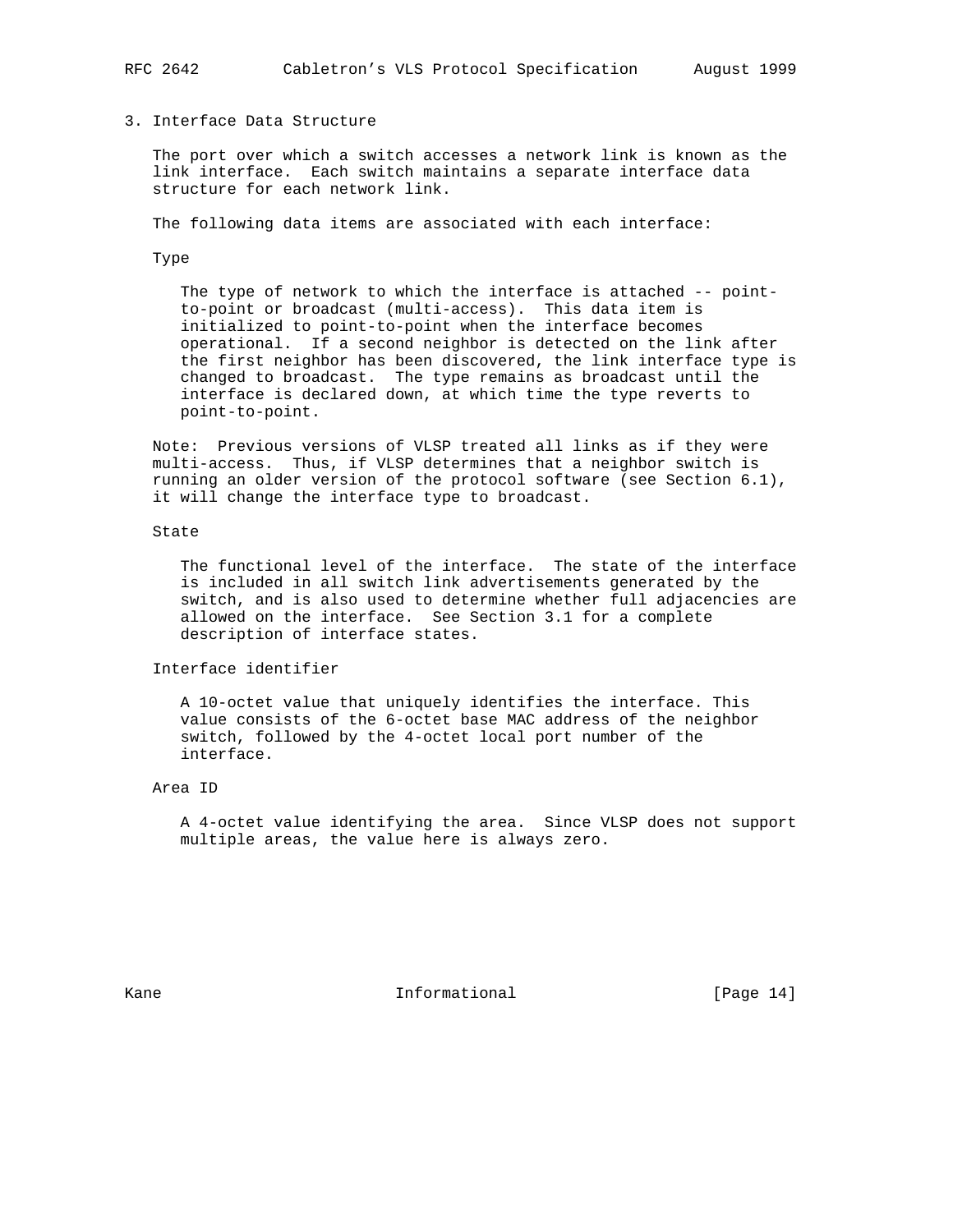## 3. Interface Data Structure

The port over which a switch accesses a network link is known as the link interface. Each switch maintains a separate interface data structure for each network link.

The following data items are associated with each interface:

Type

The type of network to which the interface is attached -- point-to-point or broadcast (multi-access). This data item is initialized to point-to-point when the interface becomes operational. If a second neighbor is detected on the link after the first neighbor has been discovered, the link interface type is changed to broadcast. The type remains as broadcast until the interface is declared down, at which time the type reverts to point-to-point.

Note: Previous versions of VLSP treated all links as if they were multi-access. Thus, if VLSP determines that a neighbor switch is running an older version of the protocol software (see Section 6.1), it will change the interface type to broadcast.

State

The functional level of the interface. The state of the interface is included in all switch link advertisements generated by the switch, and is also used to determine whether full adjacencies are allowed on the interface. See Section 3.1 for a complete description of interface states.

Interface identifier

A 10-octet value that uniquely identifies the interface. This value consists of the 6-octet base MAC address of the neighbor switch, followed by the 4-octet local port number of the interface.

Area ID

A 4-octet value identifying the area. Since VLSP does not support multiple areas, the value here is always zero.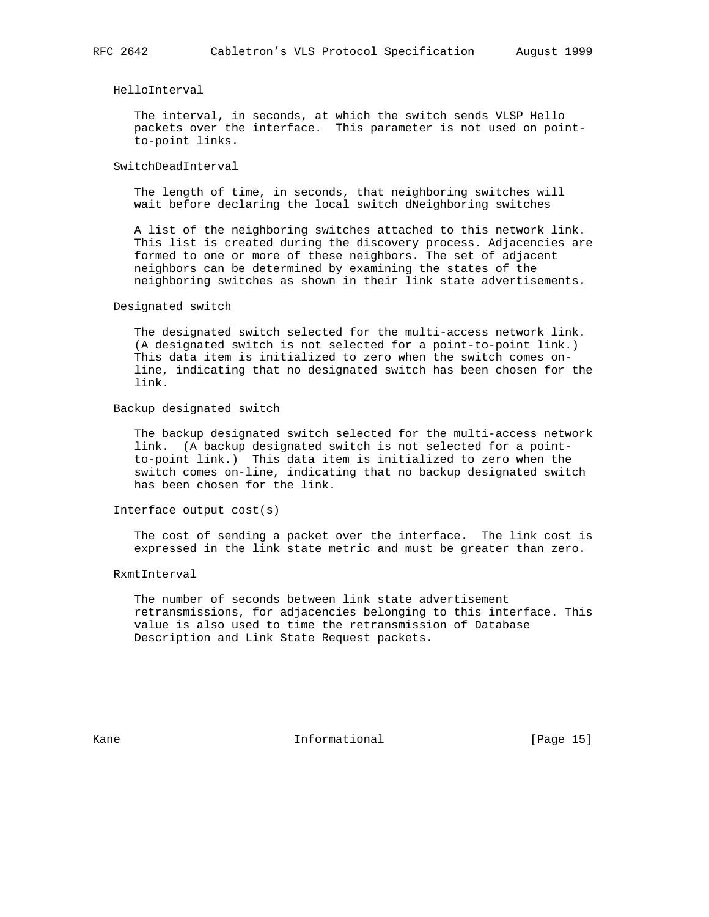HelloInterval

The interval, in seconds, at which the switch sends VLSP Hello packets over the interface. This parameter is not used on point-to-point links.

SwitchDeadInterval

The length of time, in seconds, that neighboring switches will wait before declaring the local switch dNeighboring switches

A list of the neighboring switches attached to this network link. This list is created during the discovery process. Adjacencies are formed to one or more of these neighbors. The set of adjacent neighbors can be determined by examining the states of the neighboring switches as shown in their link state advertisements.

Designated switch

The designated switch selected for the multi-access network link. (A designated switch is not selected for a point-to-point link.) This data item is initialized to zero when the switch comes on-line, indicating that no designated switch has been chosen for the link.

Backup designated switch

The backup designated switch selected for the multi-access network link. (A backup designated switch is not selected for a point-to-point link.) This data item is initialized to zero when the switch comes on-line, indicating that no backup designated switch has been chosen for the link.

Interface output cost(s)

The cost of sending a packet over the interface. The link cost is expressed in the link state metric and must be greater than zero.

RxmtInterval

The number of seconds between link state advertisement retransmissions, for adjacencies belonging to this interface. This value is also used to time the retransmission of Database Description and Link State Request packets.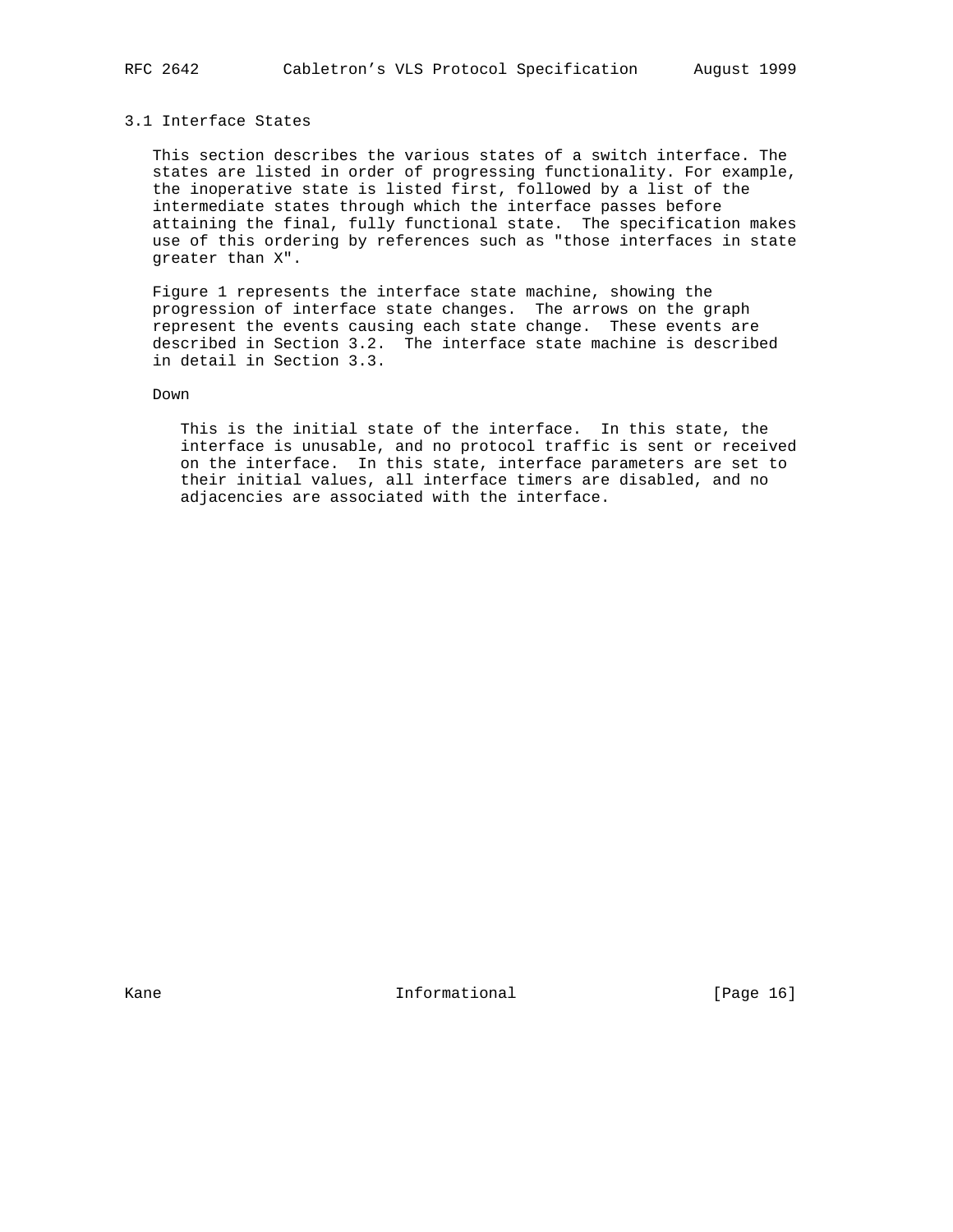### 3.1 Interface States

This section describes the various states of a switch interface. The states are listed in order of progressing functionality. For example, the inoperative state is listed first, followed by a list of the intermediate states through which the interface passes before attaining the final, fully functional state. The specification makes use of this ordering by references such as "those interfaces in state greater than X".

Figure 1 represents the interface state machine, showing the progression of interface state changes. The arrows on the graph represent the events causing each state change. These events are described in Section 3.2. The interface state machine is described in detail in Section 3.3.

Down

This is the initial state of the interface. In this state, the interface is unusable, and no protocol traffic is sent or received on the interface. In this state, interface parameters are set to their initial values, all interface timers are disabled, and no adjacencies are associated with the interface.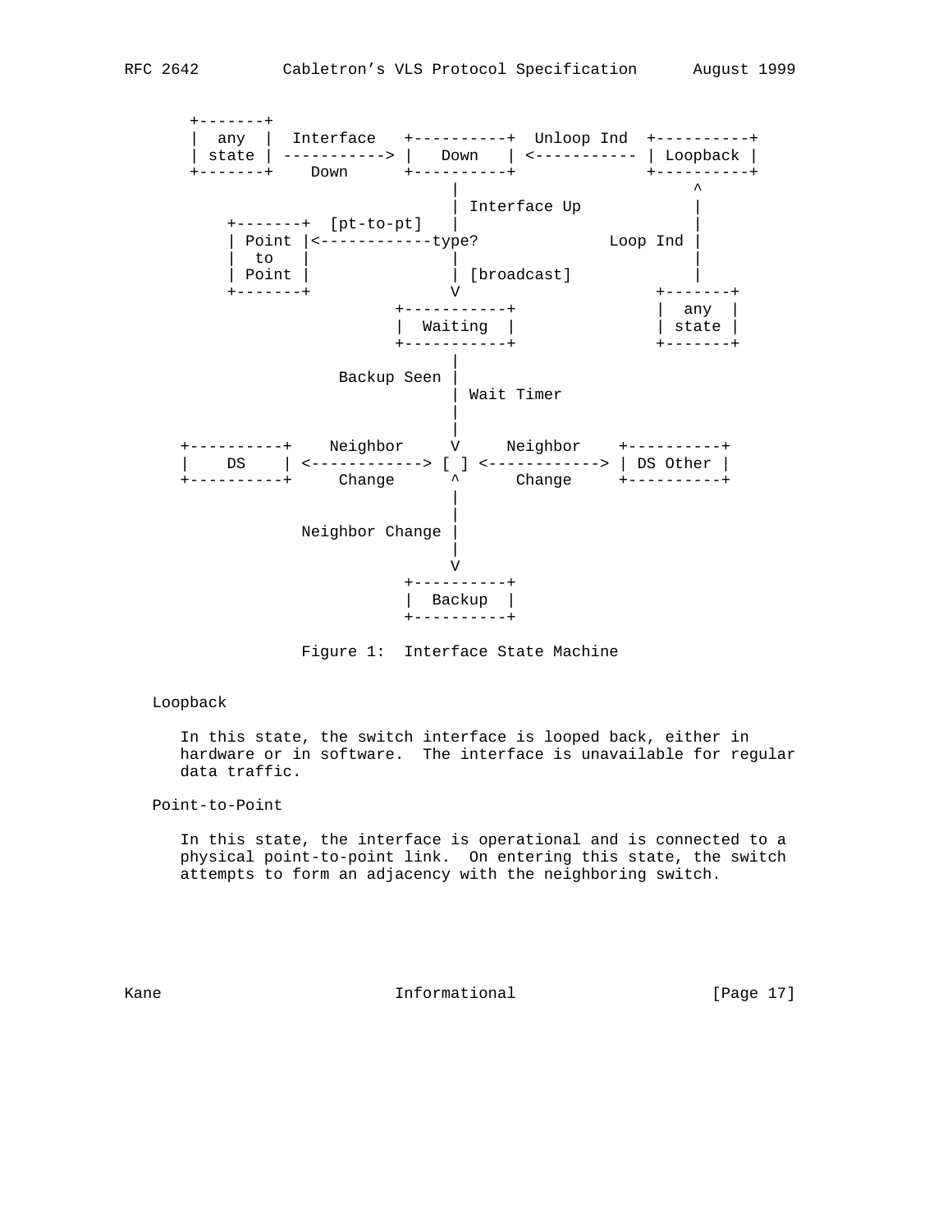```
  +-------+
  |  any  |  Interface   +----------+  Unloop Ind  +----------+
  | state | -----------> |   Down   | <----------- | Loopback |
  +-------+    Down      +----------+              +----------+
                              |                          ^
                              | Interface Up             |
      +-------+  [pt-to-pt]   |                          |
      | Point |<------------type?             Loop Ind |
      |  to   |               |                          |
      | Point |               | [broadcast]              |
      +-------+               V                      +-------+
                        +-----------+                |  any  |
                        |  Waiting  |                | state |
                        +-----------+                +-------+
                              |
                  Backup Seen |
                              | Wait Timer
                              |
                              |
 +----------+    Neighbor     V     Neighbor    +----------+
 |    DS    | <------------> [ ] <------------> | DS Other |
 +----------+     Change      ^      Change     +----------+
                              |
                              |
              Neighbor Change |
                              |
                              V
                        +----------+
                        |  Backup  |
                        +----------+
```

Figure 1:  Interface State Machine

Loopback

   In this state, the switch interface is looped back, either in hardware or in software.  The interface is unavailable for regular data traffic.

Point-to-Point

   In this state, the interface is operational and is connected to a physical point-to-point link.  On entering this state, the switch attempts to form an adjacency with the neighboring switch.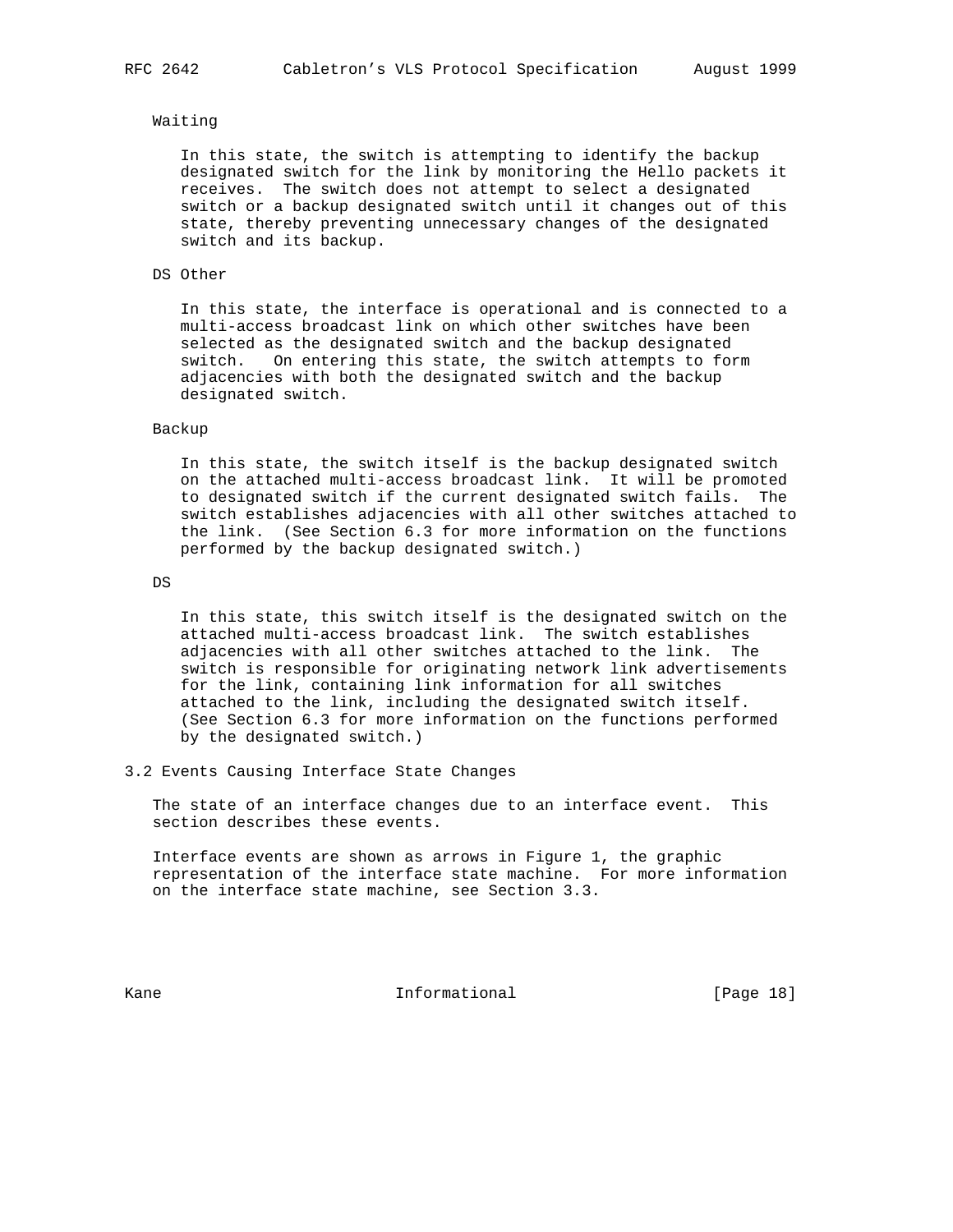Waiting

In this state, the switch is attempting to identify the backup designated switch for the link by monitoring the Hello packets it receives. The switch does not attempt to select a designated switch or a backup designated switch until it changes out of this state, thereby preventing unnecessary changes of the designated switch and its backup.

DS Other

In this state, the interface is operational and is connected to a multi-access broadcast link on which other switches have been selected as the designated switch and the backup designated switch. On entering this state, the switch attempts to form adjacencies with both the designated switch and the backup designated switch.

Backup

In this state, the switch itself is the backup designated switch on the attached multi-access broadcast link. It will be promoted to designated switch if the current designated switch fails. The switch establishes adjacencies with all other switches attached to the link. (See Section 6.3 for more information on the functions performed by the backup designated switch.)

DS

In this state, this switch itself is the designated switch on the attached multi-access broadcast link. The switch establishes adjacencies with all other switches attached to the link. The switch is responsible for originating network link advertisements for the link, containing link information for all switches attached to the link, including the designated switch itself. (See Section 6.3 for more information on the functions performed by the designated switch.)

## 3.2 Events Causing Interface State Changes

The state of an interface changes due to an interface event. This section describes these events.

Interface events are shown as arrows in Figure 1, the graphic representation of the interface state machine. For more information on the interface state machine, see Section 3.3.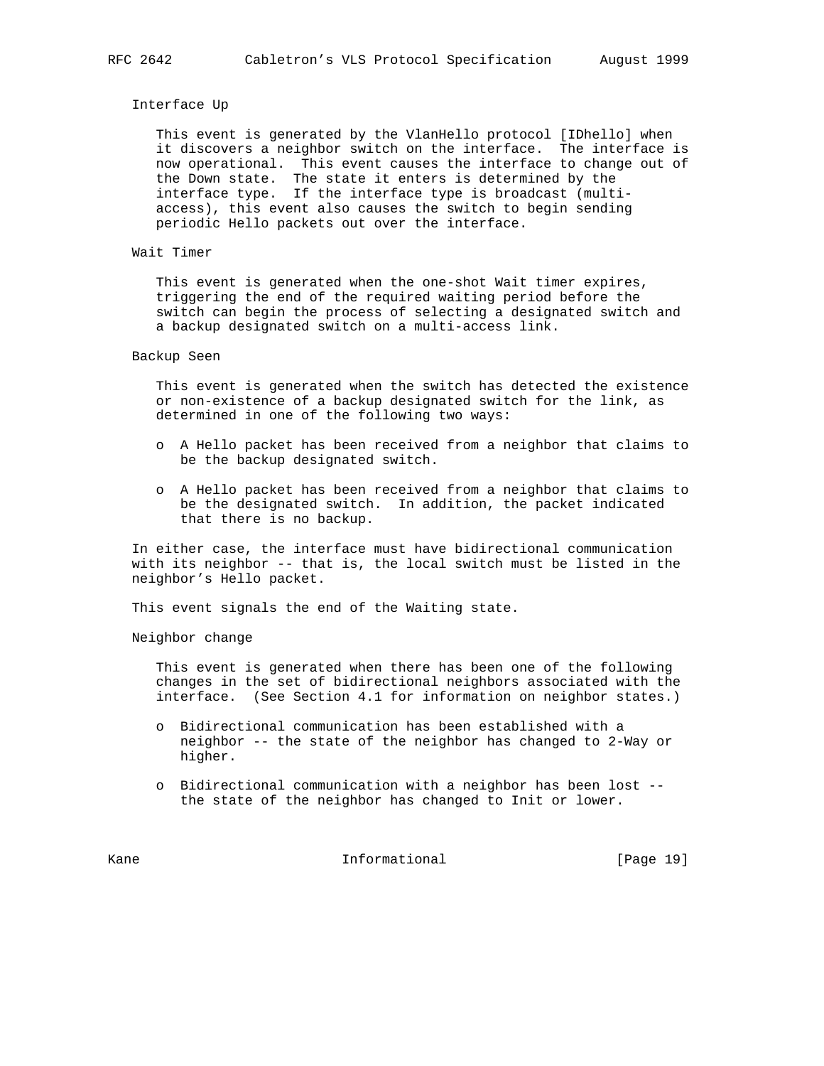Interface Up

This event is generated by the VlanHello protocol [IDhello] when it discovers a neighbor switch on the interface. The interface is now operational. This event causes the interface to change out of the Down state. The state it enters is determined by the interface type. If the interface type is broadcast (multi-access), this event also causes the switch to begin sending periodic Hello packets out over the interface.

Wait Timer

This event is generated when the one-shot Wait timer expires, triggering the end of the required waiting period before the switch can begin the process of selecting a designated switch and a backup designated switch on a multi-access link.

Backup Seen

This event is generated when the switch has detected the existence or non-existence of a backup designated switch for the link, as determined in one of the following two ways:

- A Hello packet has been received from a neighbor that claims to be the backup designated switch.
- A Hello packet has been received from a neighbor that claims to be the designated switch. In addition, the packet indicated that there is no backup.

In either case, the interface must have bidirectional communication with its neighbor -- that is, the local switch must be listed in the neighbor's Hello packet.

This event signals the end of the Waiting state.

Neighbor change

This event is generated when there has been one of the following changes in the set of bidirectional neighbors associated with the interface. (See Section 4.1 for information on neighbor states.)

- Bidirectional communication has been established with a neighbor -- the state of the neighbor has changed to 2-Way or higher.
- Bidirectional communication with a neighbor has been lost -- the state of the neighbor has changed to Init or lower.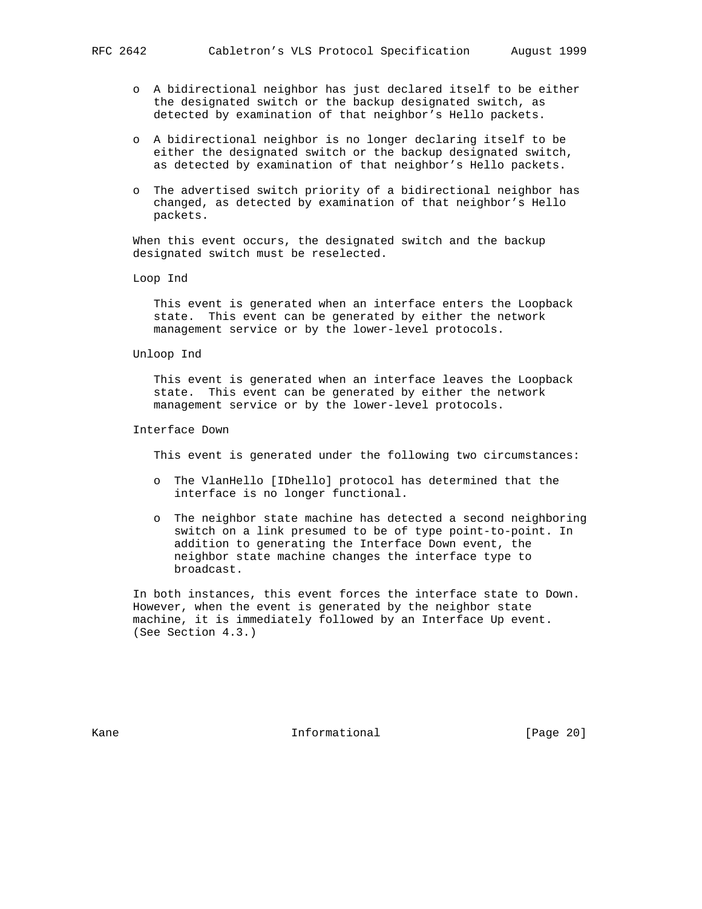- A bidirectional neighbor has just declared itself to be either the designated switch or the backup designated switch, as detected by examination of that neighbor's Hello packets.

- A bidirectional neighbor is no longer declaring itself to be either the designated switch or the backup designated switch, as detected by examination of that neighbor's Hello packets.

- The advertised switch priority of a bidirectional neighbor has changed, as detected by examination of that neighbor's Hello packets.

When this event occurs, the designated switch and the backup designated switch must be reselected.

Loop Ind

This event is generated when an interface enters the Loopback state. This event can be generated by either the network management service or by the lower-level protocols.

Unloop Ind

This event is generated when an interface leaves the Loopback state. This event can be generated by either the network management service or by the lower-level protocols.

Interface Down

This event is generated under the following two circumstances:

- The VlanHello [IDhello] protocol has determined that the interface is no longer functional.

- The neighbor state machine has detected a second neighboring switch on a link presumed to be of type point-to-point. In addition to generating the Interface Down event, the neighbor state machine changes the interface type to broadcast.

In both instances, this event forces the interface state to Down. However, when the event is generated by the neighbor state machine, it is immediately followed by an Interface Up event. (See Section 4.3.)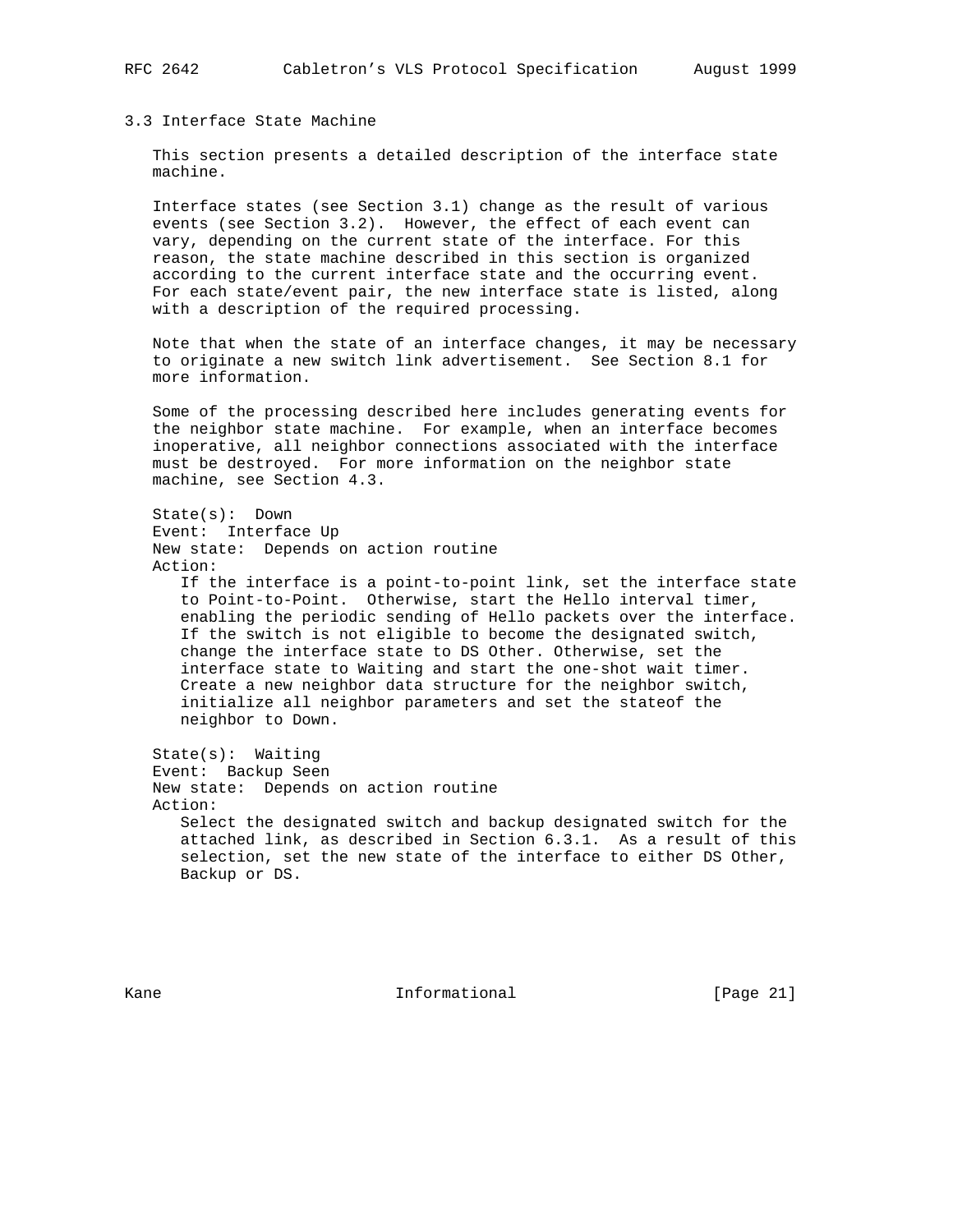### 3.3 Interface State Machine

This section presents a detailed description of the interface state machine.

Interface states (see Section 3.1) change as the result of various events (see Section 3.2). However, the effect of each event can vary, depending on the current state of the interface. For this reason, the state machine described in this section is organized according to the current interface state and the occurring event. For each state/event pair, the new interface state is listed, along with a description of the required processing.

Note that when the state of an interface changes, it may be necessary to originate a new switch link advertisement. See Section 8.1 for more information.

Some of the processing described here includes generating events for the neighbor state machine. For example, when an interface becomes inoperative, all neighbor connections associated with the interface must be destroyed. For more information on the neighbor state machine, see Section 4.3.

State(s): Down
Event: Interface Up
New state: Depends on action routine
Action:

If the interface is a point-to-point link, set the interface state to Point-to-Point. Otherwise, start the Hello interval timer, enabling the periodic sending of Hello packets over the interface. If the switch is not eligible to become the designated switch, change the interface state to DS Other. Otherwise, set the interface state to Waiting and start the one-shot wait timer. Create a new neighbor data structure for the neighbor switch, initialize all neighbor parameters and set the stateof the neighbor to Down.

State(s): Waiting
Event: Backup Seen
New state: Depends on action routine
Action:

Select the designated switch and backup designated switch for the attached link, as described in Section 6.3.1. As a result of this selection, set the new state of the interface to either DS Other, Backup or DS.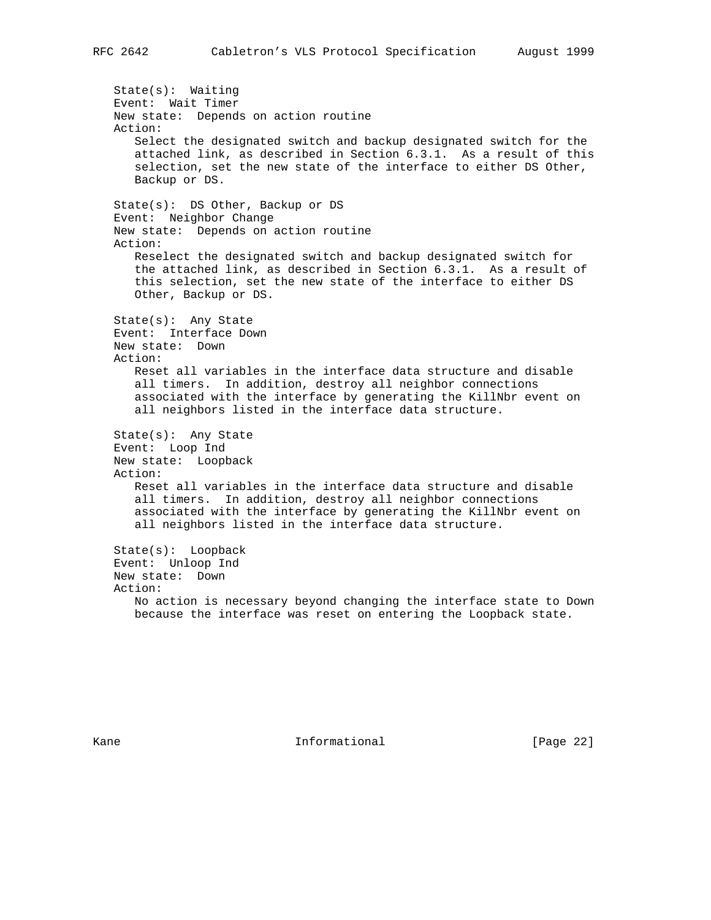State(s): Waiting
Event: Wait Timer
New state: Depends on action routine
Action:
Select the designated switch and backup designated switch for the attached link, as described in Section 6.3.1. As a result of this selection, set the new state of the interface to either DS Other, Backup or DS.

State(s): DS Other, Backup or DS
Event: Neighbor Change
New state: Depends on action routine
Action:
Reselect the designated switch and backup designated switch for the attached link, as described in Section 6.3.1. As a result of this selection, set the new state of the interface to either DS Other, Backup or DS.

State(s): Any State
Event: Interface Down
New state: Down
Action:
Reset all variables in the interface data structure and disable all timers. In addition, destroy all neighbor connections associated with the interface by generating the KillNbr event on all neighbors listed in the interface data structure.

State(s): Any State
Event: Loop Ind
New state: Loopback
Action:
Reset all variables in the interface data structure and disable all timers. In addition, destroy all neighbor connections associated with the interface by generating the KillNbr event on all neighbors listed in the interface data structure.

State(s): Loopback
Event: Unloop Ind
New state: Down
Action:
No action is necessary beyond changing the interface state to Down because the interface was reset on entering the Loopback state.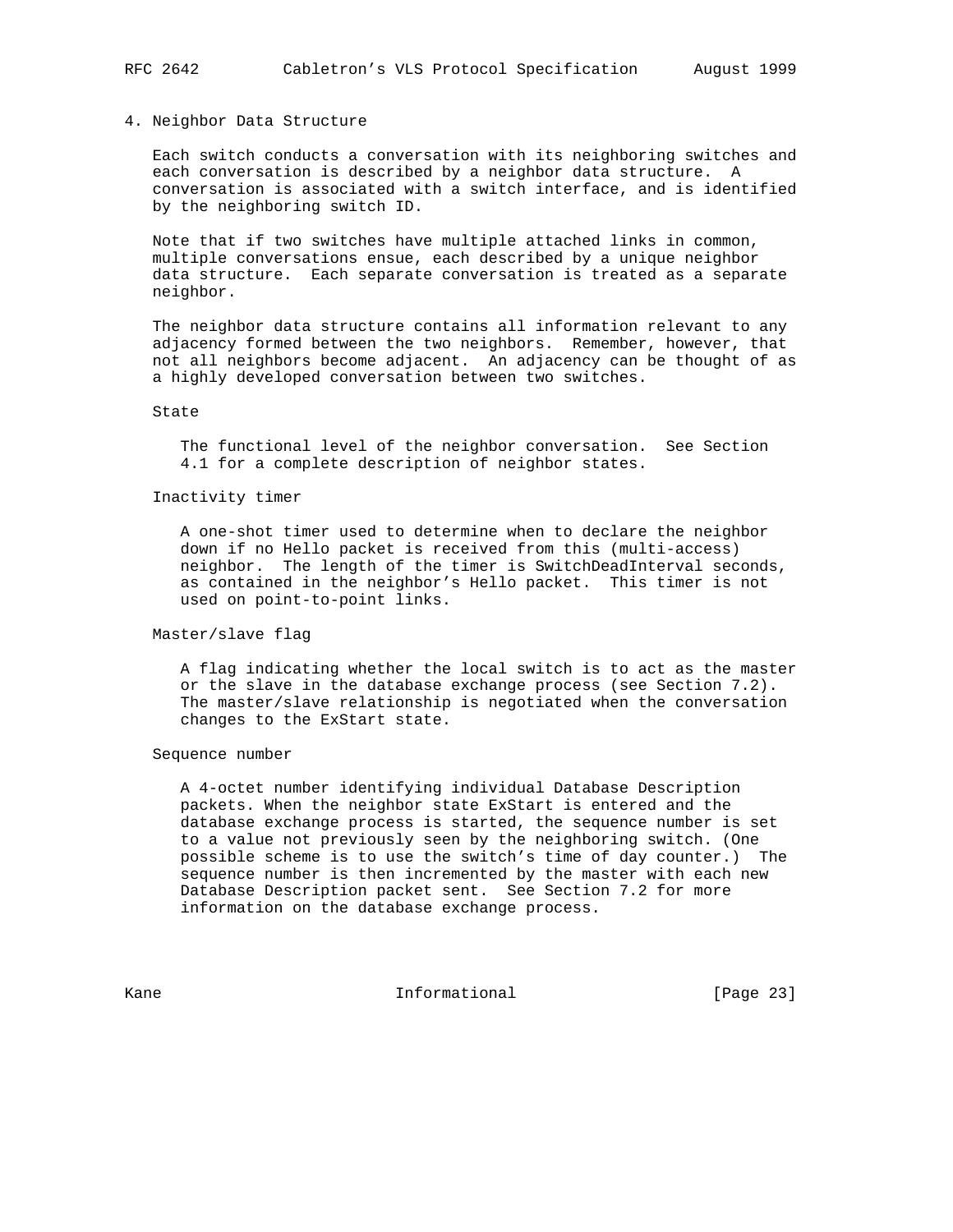# 4. Neighbor Data Structure

Each switch conducts a conversation with its neighboring switches and each conversation is described by a neighbor data structure. A conversation is associated with a switch interface, and is identified by the neighboring switch ID.

Note that if two switches have multiple attached links in common, multiple conversations ensue, each described by a unique neighbor data structure. Each separate conversation is treated as a separate neighbor.

The neighbor data structure contains all information relevant to any adjacency formed between the two neighbors. Remember, however, that not all neighbors become adjacent. An adjacency can be thought of as a highly developed conversation between two switches.

State

The functional level of the neighbor conversation. See Section 4.1 for a complete description of neighbor states.

Inactivity timer

A one-shot timer used to determine when to declare the neighbor down if no Hello packet is received from this (multi-access) neighbor. The length of the timer is SwitchDeadInterval seconds, as contained in the neighbor's Hello packet. This timer is not used on point-to-point links.

Master/slave flag

A flag indicating whether the local switch is to act as the master or the slave in the database exchange process (see Section 7.2). The master/slave relationship is negotiated when the conversation changes to the ExStart state.

Sequence number

A 4-octet number identifying individual Database Description packets. When the neighbor state ExStart is entered and the database exchange process is started, the sequence number is set to a value not previously seen by the neighboring switch. (One possible scheme is to use the switch's time of day counter.) The sequence number is then incremented by the master with each new Database Description packet sent. See Section 7.2 for more information on the database exchange process.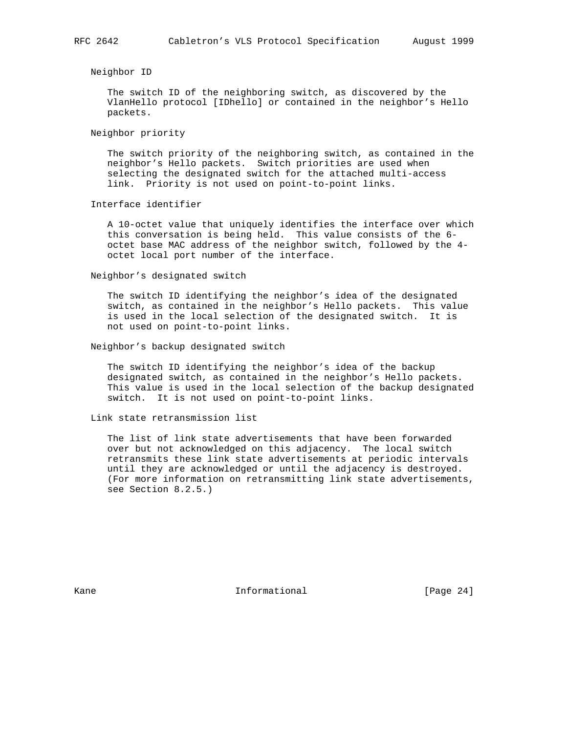Neighbor ID

The switch ID of the neighboring switch, as discovered by the VlanHello protocol [IDhello] or contained in the neighbor's Hello packets.

Neighbor priority

The switch priority of the neighboring switch, as contained in the neighbor's Hello packets. Switch priorities are used when selecting the designated switch for the attached multi-access link. Priority is not used on point-to-point links.

Interface identifier

A 10-octet value that uniquely identifies the interface over which this conversation is being held. This value consists of the 6-octet base MAC address of the neighbor switch, followed by the 4-octet local port number of the interface.

Neighbor's designated switch

The switch ID identifying the neighbor's idea of the designated switch, as contained in the neighbor's Hello packets. This value is used in the local selection of the designated switch. It is not used on point-to-point links.

Neighbor's backup designated switch

The switch ID identifying the neighbor's idea of the backup designated switch, as contained in the neighbor's Hello packets. This value is used in the local selection of the backup designated switch. It is not used on point-to-point links.

Link state retransmission list

The list of link state advertisements that have been forwarded over but not acknowledged on this adjacency. The local switch retransmits these link state advertisements at periodic intervals until they are acknowledged or until the adjacency is destroyed. (For more information on retransmitting link state advertisements, see Section 8.2.5.)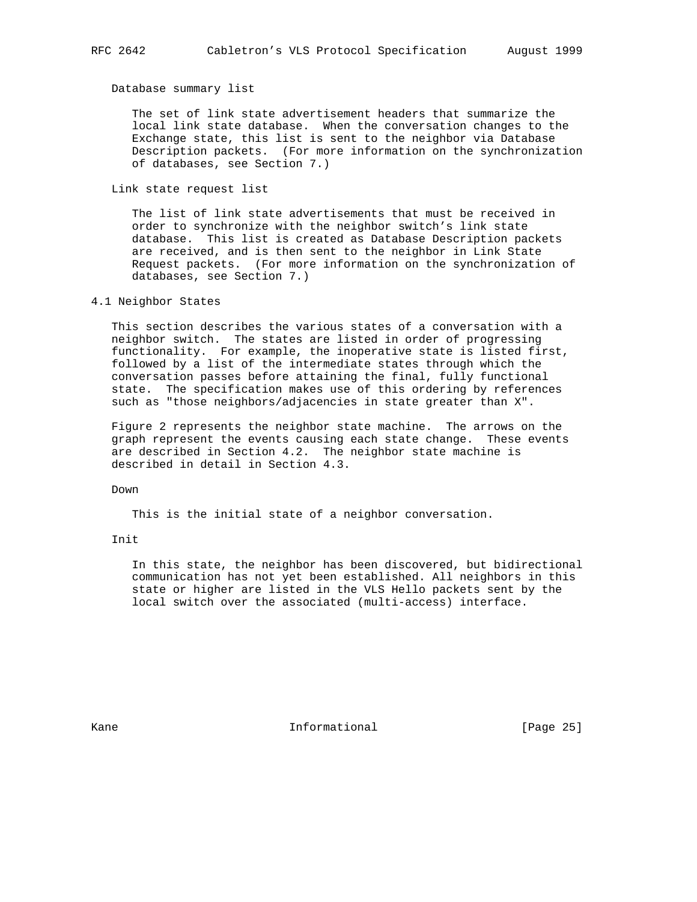Database summary list

The set of link state advertisement headers that summarize the local link state database. When the conversation changes to the Exchange state, this list is sent to the neighbor via Database Description packets. (For more information on the synchronization of databases, see Section 7.)

Link state request list

The list of link state advertisements that must be received in order to synchronize with the neighbor switch's link state database. This list is created as Database Description packets are received, and is then sent to the neighbor in Link State Request packets. (For more information on the synchronization of databases, see Section 7.)

## 4.1 Neighbor States

This section describes the various states of a conversation with a neighbor switch. The states are listed in order of progressing functionality. For example, the inoperative state is listed first, followed by a list of the intermediate states through which the conversation passes before attaining the final, fully functional state. The specification makes use of this ordering by references such as "those neighbors/adjacencies in state greater than X".

Figure 2 represents the neighbor state machine. The arrows on the graph represent the events causing each state change. These events are described in Section 4.2. The neighbor state machine is described in detail in Section 4.3.

Down

This is the initial state of a neighbor conversation.

Init

In this state, the neighbor has been discovered, but bidirectional communication has not yet been established. All neighbors in this state or higher are listed in the VLS Hello packets sent by the local switch over the associated (multi-access) interface.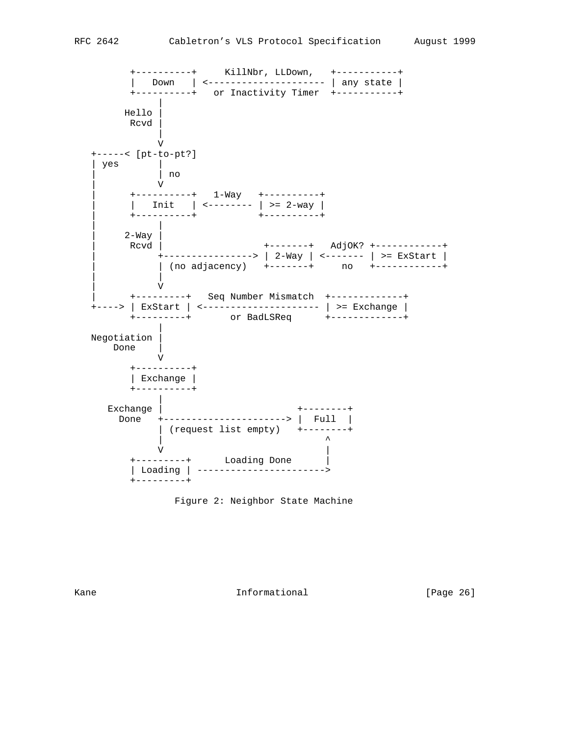```
         +----------+     KillNbr, LLDown,   +-----------+
         |   Down   | <--------------------- | any state |
         +----------+   or Inactivity Timer  +-----------+
              |
        Hello |
         Rcvd |
              |
              V
   +-----< [pt-to-pt?]
   | yes      |
   |          | no
   |          V
   |     +----------+   1-Way   +----------+
   |     |   Init   | <-------- | >= 2-way |
   |     +----------+           +----------+
   |          |
   |    2-Way |
   |     Rcvd |                  +-------+   AdjOK? +------------+
   |          +----------------> | 2-Way | <------- | >= ExStart |
   |          | (no adjacency)   +-------+     no   +------------+
   |          |
   |          V
   |     +---------+   Seq Number Mismatch  +-------------+
   +---> | ExStart | <--------------------- | >= Exchange |
         +---------+       or BadLSReq      +-------------+
              |
  Negotiation |
      Done    |
              V
         +----------+
         | Exchange |
         +----------+
              |
     Exchange |                        +--------+
       Done   +----------------------> |  Full  |
              | (request list empty)   +--------+
              |                             ^
              V                             |
         +---------+      Loading Done      |
         | Loading | ---------------------->
         +---------+

                Figure 2: Neighbor State Machine
```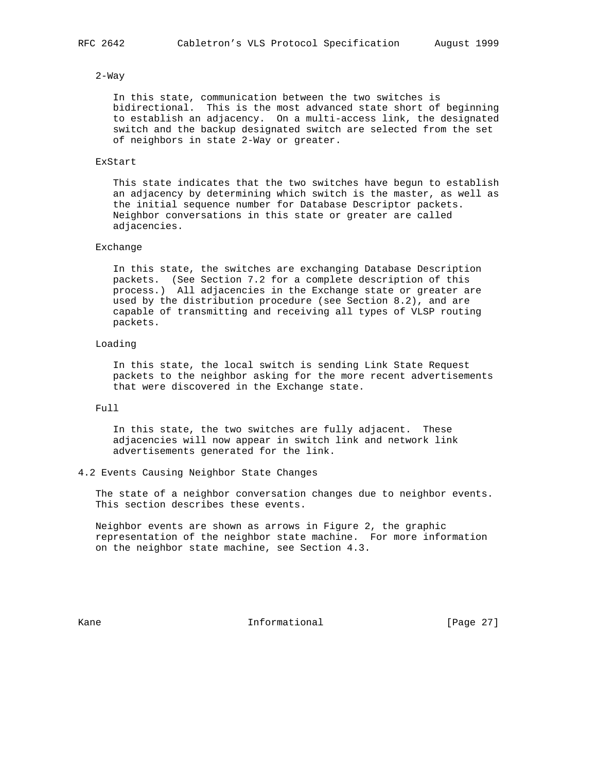2-Way

In this state, communication between the two switches is bidirectional. This is the most advanced state short of beginning to establish an adjacency. On a multi-access link, the designated switch and the backup designated switch are selected from the set of neighbors in state 2-Way or greater.

ExStart

This state indicates that the two switches have begun to establish an adjacency by determining which switch is the master, as well as the initial sequence number for Database Descriptor packets. Neighbor conversations in this state or greater are called adjacencies.

Exchange

In this state, the switches are exchanging Database Description packets. (See Section 7.2 for a complete description of this process.) All adjacencies in the Exchange state or greater are used by the distribution procedure (see Section 8.2), and are capable of transmitting and receiving all types of VLSP routing packets.

Loading

In this state, the local switch is sending Link State Request packets to the neighbor asking for the more recent advertisements that were discovered in the Exchange state.

Full

In this state, the two switches are fully adjacent. These adjacencies will now appear in switch link and network link advertisements generated for the link.

## 4.2 Events Causing Neighbor State Changes

The state of a neighbor conversation changes due to neighbor events. This section describes these events.

Neighbor events are shown as arrows in Figure 2, the graphic representation of the neighbor state machine. For more information on the neighbor state machine, see Section 4.3.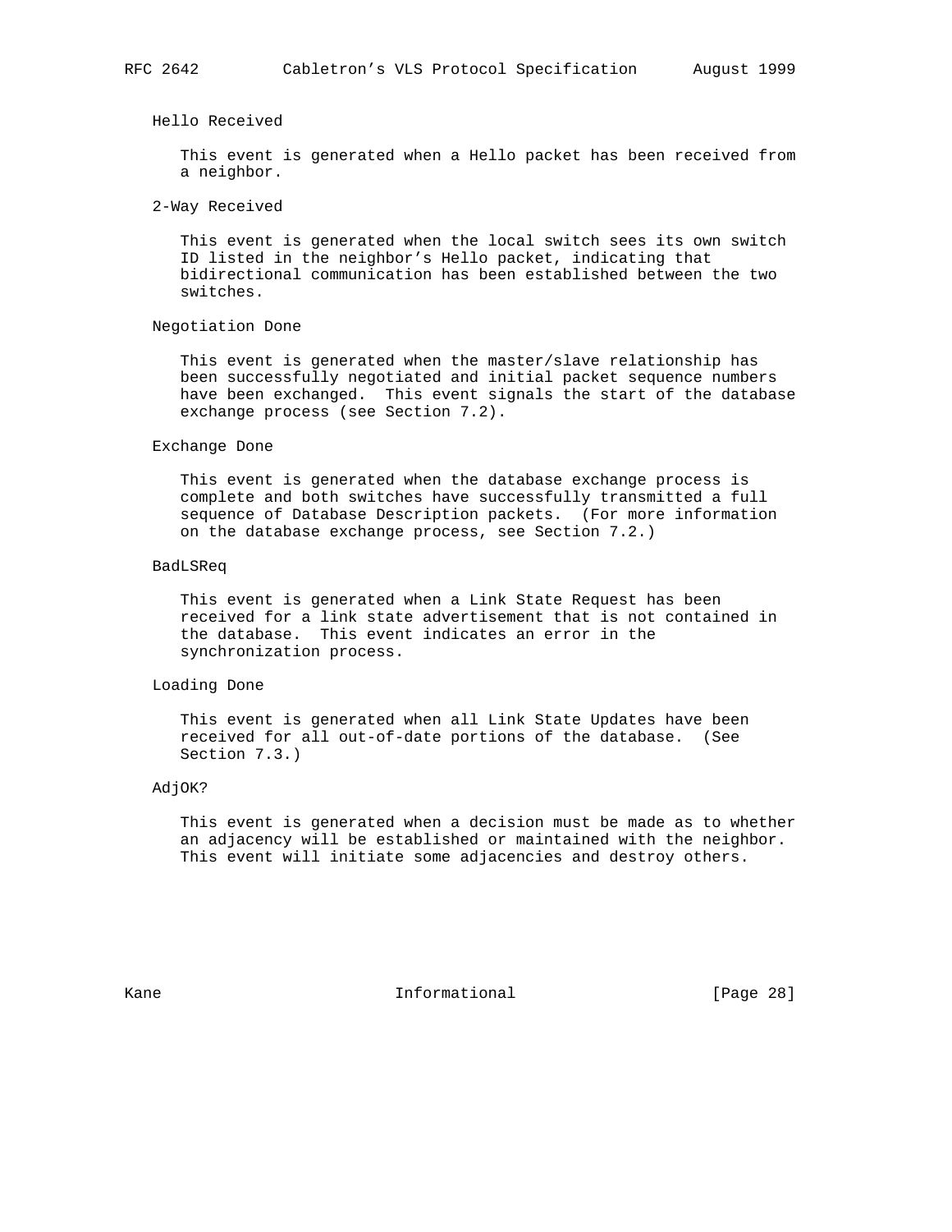Hello Received

This event is generated when a Hello packet has been received from a neighbor.

2-Way Received

This event is generated when the local switch sees its own switch ID listed in the neighbor’s Hello packet, indicating that bidirectional communication has been established between the two switches.

Negotiation Done

This event is generated when the master/slave relationship has been successfully negotiated and initial packet sequence numbers have been exchanged. This event signals the start of the database exchange process (see Section 7.2).

Exchange Done

This event is generated when the database exchange process is complete and both switches have successfully transmitted a full sequence of Database Description packets. (For more information on the database exchange process, see Section 7.2.)

BadLSReq

This event is generated when a Link State Request has been received for a link state advertisement that is not contained in the database. This event indicates an error in the synchronization process.

Loading Done

This event is generated when all Link State Updates have been received for all out-of-date portions of the database. (See Section 7.3.)

AdjOK?

This event is generated when a decision must be made as to whether an adjacency will be established or maintained with the neighbor. This event will initiate some adjacencies and destroy others.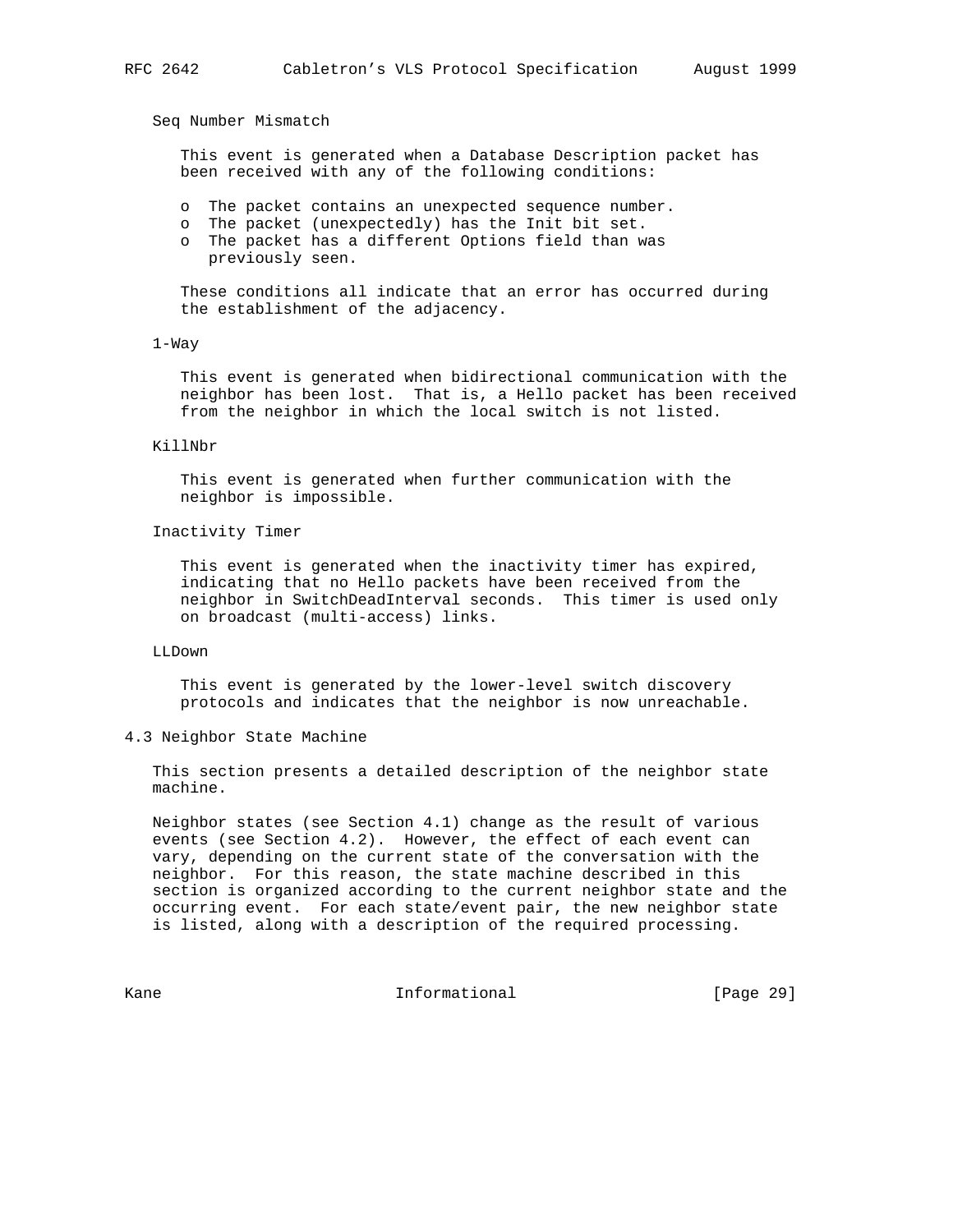Seq Number Mismatch

This event is generated when a Database Description packet has been received with any of the following conditions:

- The packet contains an unexpected sequence number.
- The packet (unexpectedly) has the Init bit set.
- The packet has a different Options field than was previously seen.

These conditions all indicate that an error has occurred during the establishment of the adjacency.

1-Way

This event is generated when bidirectional communication with the neighbor has been lost. That is, a Hello packet has been received from the neighbor in which the local switch is not listed.

KillNbr

This event is generated when further communication with the neighbor is impossible.

Inactivity Timer

This event is generated when the inactivity timer has expired, indicating that no Hello packets have been received from the neighbor in SwitchDeadInterval seconds. This timer is used only on broadcast (multi-access) links.

LLDown

This event is generated by the lower-level switch discovery protocols and indicates that the neighbor is now unreachable.

## 4.3 Neighbor State Machine

This section presents a detailed description of the neighbor state machine.

Neighbor states (see Section 4.1) change as the result of various events (see Section 4.2). However, the effect of each event can vary, depending on the current state of the conversation with the neighbor. For this reason, the state machine described in this section is organized according to the current neighbor state and the occurring event. For each state/event pair, the new neighbor state is listed, along with a description of the required processing.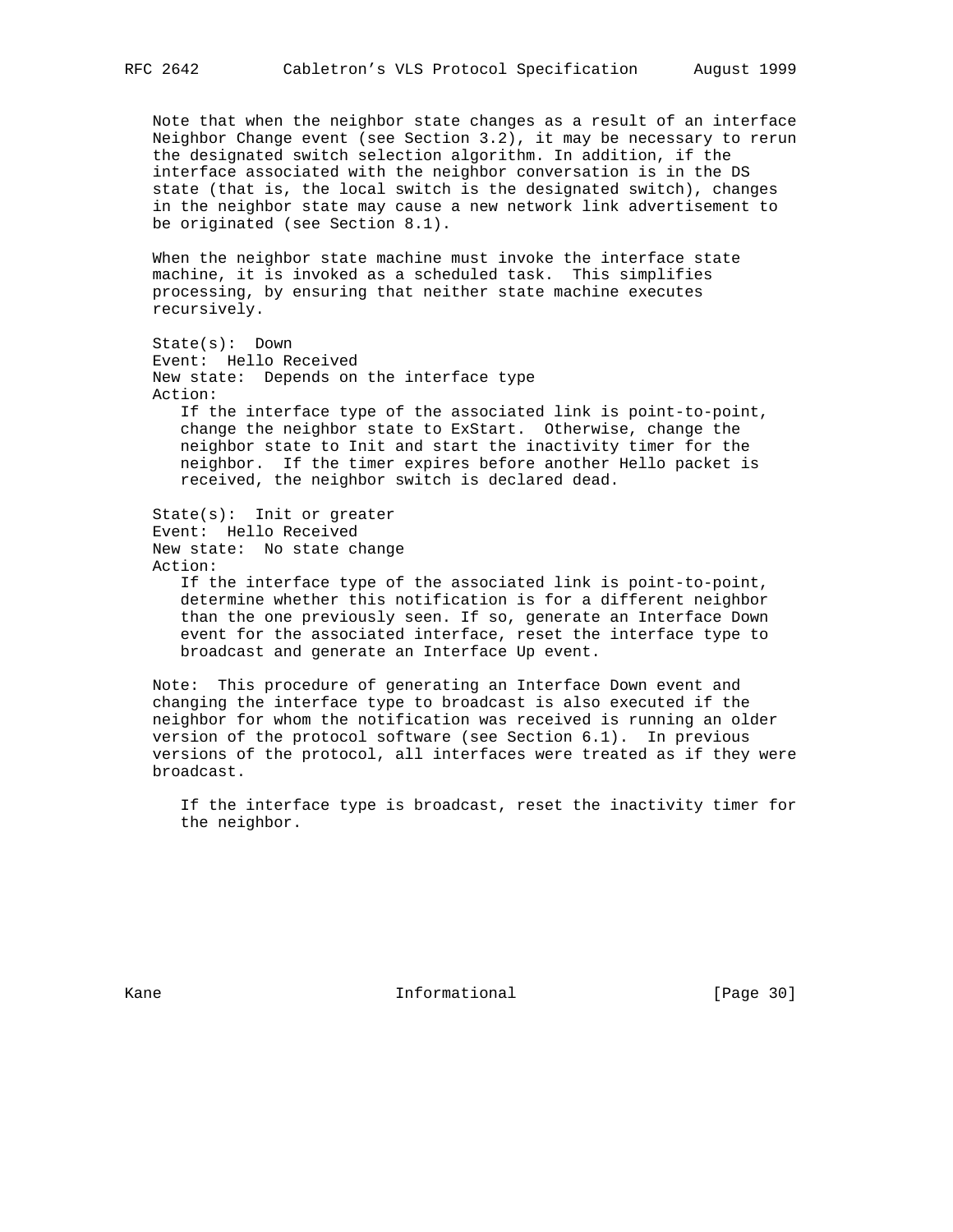Note that when the neighbor state changes as a result of an interface Neighbor Change event (see Section 3.2), it may be necessary to rerun the designated switch selection algorithm. In addition, if the interface associated with the neighbor conversation is in the DS state (that is, the local switch is the designated switch), changes in the neighbor state may cause a new network link advertisement to be originated (see Section 8.1).

When the neighbor state machine must invoke the interface state machine, it is invoked as a scheduled task. This simplifies processing, by ensuring that neither state machine executes recursively.

State(s): Down
Event: Hello Received
New state: Depends on the interface type
Action:

> If the interface type of the associated link is point-to-point, change the neighbor state to ExStart. Otherwise, change the neighbor state to Init and start the inactivity timer for the neighbor. If the timer expires before another Hello packet is received, the neighbor switch is declared dead.

State(s): Init or greater
Event: Hello Received
New state: No state change
Action:

> If the interface type of the associated link is point-to-point, determine whether this notification is for a different neighbor than the one previously seen. If so, generate an Interface Down event for the associated interface, reset the interface type to broadcast and generate an Interface Up event.

Note: This procedure of generating an Interface Down event and changing the interface type to broadcast is also executed if the neighbor for whom the notification was received is running an older version of the protocol software (see Section 6.1). In previous versions of the protocol, all interfaces were treated as if they were broadcast.

> If the interface type is broadcast, reset the inactivity timer for the neighbor.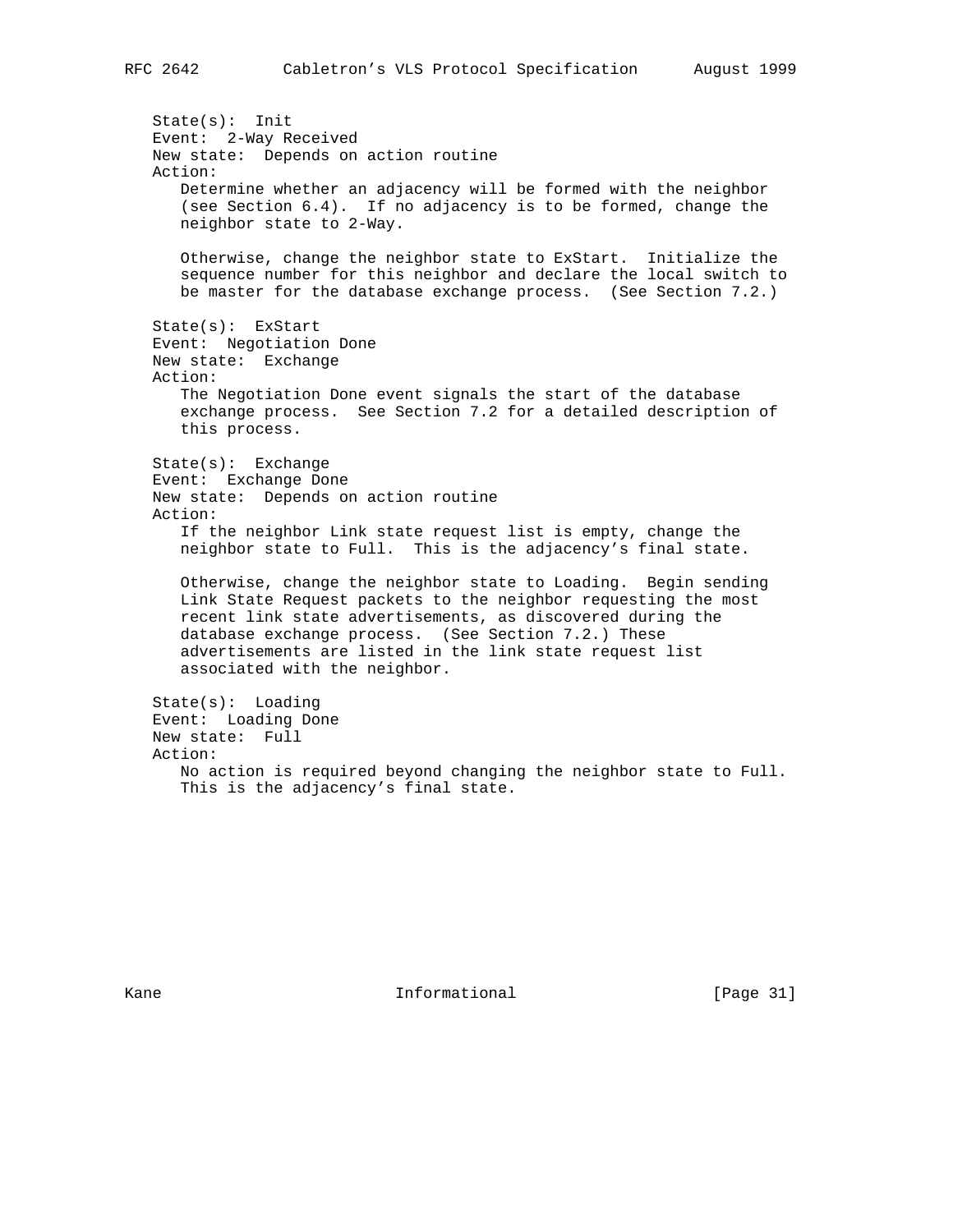State(s): Init
Event: 2-Way Received
New state: Depends on action routine
Action:

Determine whether an adjacency will be formed with the neighbor (see Section 6.4). If no adjacency is to be formed, change the neighbor state to 2-Way.

Otherwise, change the neighbor state to ExStart. Initialize the sequence number for this neighbor and declare the local switch to be master for the database exchange process. (See Section 7.2.)

State(s): ExStart
Event: Negotiation Done
New state: Exchange
Action:

The Negotiation Done event signals the start of the database exchange process. See Section 7.2 for a detailed description of this process.

State(s): Exchange
Event: Exchange Done
New state: Depends on action routine
Action:

If the neighbor Link state request list is empty, change the neighbor state to Full. This is the adjacency's final state.

Otherwise, change the neighbor state to Loading. Begin sending Link State Request packets to the neighbor requesting the most recent link state advertisements, as discovered during the database exchange process. (See Section 7.2.) These advertisements are listed in the link state request list associated with the neighbor.

State(s): Loading
Event: Loading Done
New state: Full
Action:

No action is required beyond changing the neighbor state to Full. This is the adjacency's final state.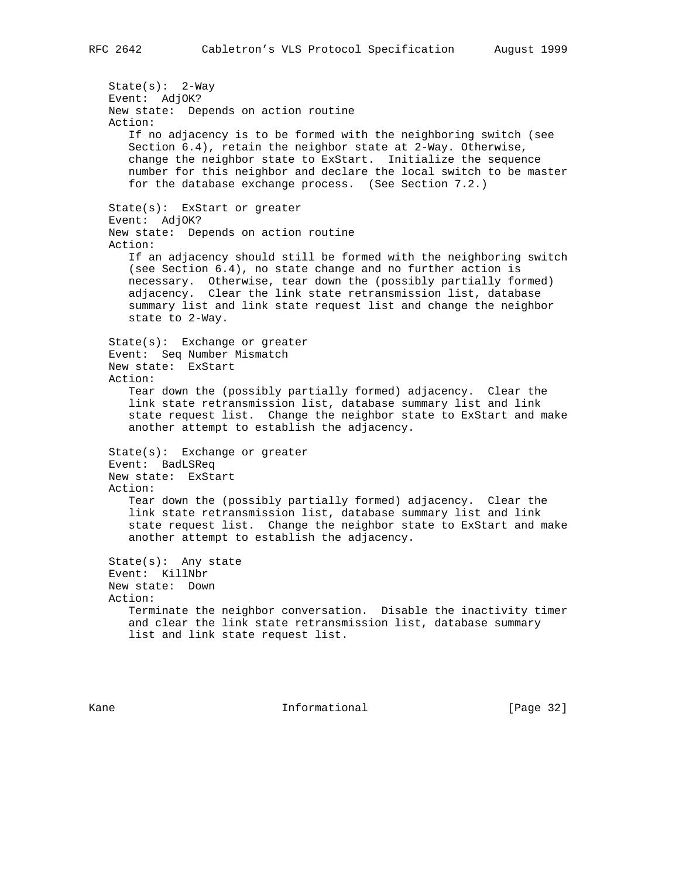State(s): 2-Way
Event: AdjOK?
New state: Depends on action routine
Action:
If no adjacency is to be formed with the neighboring switch (see Section 6.4), retain the neighbor state at 2-Way. Otherwise, change the neighbor state to ExStart. Initialize the sequence number for this neighbor and declare the local switch to be master for the database exchange process. (See Section 7.2.)

State(s): ExStart or greater
Event: AdjOK?
New state: Depends on action routine
Action:
If an adjacency should still be formed with the neighboring switch (see Section 6.4), no state change and no further action is necessary. Otherwise, tear down the (possibly partially formed) adjacency. Clear the link state retransmission list, database summary list and link state request list and change the neighbor state to 2-Way.

State(s): Exchange or greater
Event: Seq Number Mismatch
New state: ExStart
Action:
Tear down the (possibly partially formed) adjacency. Clear the link state retransmission list, database summary list and link state request list. Change the neighbor state to ExStart and make another attempt to establish the adjacency.

State(s): Exchange or greater
Event: BadLSReq
New state: ExStart
Action:
Tear down the (possibly partially formed) adjacency. Clear the link state retransmission list, database summary list and link state request list. Change the neighbor state to ExStart and make another attempt to establish the adjacency.

State(s): Any state
Event: KillNbr
New state: Down
Action:
Terminate the neighbor conversation. Disable the inactivity timer and clear the link state retransmission list, database summary list and link state request list.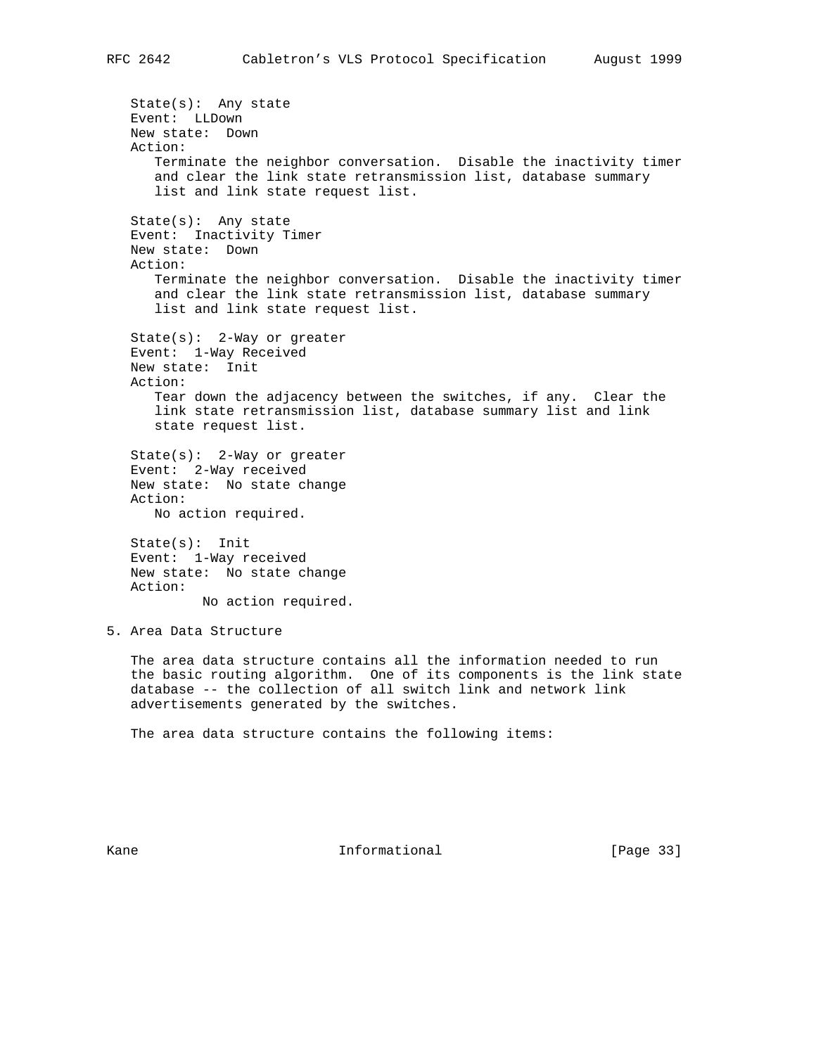State(s): Any state
Event: LLDown
New state: Down
Action:
Terminate the neighbor conversation. Disable the inactivity timer and clear the link state retransmission list, database summary list and link state request list.

State(s): Any state
Event: Inactivity Timer
New state: Down
Action:
Terminate the neighbor conversation. Disable the inactivity timer and clear the link state retransmission list, database summary list and link state request list.

State(s): 2-Way or greater
Event: 1-Way Received
New state: Init
Action:
Tear down the adjacency between the switches, if any. Clear the link state retransmission list, database summary list and link state request list.

State(s): 2-Way or greater
Event: 2-Way received
New state: No state change
Action:
No action required.

State(s): Init
Event: 1-Way received
New state: No state change
Action:
No action required.

## 5. Area Data Structure

The area data structure contains all the information needed to run the basic routing algorithm. One of its components is the link state database -- the collection of all switch link and network link advertisements generated by the switches.

The area data structure contains the following items: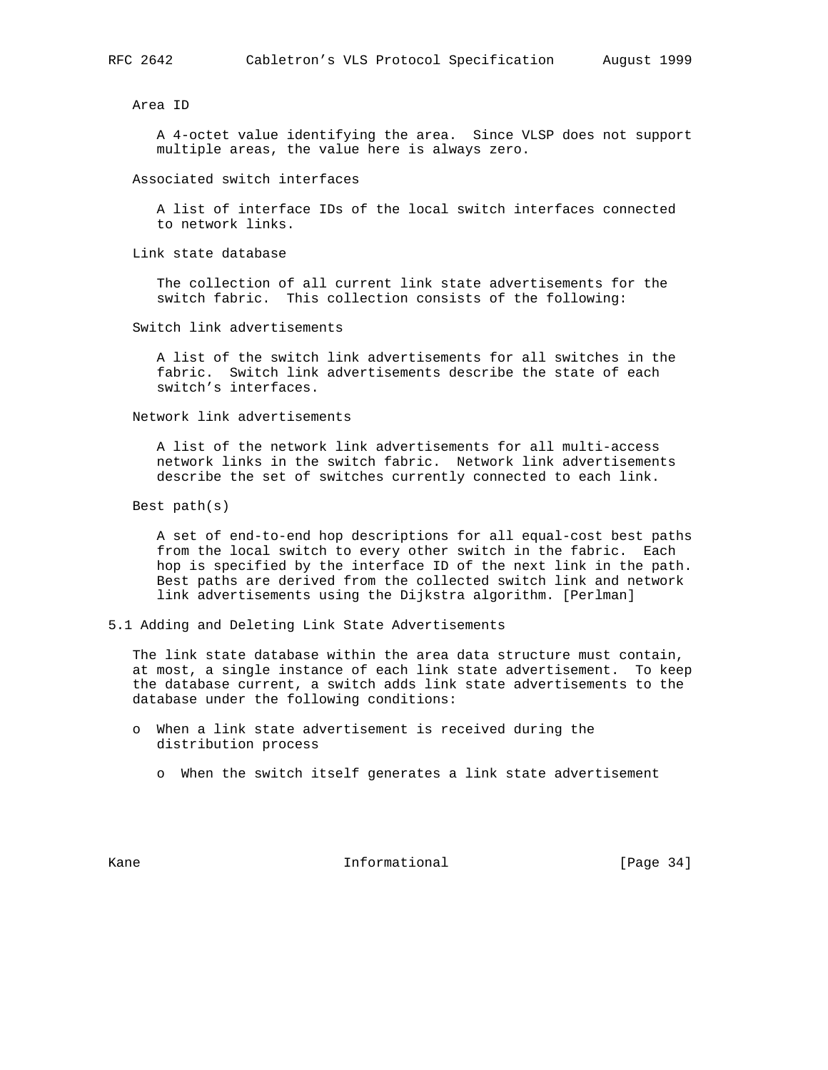Area ID

A 4-octet value identifying the area. Since VLSP does not support multiple areas, the value here is always zero.

Associated switch interfaces

A list of interface IDs of the local switch interfaces connected to network links.

Link state database

The collection of all current link state advertisements for the switch fabric. This collection consists of the following:

Switch link advertisements

A list of the switch link advertisements for all switches in the fabric. Switch link advertisements describe the state of each switch's interfaces.

Network link advertisements

A list of the network link advertisements for all multi-access network links in the switch fabric. Network link advertisements describe the set of switches currently connected to each link.

Best path(s)

A set of end-to-end hop descriptions for all equal-cost best paths from the local switch to every other switch in the fabric. Each hop is specified by the interface ID of the next link in the path. Best paths are derived from the collected switch link and network link advertisements using the Dijkstra algorithm. [Perlman]

## 5.1 Adding and Deleting Link State Advertisements

The link state database within the area data structure must contain, at most, a single instance of each link state advertisement. To keep the database current, a switch adds link state advertisements to the database under the following conditions:

- When a link state advertisement is received during the distribution process

  - When the switch itself generates a link state advertisement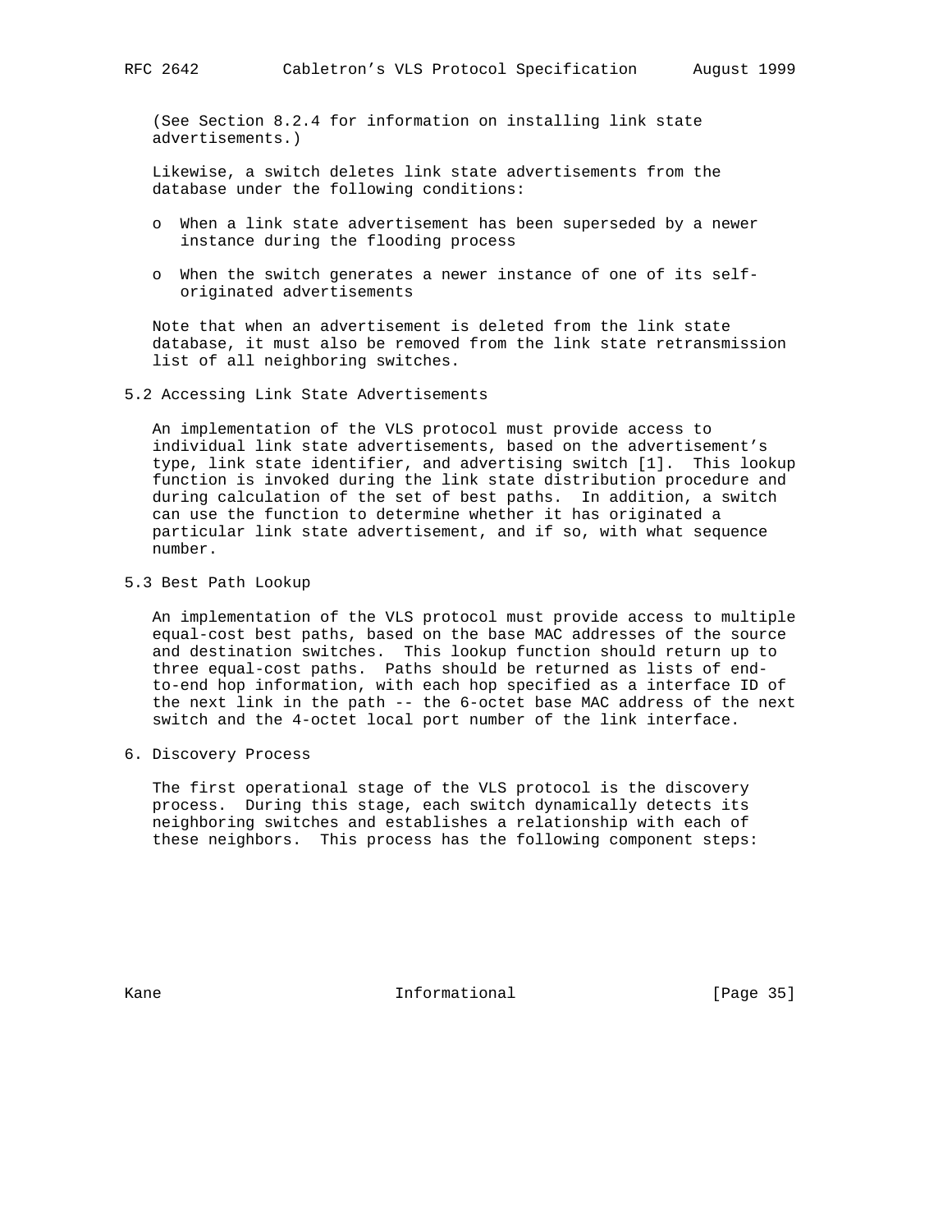(See Section 8.2.4 for information on installing link state advertisements.)

Likewise, a switch deletes link state advertisements from the database under the following conditions:

- When a link state advertisement has been superseded by a newer instance during the flooding process
- When the switch generates a newer instance of one of its self-originated advertisements

Note that when an advertisement is deleted from the link state database, it must also be removed from the link state retransmission list of all neighboring switches.

## 5.2 Accessing Link State Advertisements

An implementation of the VLS protocol must provide access to individual link state advertisements, based on the advertisement's type, link state identifier, and advertising switch [1]. This lookup function is invoked during the link state distribution procedure and during calculation of the set of best paths. In addition, a switch can use the function to determine whether it has originated a particular link state advertisement, and if so, with what sequence number.

## 5.3 Best Path Lookup

An implementation of the VLS protocol must provide access to multiple equal-cost best paths, based on the base MAC addresses of the source and destination switches. This lookup function should return up to three equal-cost paths. Paths should be returned as lists of end-to-end hop information, with each hop specified as a interface ID of the next link in the path -- the 6-octet base MAC address of the next switch and the 4-octet local port number of the link interface.

# 6. Discovery Process

The first operational stage of the VLS protocol is the discovery process. During this stage, each switch dynamically detects its neighboring switches and establishes a relationship with each of these neighbors. This process has the following component steps: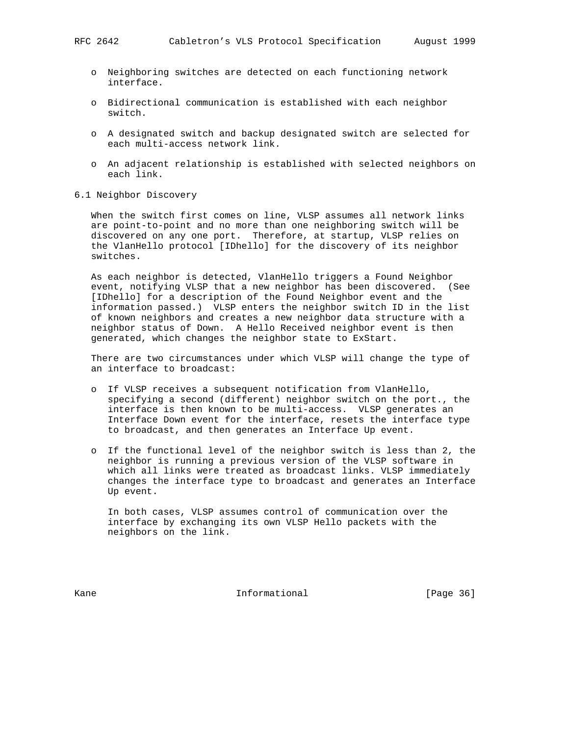- Neighboring switches are detected on each functioning network interface.

- Bidirectional communication is established with each neighbor switch.

- A designated switch and backup designated switch are selected for each multi-access network link.

- An adjacent relationship is established with selected neighbors on each link.

## 6.1 Neighbor Discovery

When the switch first comes on line, VLSP assumes all network links are point-to-point and no more than one neighboring switch will be discovered on any one port. Therefore, at startup, VLSP relies on the VlanHello protocol [IDhello] for the discovery of its neighbor switches.

As each neighbor is detected, VlanHello triggers a Found Neighbor event, notifying VLSP that a new neighbor has been discovered. (See [IDhello] for a description of the Found Neighbor event and the information passed.) VLSP enters the neighbor switch ID in the list of known neighbors and creates a new neighbor data structure with a neighbor status of Down. A Hello Received neighbor event is then generated, which changes the neighbor state to ExStart.

There are two circumstances under which VLSP will change the type of an interface to broadcast:

- If VLSP receives a subsequent notification from VlanHello, specifying a second (different) neighbor switch on the port., the interface is then known to be multi-access. VLSP generates an Interface Down event for the interface, resets the interface type to broadcast, and then generates an Interface Up event.

- If the functional level of the neighbor switch is less than 2, the neighbor is running a previous version of the VLSP software in which all links were treated as broadcast links. VLSP immediately changes the interface type to broadcast and generates an Interface Up event.

  In both cases, VLSP assumes control of communication over the interface by exchanging its own VLSP Hello packets with the neighbors on the link.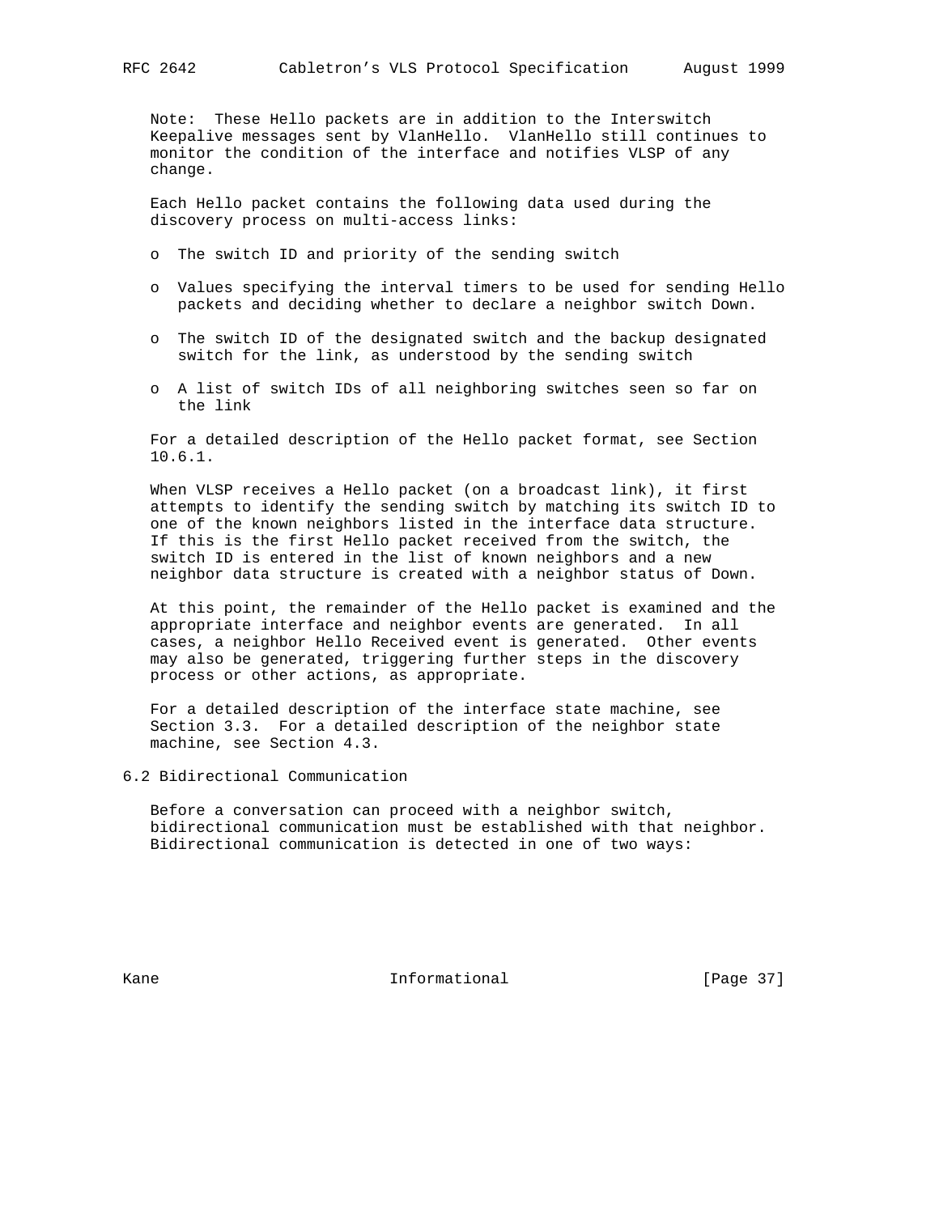Note: These Hello packets are in addition to the Interswitch Keepalive messages sent by VlanHello. VlanHello still continues to monitor the condition of the interface and notifies VLSP of any change.

Each Hello packet contains the following data used during the discovery process on multi-access links:

- The switch ID and priority of the sending switch
- Values specifying the interval timers to be used for sending Hello packets and deciding whether to declare a neighbor switch Down.
- The switch ID of the designated switch and the backup designated switch for the link, as understood by the sending switch
- A list of switch IDs of all neighboring switches seen so far on the link

For a detailed description of the Hello packet format, see Section 10.6.1.

When VLSP receives a Hello packet (on a broadcast link), it first attempts to identify the sending switch by matching its switch ID to one of the known neighbors listed in the interface data structure. If this is the first Hello packet received from the switch, the switch ID is entered in the list of known neighbors and a new neighbor data structure is created with a neighbor status of Down.

At this point, the remainder of the Hello packet is examined and the appropriate interface and neighbor events are generated. In all cases, a neighbor Hello Received event is generated. Other events may also be generated, triggering further steps in the discovery process or other actions, as appropriate.

For a detailed description of the interface state machine, see Section 3.3. For a detailed description of the neighbor state machine, see Section 4.3.

## 6.2 Bidirectional Communication

Before a conversation can proceed with a neighbor switch, bidirectional communication must be established with that neighbor. Bidirectional communication is detected in one of two ways: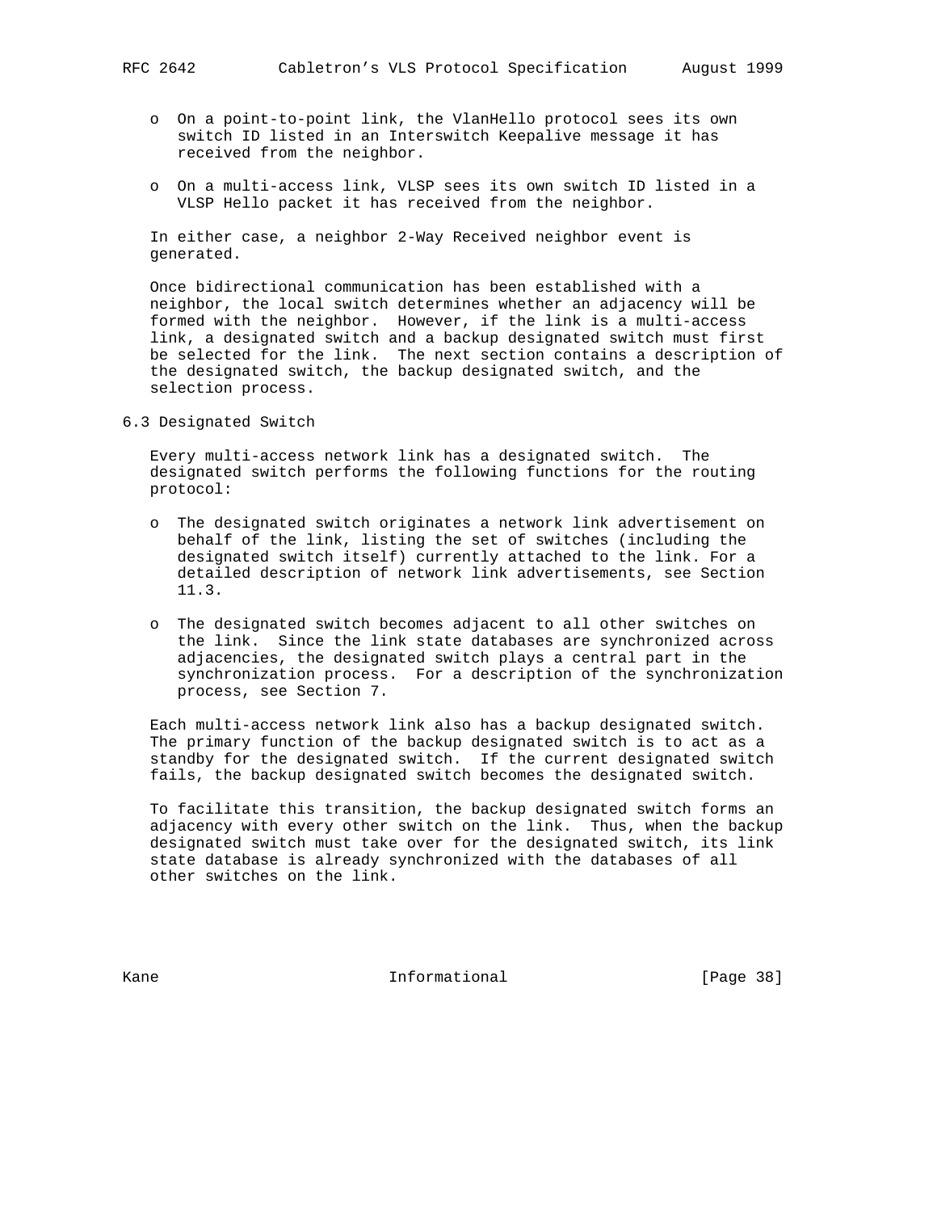- On a point-to-point link, the VlanHello protocol sees its own switch ID listed in an Interswitch Keepalive message it has received from the neighbor.

- On a multi-access link, VLSP sees its own switch ID listed in a VLSP Hello packet it has received from the neighbor.

In either case, a neighbor 2-Way Received neighbor event is generated.

Once bidirectional communication has been established with a neighbor, the local switch determines whether an adjacency will be formed with the neighbor. However, if the link is a multi-access link, a designated switch and a backup designated switch must first be selected for the link. The next section contains a description of the designated switch, the backup designated switch, and the selection process.

## 6.3 Designated Switch

Every multi-access network link has a designated switch. The designated switch performs the following functions for the routing protocol:

- The designated switch originates a network link advertisement on behalf of the link, listing the set of switches (including the designated switch itself) currently attached to the link. For a detailed description of network link advertisements, see Section 11.3.

- The designated switch becomes adjacent to all other switches on the link. Since the link state databases are synchronized across adjacencies, the designated switch plays a central part in the synchronization process. For a description of the synchronization process, see Section 7.

Each multi-access network link also has a backup designated switch. The primary function of the backup designated switch is to act as a standby for the designated switch. If the current designated switch fails, the backup designated switch becomes the designated switch.

To facilitate this transition, the backup designated switch forms an adjacency with every other switch on the link. Thus, when the backup designated switch must take over for the designated switch, its link state database is already synchronized with the databases of all other switches on the link.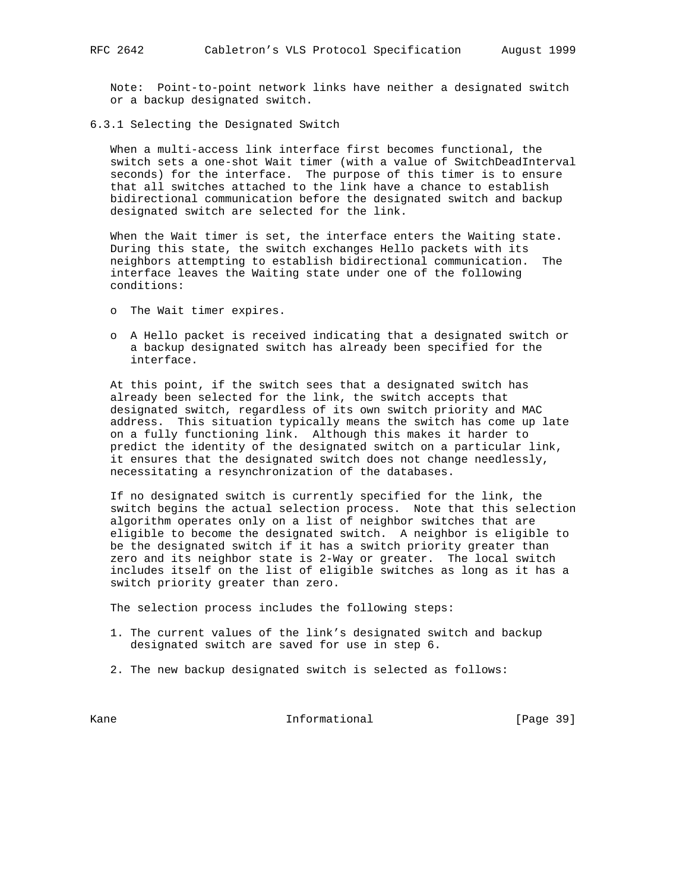Note: Point-to-point network links have neither a designated switch or a backup designated switch.

### 6.3.1 Selecting the Designated Switch

When a multi-access link interface first becomes functional, the switch sets a one-shot Wait timer (with a value of SwitchDeadInterval seconds) for the interface. The purpose of this timer is to ensure that all switches attached to the link have a chance to establish bidirectional communication before the designated switch and backup designated switch are selected for the link.

When the Wait timer is set, the interface enters the Waiting state. During this state, the switch exchanges Hello packets with its neighbors attempting to establish bidirectional communication. The interface leaves the Waiting state under one of the following conditions:

- The Wait timer expires.
- A Hello packet is received indicating that a designated switch or a backup designated switch has already been specified for the interface.

At this point, if the switch sees that a designated switch has already been selected for the link, the switch accepts that designated switch, regardless of its own switch priority and MAC address. This situation typically means the switch has come up late on a fully functioning link. Although this makes it harder to predict the identity of the designated switch on a particular link, it ensures that the designated switch does not change needlessly, necessitating a resynchronization of the databases.

If no designated switch is currently specified for the link, the switch begins the actual selection process. Note that this selection algorithm operates only on a list of neighbor switches that are eligible to become the designated switch. A neighbor is eligible to be the designated switch if it has a switch priority greater than zero and its neighbor state is 2-Way or greater. The local switch includes itself on the list of eligible switches as long as it has a switch priority greater than zero.

The selection process includes the following steps:

1. The current values of the link's designated switch and backup designated switch are saved for use in step 6.
2. The new backup designated switch is selected as follows: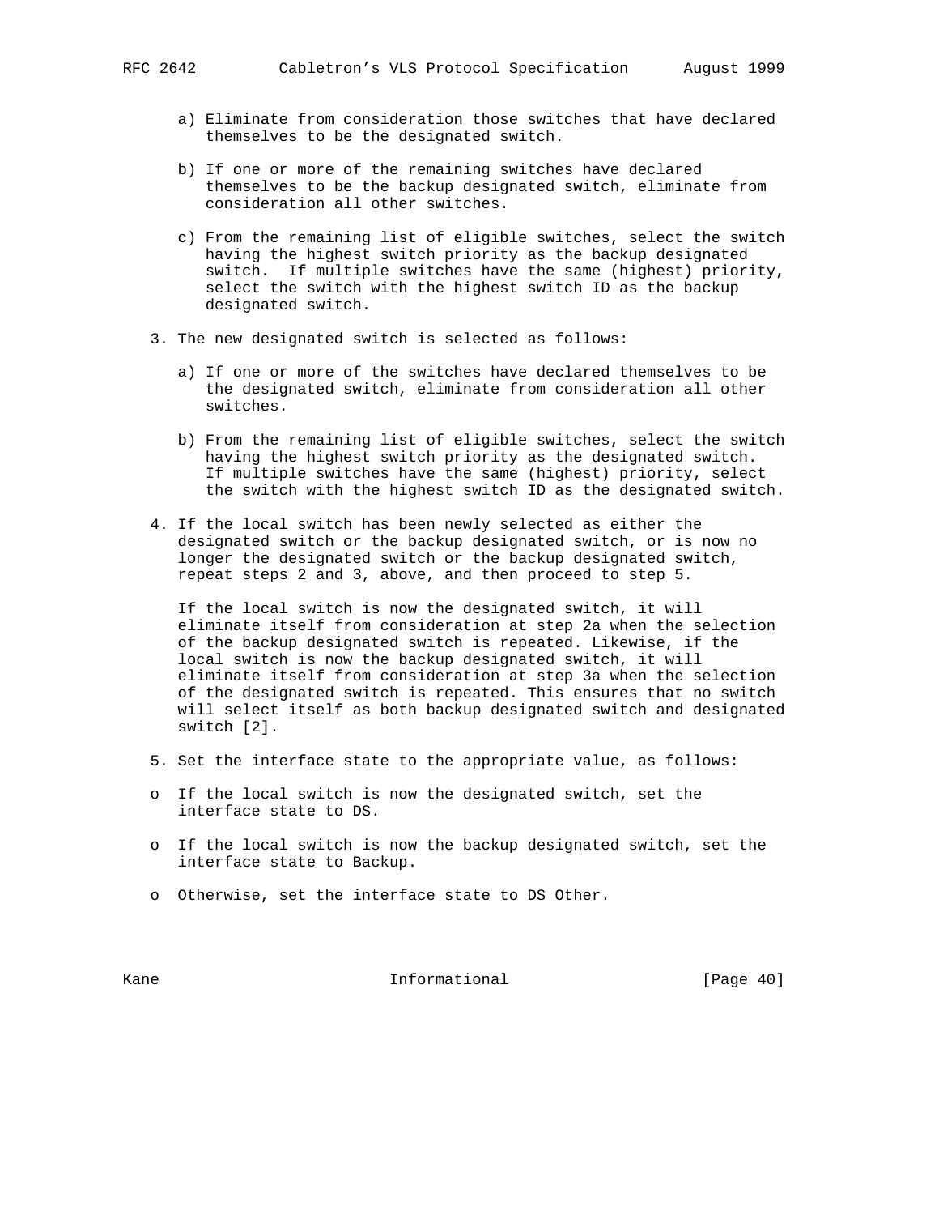a) Eliminate from consideration those switches that have declared themselves to be the designated switch.

b) If one or more of the remaining switches have declared themselves to be the backup designated switch, eliminate from consideration all other switches.

c) From the remaining list of eligible switches, select the switch having the highest switch priority as the backup designated switch. If multiple switches have the same (highest) priority, select the switch with the highest switch ID as the backup designated switch.

3. The new designated switch is selected as follows:

   a) If one or more of the switches have declared themselves to be the designated switch, eliminate from consideration all other switches.

   b) From the remaining list of eligible switches, select the switch having the highest switch priority as the designated switch. If multiple switches have the same (highest) priority, select the switch with the highest switch ID as the designated switch.

4. If the local switch has been newly selected as either the designated switch or the backup designated switch, or is now no longer the designated switch or the backup designated switch, repeat steps 2 and 3, above, and then proceed to step 5.

   If the local switch is now the designated switch, it will eliminate itself from consideration at step 2a when the selection of the backup designated switch is repeated. Likewise, if the local switch is now the backup designated switch, it will eliminate itself from consideration at step 3a when the selection of the designated switch is repeated. This ensures that no switch will select itself as both backup designated switch and designated switch [2].

5. Set the interface state to the appropriate value, as follows:

- If the local switch is now the designated switch, set the interface state to DS.

- If the local switch is now the backup designated switch, set the interface state to Backup.

- Otherwise, set the interface state to DS Other.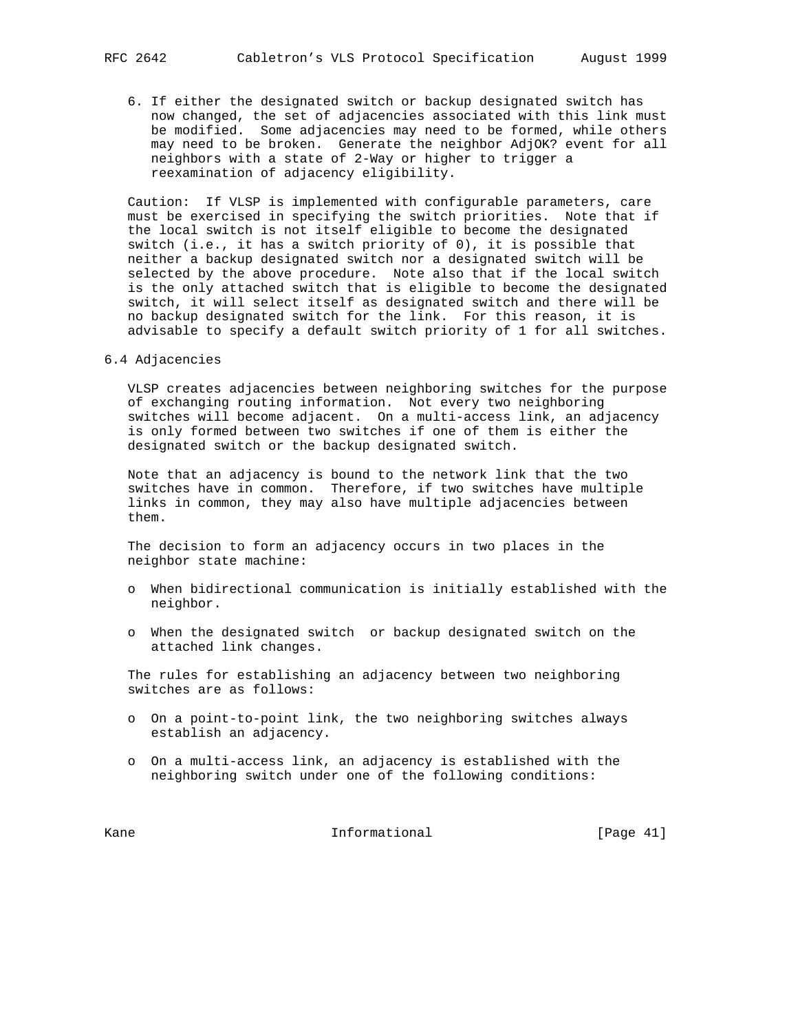6. If either the designated switch or backup designated switch has now changed, the set of adjacencies associated with this link must be modified. Some adjacencies may need to be formed, while others may need to be broken. Generate the neighbor AdjOK? event for all neighbors with a state of 2-Way or higher to trigger a reexamination of adjacency eligibility.

Caution: If VLSP is implemented with configurable parameters, care must be exercised in specifying the switch priorities. Note that if the local switch is not itself eligible to become the designated switch (i.e., it has a switch priority of 0), it is possible that neither a backup designated switch nor a designated switch will be selected by the above procedure. Note also that if the local switch is the only attached switch that is eligible to become the designated switch, it will select itself as designated switch and there will be no backup designated switch for the link. For this reason, it is advisable to specify a default switch priority of 1 for all switches.

## 6.4 Adjacencies

VLSP creates adjacencies between neighboring switches for the purpose of exchanging routing information. Not every two neighboring switches will become adjacent. On a multi-access link, an adjacency is only formed between two switches if one of them is either the designated switch or the backup designated switch.

Note that an adjacency is bound to the network link that the two switches have in common. Therefore, if two switches have multiple links in common, they may also have multiple adjacencies between them.

The decision to form an adjacency occurs in two places in the neighbor state machine:

- When bidirectional communication is initially established with the neighbor.
- When the designated switch or backup designated switch on the attached link changes.

The rules for establishing an adjacency between two neighboring switches are as follows:

- On a point-to-point link, the two neighboring switches always establish an adjacency.
- On a multi-access link, an adjacency is established with the neighboring switch under one of the following conditions: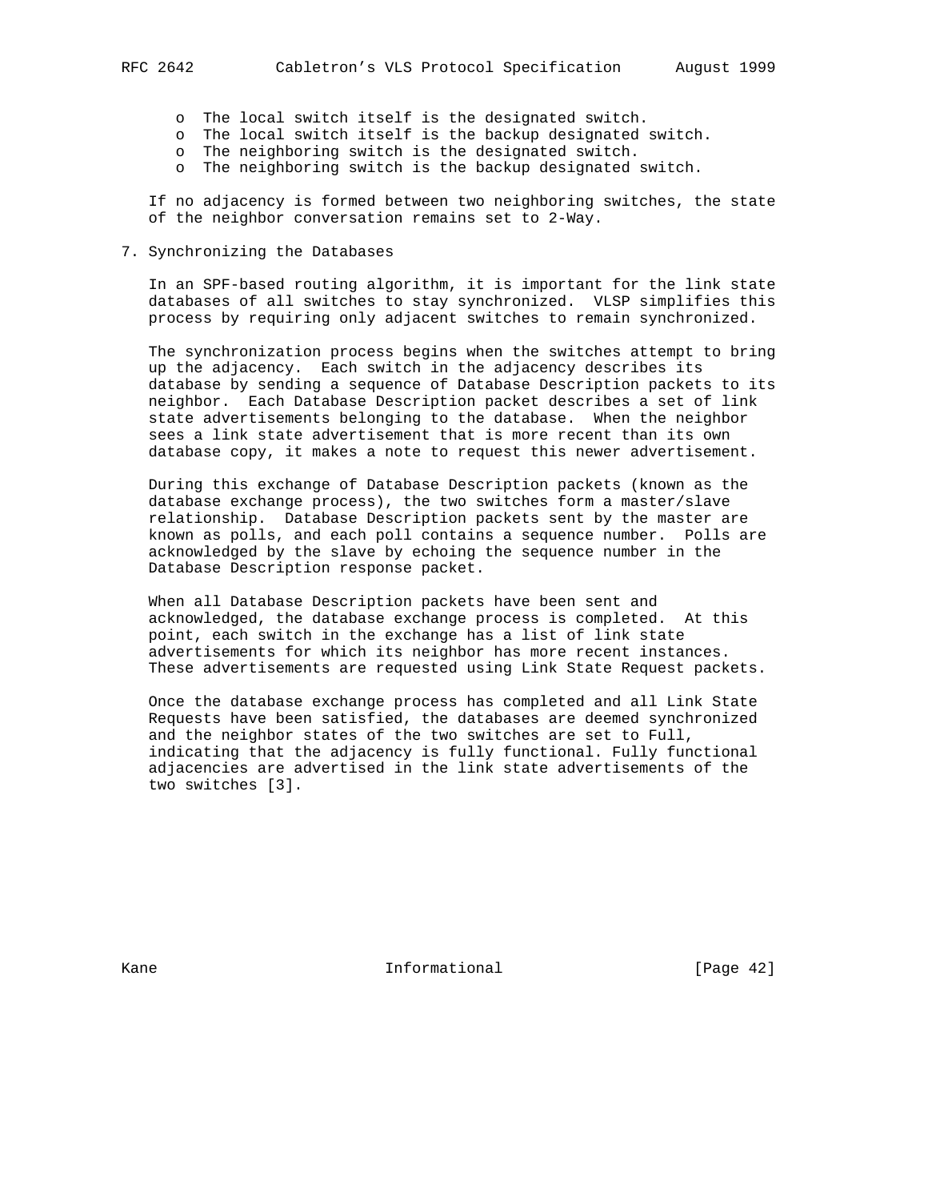- The local switch itself is the designated switch.
- The local switch itself is the backup designated switch.
- The neighboring switch is the designated switch.
- The neighboring switch is the backup designated switch.

If no adjacency is formed between two neighboring switches, the state of the neighbor conversation remains set to 2-Way.

## 7. Synchronizing the Databases

In an SPF-based routing algorithm, it is important for the link state databases of all switches to stay synchronized. VLSP simplifies this process by requiring only adjacent switches to remain synchronized.

The synchronization process begins when the switches attempt to bring up the adjacency. Each switch in the adjacency describes its database by sending a sequence of Database Description packets to its neighbor. Each Database Description packet describes a set of link state advertisements belonging to the database. When the neighbor sees a link state advertisement that is more recent than its own database copy, it makes a note to request this newer advertisement.

During this exchange of Database Description packets (known as the database exchange process), the two switches form a master/slave relationship. Database Description packets sent by the master are known as polls, and each poll contains a sequence number. Polls are acknowledged by the slave by echoing the sequence number in the Database Description response packet.

When all Database Description packets have been sent and acknowledged, the database exchange process is completed. At this point, each switch in the exchange has a list of link state advertisements for which its neighbor has more recent instances. These advertisements are requested using Link State Request packets.

Once the database exchange process has completed and all Link State Requests have been satisfied, the databases are deemed synchronized and the neighbor states of the two switches are set to Full, indicating that the adjacency is fully functional. Fully functional adjacencies are advertised in the link state advertisements of the two switches [3].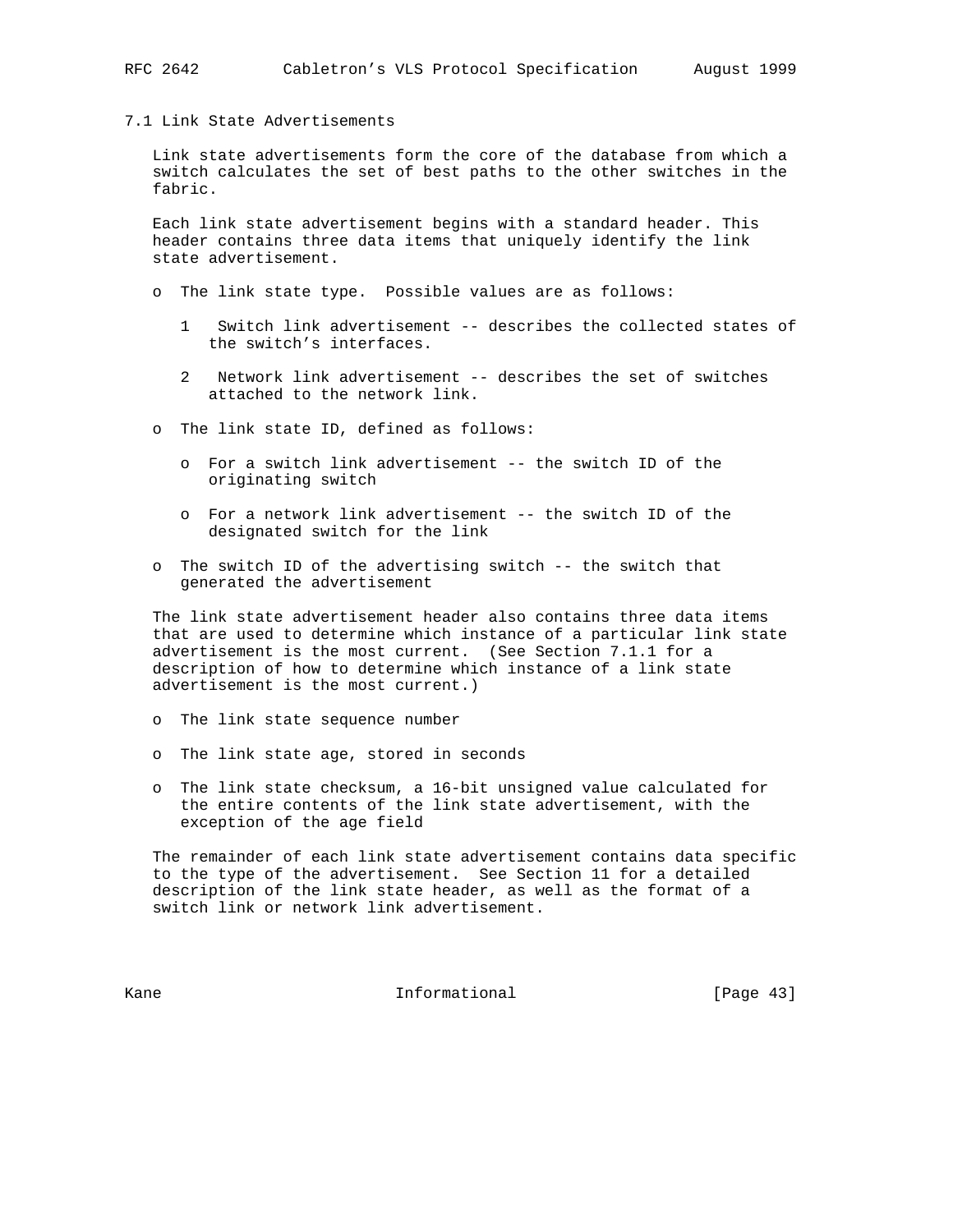### 7.1 Link State Advertisements

Link state advertisements form the core of the database from which a switch calculates the set of best paths to the other switches in the fabric.

Each link state advertisement begins with a standard header. This header contains three data items that uniquely identify the link state advertisement.

- The link state type. Possible values are as follows:

  1 Switch link advertisement -- describes the collected states of the switch's interfaces.

  2 Network link advertisement -- describes the set of switches attached to the network link.

- The link state ID, defined as follows:

  - For a switch link advertisement -- the switch ID of the originating switch

  - For a network link advertisement -- the switch ID of the designated switch for the link

- The switch ID of the advertising switch -- the switch that generated the advertisement

The link state advertisement header also contains three data items that are used to determine which instance of a particular link state advertisement is the most current. (See Section 7.1.1 for a description of how to determine which instance of a link state advertisement is the most current.)

- The link state sequence number

- The link state age, stored in seconds

- The link state checksum, a 16-bit unsigned value calculated for the entire contents of the link state advertisement, with the exception of the age field

The remainder of each link state advertisement contains data specific to the type of the advertisement. See Section 11 for a detailed description of the link state header, as well as the format of a switch link or network link advertisement.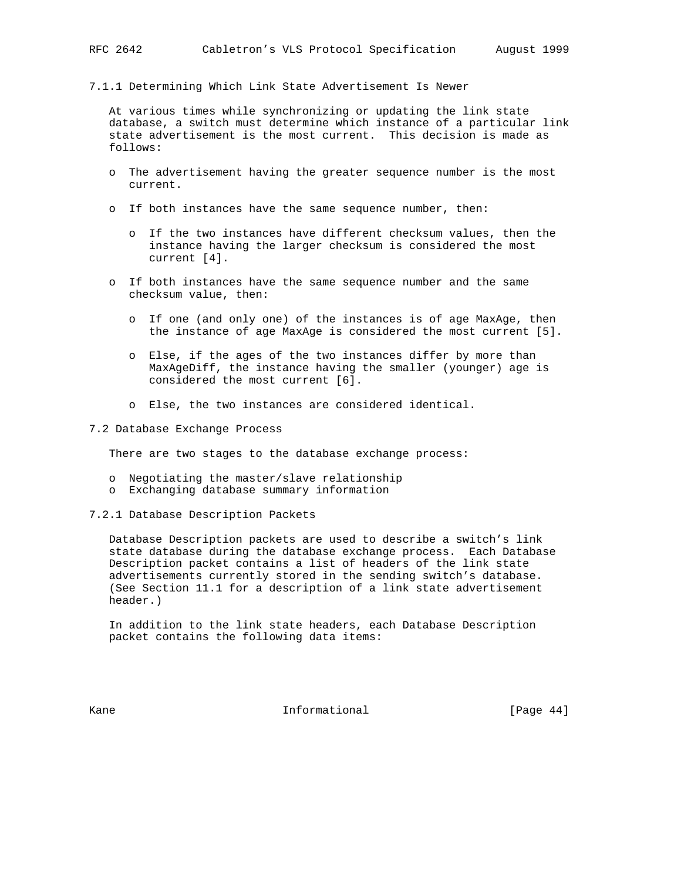### 7.1.1 Determining Which Link State Advertisement Is Newer

At various times while synchronizing or updating the link state database, a switch must determine which instance of a particular link state advertisement is the most current. This decision is made as follows:

- The advertisement having the greater sequence number is the most current.
- If both instances have the same sequence number, then:
  - If the two instances have different checksum values, then the instance having the larger checksum is considered the most current [4].
- If both instances have the same sequence number and the same checksum value, then:
  - If one (and only one) of the instances is of age MaxAge, then the instance of age MaxAge is considered the most current [5].
  - Else, if the ages of the two instances differ by more than MaxAgeDiff, the instance having the smaller (younger) age is considered the most current [6].
  - Else, the two instances are considered identical.

## 7.2 Database Exchange Process

There are two stages to the database exchange process:

- Negotiating the master/slave relationship
- Exchanging database summary information

### 7.2.1 Database Description Packets

Database Description packets are used to describe a switch's link state database during the database exchange process. Each Database Description packet contains a list of headers of the link state advertisements currently stored in the sending switch's database. (See Section 11.1 for a description of a link state advertisement header.)

In addition to the link state headers, each Database Description packet contains the following data items: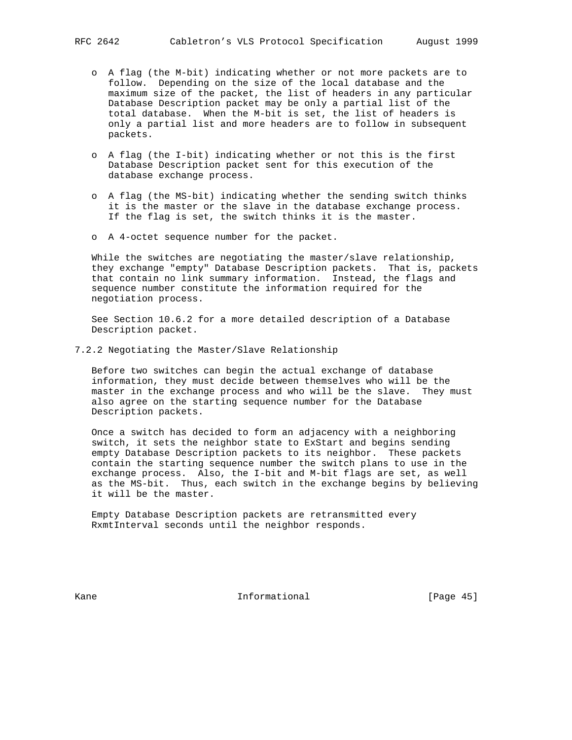- A flag (the M-bit) indicating whether or not more packets are to follow. Depending on the size of the local database and the maximum size of the packet, the list of headers in any particular Database Description packet may be only a partial list of the total database. When the M-bit is set, the list of headers is only a partial list and more headers are to follow in subsequent packets.

- A flag (the I-bit) indicating whether or not this is the first Database Description packet sent for this execution of the database exchange process.

- A flag (the MS-bit) indicating whether the sending switch thinks it is the master or the slave in the database exchange process. If the flag is set, the switch thinks it is the master.

- A 4-octet sequence number for the packet.

While the switches are negotiating the master/slave relationship, they exchange "empty" Database Description packets. That is, packets that contain no link summary information. Instead, the flags and sequence number constitute the information required for the negotiation process.

See Section 10.6.2 for a more detailed description of a Database Description packet.

### 7.2.2 Negotiating the Master/Slave Relationship

Before two switches can begin the actual exchange of database information, they must decide between themselves who will be the master in the exchange process and who will be the slave. They must also agree on the starting sequence number for the Database Description packets.

Once a switch has decided to form an adjacency with a neighboring switch, it sets the neighbor state to ExStart and begins sending empty Database Description packets to its neighbor. These packets contain the starting sequence number the switch plans to use in the exchange process. Also, the I-bit and M-bit flags are set, as well as the MS-bit. Thus, each switch in the exchange begins by believing it will be the master.

Empty Database Description packets are retransmitted every RxmtInterval seconds until the neighbor responds.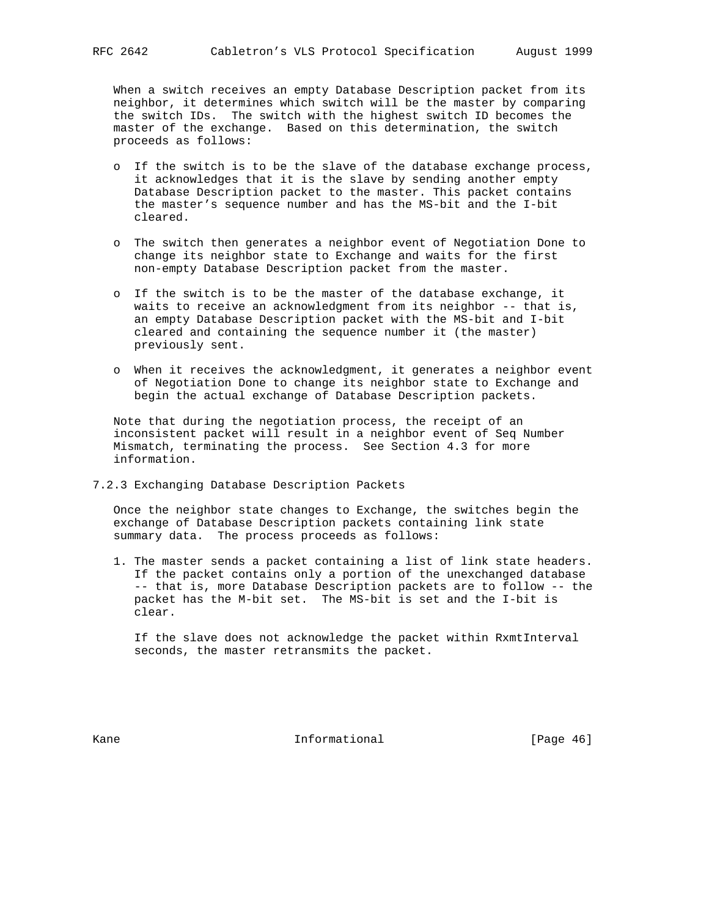When a switch receives an empty Database Description packet from its neighbor, it determines which switch will be the master by comparing the switch IDs. The switch with the highest switch ID becomes the master of the exchange. Based on this determination, the switch proceeds as follows:

- If the switch is to be the slave of the database exchange process, it acknowledges that it is the slave by sending another empty Database Description packet to the master. This packet contains the master's sequence number and has the MS-bit and the I-bit cleared.

- The switch then generates a neighbor event of Negotiation Done to change its neighbor state to Exchange and waits for the first non-empty Database Description packet from the master.

- If the switch is to be the master of the database exchange, it waits to receive an acknowledgment from its neighbor -- that is, an empty Database Description packet with the MS-bit and I-bit cleared and containing the sequence number it (the master) previously sent.

- When it receives the acknowledgment, it generates a neighbor event of Negotiation Done to change its neighbor state to Exchange and begin the actual exchange of Database Description packets.

Note that during the negotiation process, the receipt of an inconsistent packet will result in a neighbor event of Seq Number Mismatch, terminating the process. See Section 4.3 for more information.

### 7.2.3 Exchanging Database Description Packets

Once the neighbor state changes to Exchange, the switches begin the exchange of Database Description packets containing link state summary data. The process proceeds as follows:

1. The master sends a packet containing a list of link state headers. If the packet contains only a portion of the unexchanged database -- that is, more Database Description packets are to follow -- the packet has the M-bit set. The MS-bit is set and the I-bit is clear.

   If the slave does not acknowledge the packet within RxmtInterval seconds, the master retransmits the packet.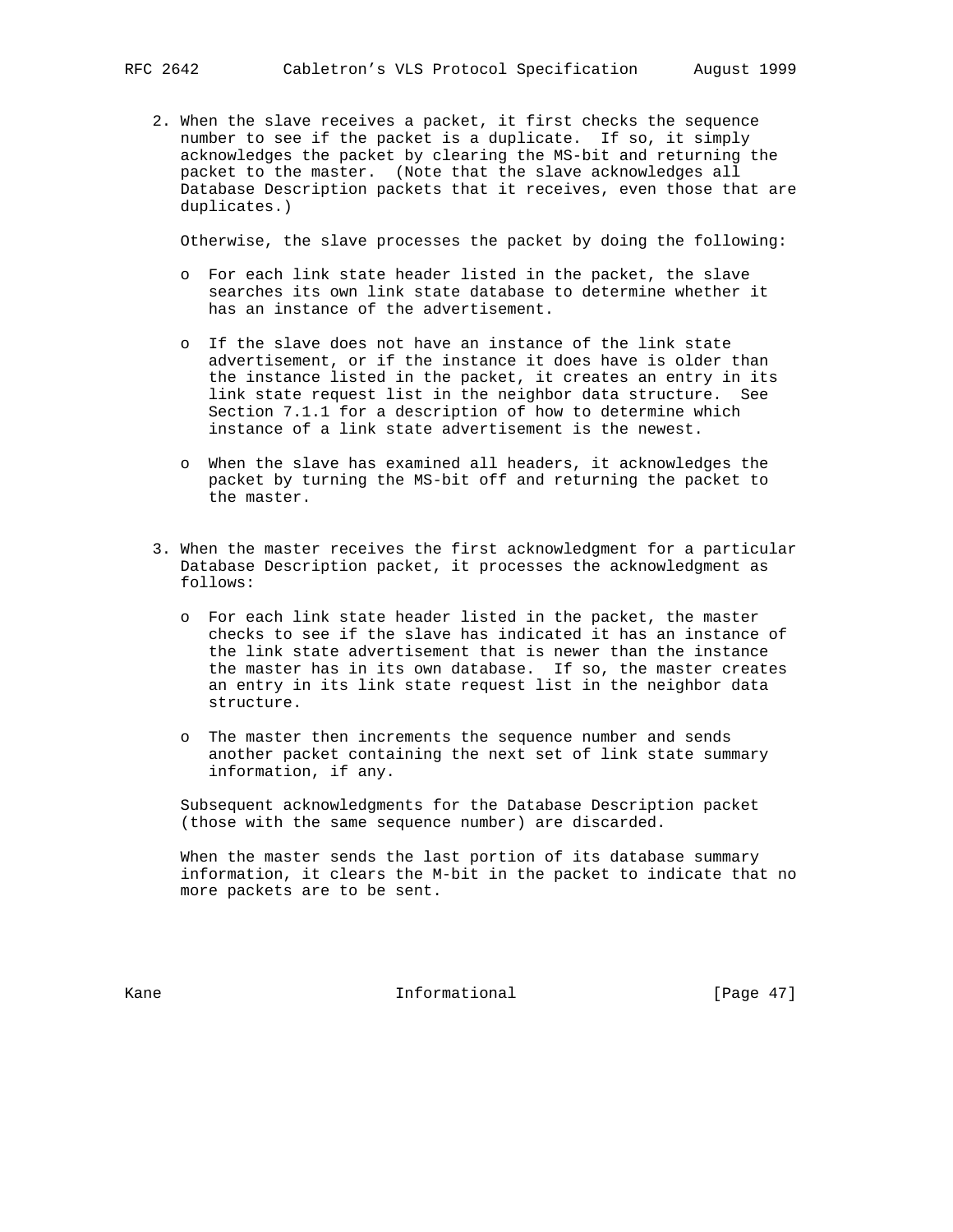2. When the slave receives a packet, it first checks the sequence number to see if the packet is a duplicate. If so, it simply acknowledges the packet by clearing the MS-bit and returning the packet to the master. (Note that the slave acknowledges all Database Description packets that it receives, even those that are duplicates.)

   Otherwise, the slave processes the packet by doing the following:

   - For each link state header listed in the packet, the slave searches its own link state database to determine whether it has an instance of the advertisement.

   - If the slave does not have an instance of the link state advertisement, or if the instance it does have is older than the instance listed in the packet, it creates an entry in its link state request list in the neighbor data structure. See Section 7.1.1 for a description of how to determine which instance of a link state advertisement is the newest.

   - When the slave has examined all headers, it acknowledges the packet by turning the MS-bit off and returning the packet to the master.

3. When the master receives the first acknowledgment for a particular Database Description packet, it processes the acknowledgment as follows:

   - For each link state header listed in the packet, the master checks to see if the slave has indicated it has an instance of the link state advertisement that is newer than the instance the master has in its own database. If so, the master creates an entry in its link state request list in the neighbor data structure.

   - The master then increments the sequence number and sends another packet containing the next set of link state summary information, if any.

   Subsequent acknowledgments for the Database Description packet (those with the same sequence number) are discarded.

   When the master sends the last portion of its database summary information, it clears the M-bit in the packet to indicate that no more packets are to be sent.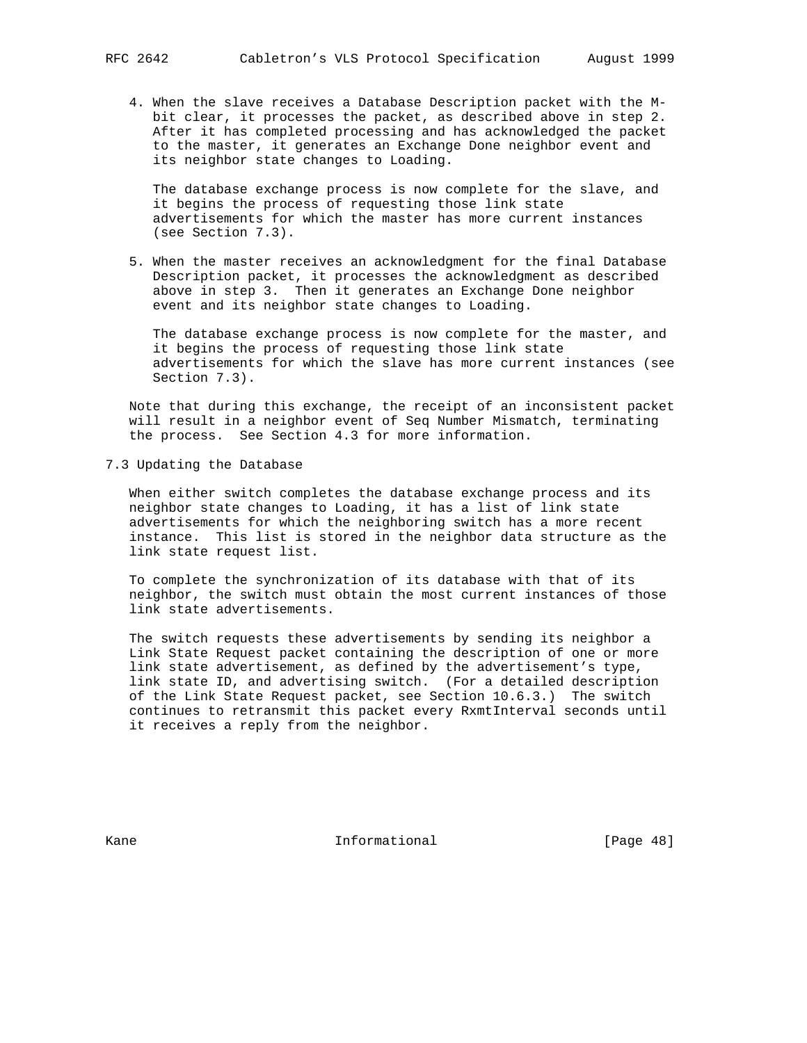4. When the slave receives a Database Description packet with the M-bit clear, it processes the packet, as described above in step 2. After it has completed processing and has acknowledged the packet to the master, it generates an Exchange Done neighbor event and its neighbor state changes to Loading.

   The database exchange process is now complete for the slave, and it begins the process of requesting those link state advertisements for which the master has more current instances (see Section 7.3).

5. When the master receives an acknowledgment for the final Database Description packet, it processes the acknowledgment as described above in step 3. Then it generates an Exchange Done neighbor event and its neighbor state changes to Loading.

   The database exchange process is now complete for the master, and it begins the process of requesting those link state advertisements for which the slave has more current instances (see Section 7.3).

Note that during this exchange, the receipt of an inconsistent packet will result in a neighbor event of Seq Number Mismatch, terminating the process. See Section 4.3 for more information.

## 7.3 Updating the Database

When either switch completes the database exchange process and its neighbor state changes to Loading, it has a list of link state advertisements for which the neighboring switch has a more recent instance. This list is stored in the neighbor data structure as the link state request list.

To complete the synchronization of its database with that of its neighbor, the switch must obtain the most current instances of those link state advertisements.

The switch requests these advertisements by sending its neighbor a Link State Request packet containing the description of one or more link state advertisement, as defined by the advertisement's type, link state ID, and advertising switch. (For a detailed description of the Link State Request packet, see Section 10.6.3.) The switch continues to retransmit this packet every RxmtInterval seconds until it receives a reply from the neighbor.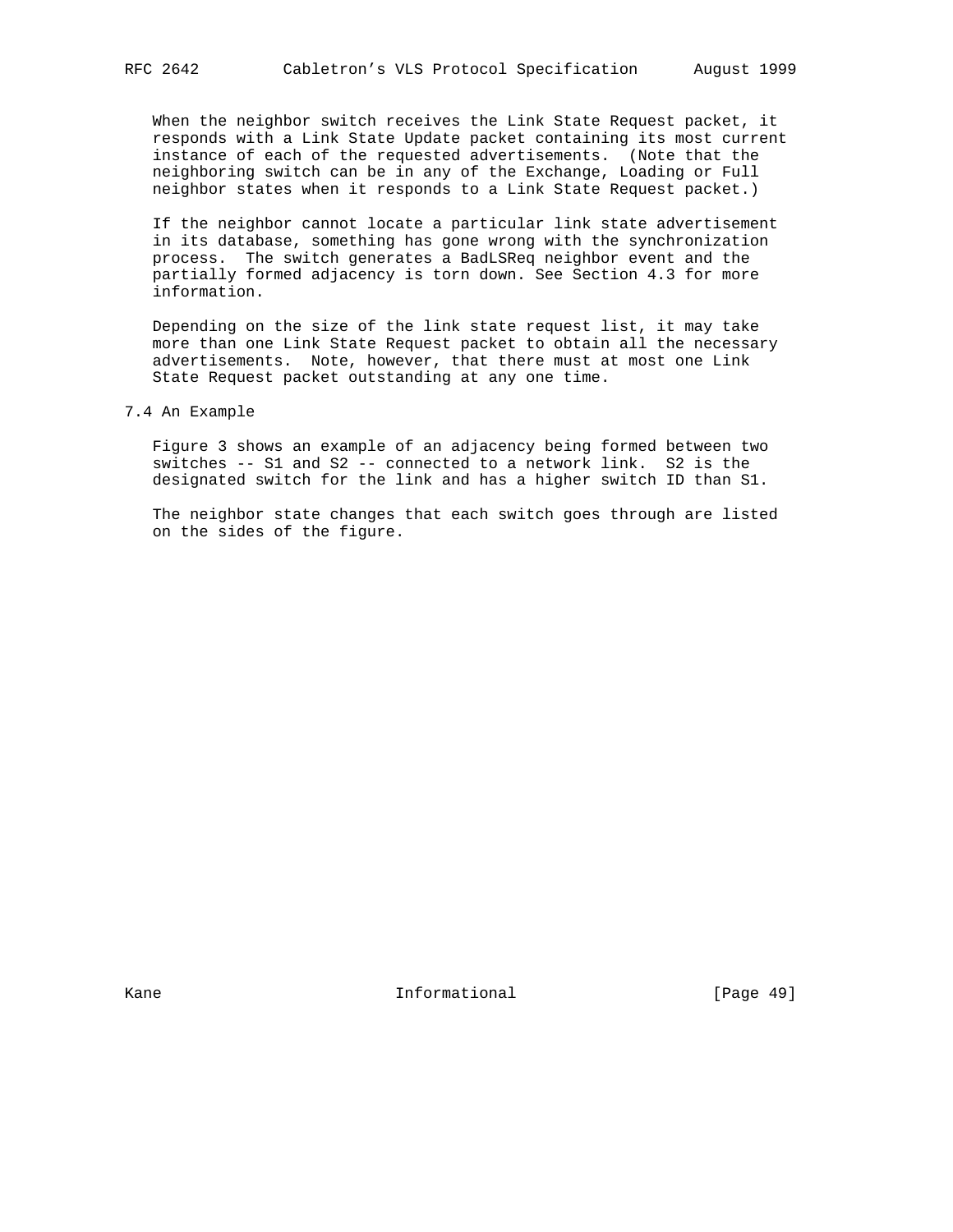When the neighbor switch receives the Link State Request packet, it responds with a Link State Update packet containing its most current instance of each of the requested advertisements. (Note that the neighboring switch can be in any of the Exchange, Loading or Full neighbor states when it responds to a Link State Request packet.)

If the neighbor cannot locate a particular link state advertisement in its database, something has gone wrong with the synchronization process. The switch generates a BadLSReq neighbor event and the partially formed adjacency is torn down. See Section 4.3 for more information.

Depending on the size of the link state request list, it may take more than one Link State Request packet to obtain all the necessary advertisements. Note, however, that there must at most one Link State Request packet outstanding at any one time.

## 7.4 An Example

Figure 3 shows an example of an adjacency being formed between two switches -- S1 and S2 -- connected to a network link. S2 is the designated switch for the link and has a higher switch ID than S1.

The neighbor state changes that each switch goes through are listed on the sides of the figure.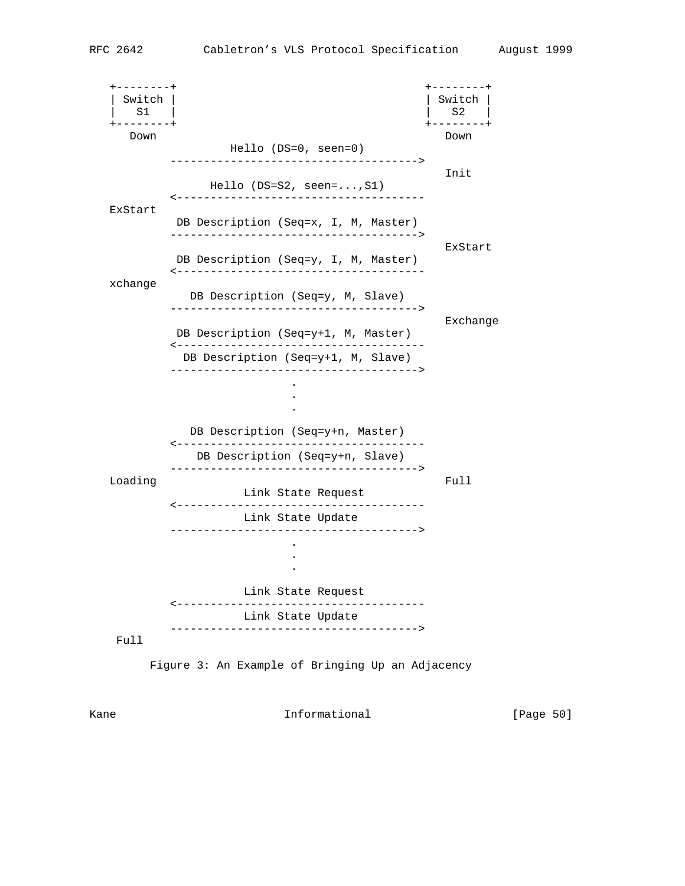```
   +--------+                                     +--------+
   | Switch |                                     | Switch |
   |   S1   |                                     |   S2   |
   +--------+                                     +--------+
      Down                                           Down
                 Hello (DS=0, seen=0)
          ------------------------------------->
                                                     Init
              Hello (DS=S2, seen=...,S1)
          <-------------------------------------
   ExStart
           DB Description (Seq=x, I, M, Master)
          ------------------------------------->
                                                     ExStart
           DB Description (Seq=y, I, M, Master)
          <-------------------------------------
   xchange
             DB Description (Seq=y, M, Slave)
          ------------------------------------->
                                                     Exchange
           DB Description (Seq=y+1, M, Master)
          <-------------------------------------
            DB Description (Seq=y+1, M, Slave)
          ------------------------------------->
                            .
                            .
                            .

             DB Description (Seq=y+n, Master)
          <-------------------------------------
              DB Description (Seq=y+n, Slave)
          ------------------------------------->
   Loading                                           Full
                    Link State Request
          <-------------------------------------
                    Link State Update
          ------------------------------------->
                            .
                            .
                            .

                    Link State Request
          <-------------------------------------
                    Link State Update
          ------------------------------------->
    Full
```

Figure 3: An Example of Bringing Up an Adjacency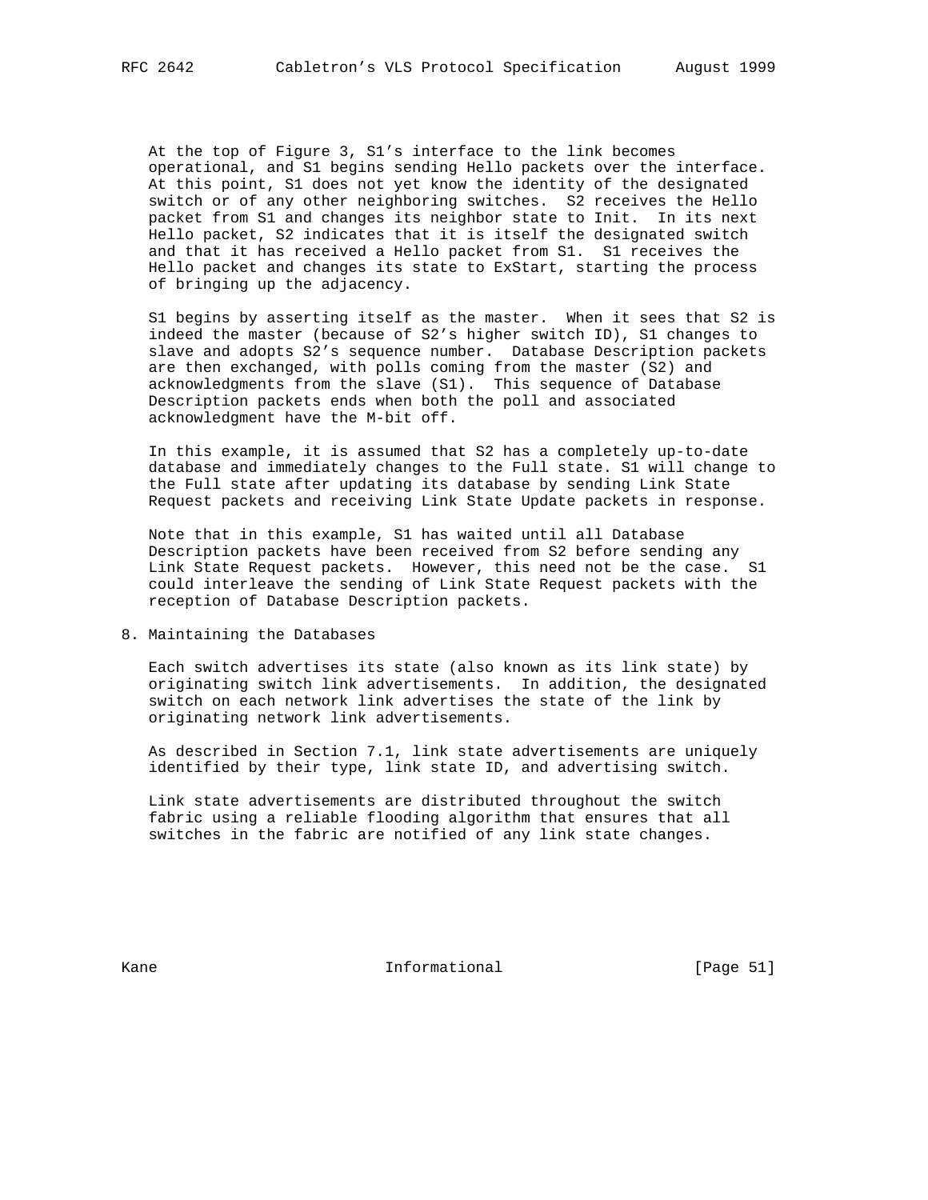At the top of Figure 3, S1's interface to the link becomes operational, and S1 begins sending Hello packets over the interface. At this point, S1 does not yet know the identity of the designated switch or of any other neighboring switches. S2 receives the Hello packet from S1 and changes its neighbor state to Init. In its next Hello packet, S2 indicates that it is itself the designated switch and that it has received a Hello packet from S1. S1 receives the Hello packet and changes its state to ExStart, starting the process of bringing up the adjacency.

S1 begins by asserting itself as the master. When it sees that S2 is indeed the master (because of S2's higher switch ID), S1 changes to slave and adopts S2's sequence number. Database Description packets are then exchanged, with polls coming from the master (S2) and acknowledgments from the slave (S1). This sequence of Database Description packets ends when both the poll and associated acknowledgment have the M-bit off.

In this example, it is assumed that S2 has a completely up-to-date database and immediately changes to the Full state. S1 will change to the Full state after updating its database by sending Link State Request packets and receiving Link State Update packets in response.

Note that in this example, S1 has waited until all Database Description packets have been received from S2 before sending any Link State Request packets. However, this need not be the case. S1 could interleave the sending of Link State Request packets with the reception of Database Description packets.

## 8. Maintaining the Databases

Each switch advertises its state (also known as its link state) by originating switch link advertisements. In addition, the designated switch on each network link advertises the state of the link by originating network link advertisements.

As described in Section 7.1, link state advertisements are uniquely identified by their type, link state ID, and advertising switch.

Link state advertisements are distributed throughout the switch fabric using a reliable flooding algorithm that ensures that all switches in the fabric are notified of any link state changes.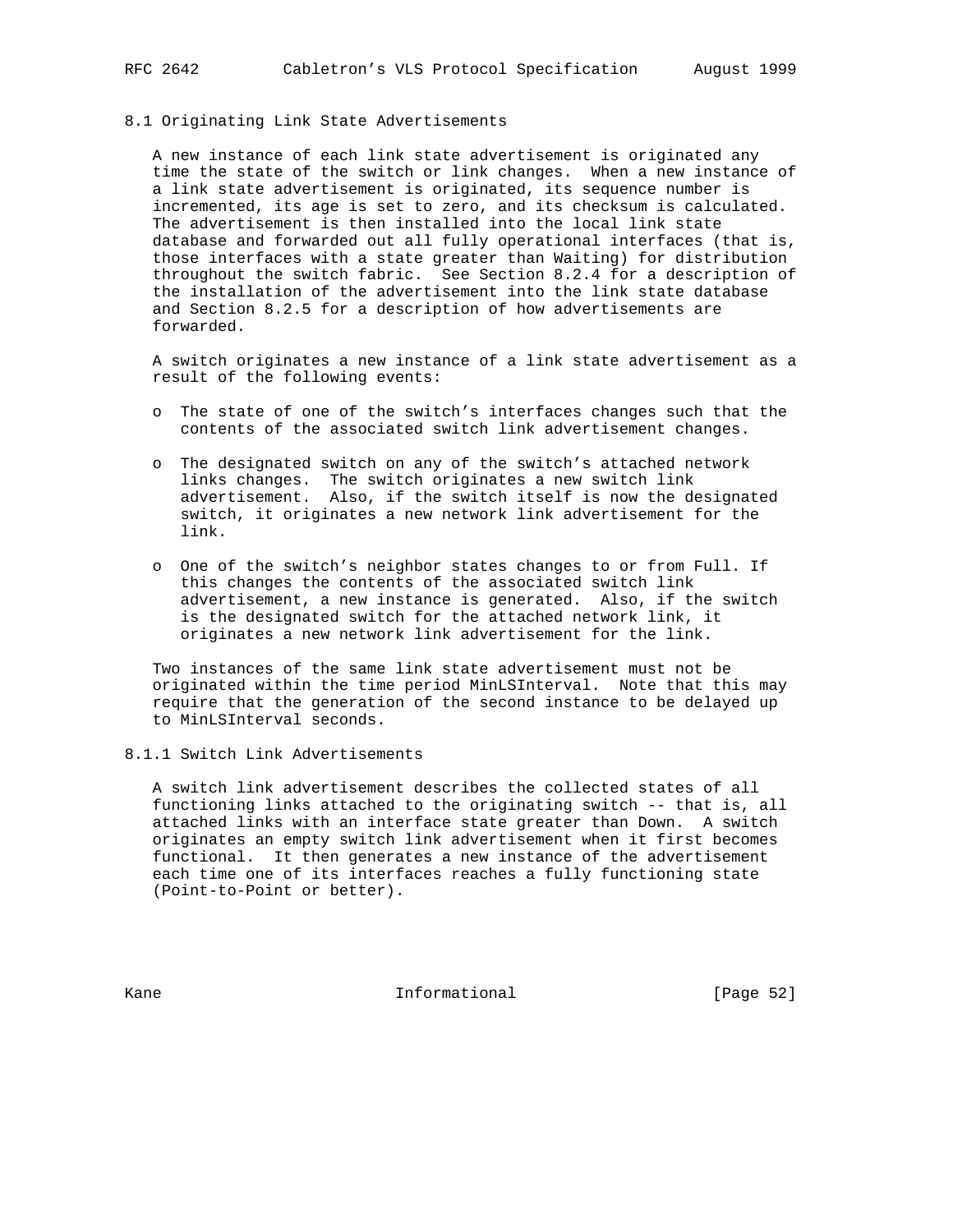### 8.1 Originating Link State Advertisements

A new instance of each link state advertisement is originated any time the state of the switch or link changes. When a new instance of a link state advertisement is originated, its sequence number is incremented, its age is set to zero, and its checksum is calculated. The advertisement is then installed into the local link state database and forwarded out all fully operational interfaces (that is, those interfaces with a state greater than Waiting) for distribution throughout the switch fabric. See Section 8.2.4 for a description of the installation of the advertisement into the link state database and Section 8.2.5 for a description of how advertisements are forwarded.

A switch originates a new instance of a link state advertisement as a result of the following events:

- The state of one of the switch's interfaces changes such that the contents of the associated switch link advertisement changes.
- The designated switch on any of the switch's attached network links changes. The switch originates a new switch link advertisement. Also, if the switch itself is now the designated switch, it originates a new network link advertisement for the link.
- One of the switch's neighbor states changes to or from Full. If this changes the contents of the associated switch link advertisement, a new instance is generated. Also, if the switch is the designated switch for the attached network link, it originates a new network link advertisement for the link.

Two instances of the same link state advertisement must not be originated within the time period MinLSInterval. Note that this may require that the generation of the second instance to be delayed up to MinLSInterval seconds.

#### 8.1.1 Switch Link Advertisements

A switch link advertisement describes the collected states of all functioning links attached to the originating switch -- that is, all attached links with an interface state greater than Down. A switch originates an empty switch link advertisement when it first becomes functional. It then generates a new instance of the advertisement each time one of its interfaces reaches a fully functioning state (Point-to-Point or better).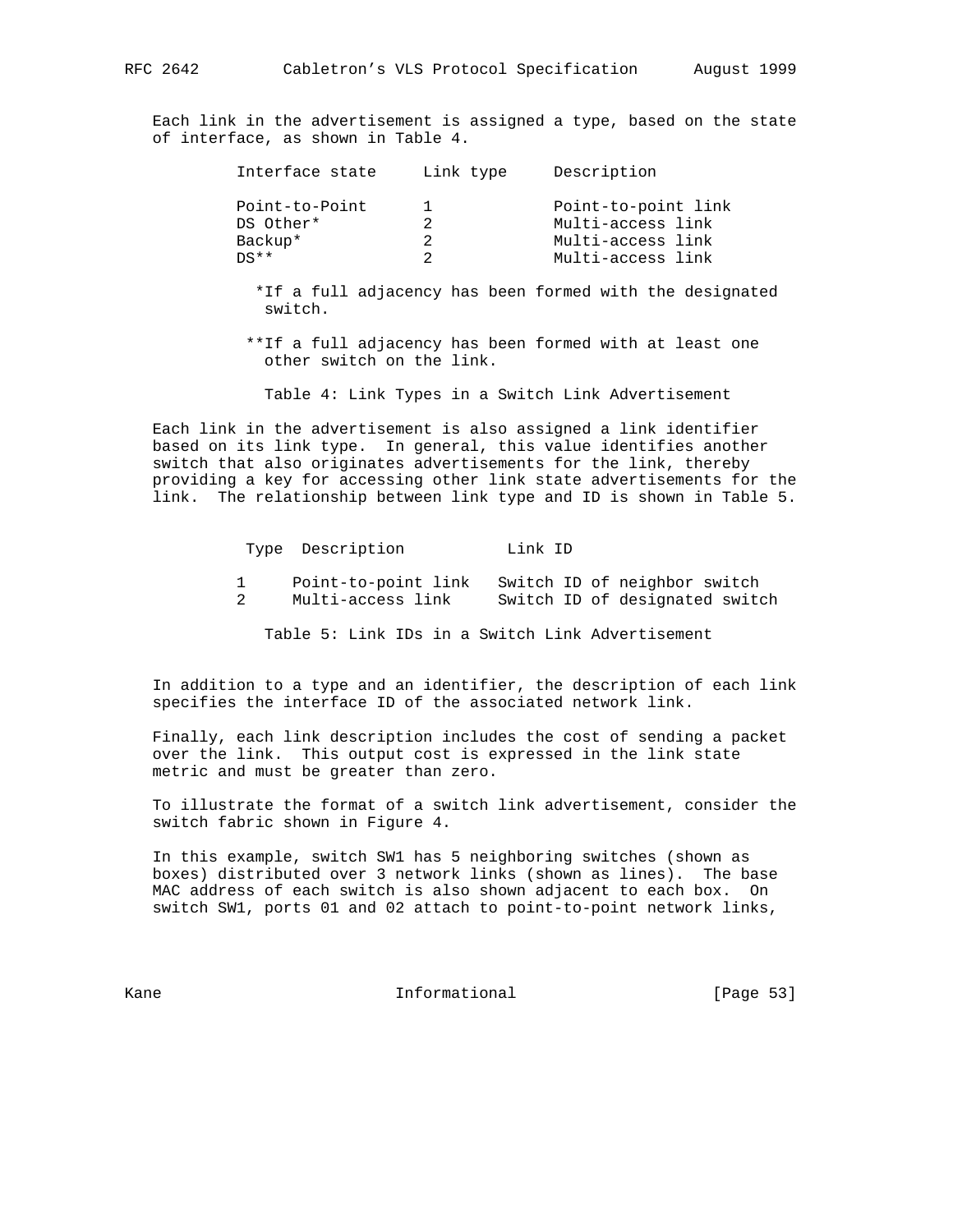Each link in the advertisement is assigned a type, based on the state of interface, as shown in Table 4.

| Interface state | Link type | Description |
| --- | --- | --- |
| Point-to-Point | 1 | Point-to-point link |
| DS Other* | 2 | Multi-access link |
| Backup* | 2 | Multi-access link |
| DS** | 2 | Multi-access link |

*If a full adjacency has been formed with the designated switch.

**If a full adjacency has been formed with at least one other switch on the link.

Table 4: Link Types in a Switch Link Advertisement

Each link in the advertisement is also assigned a link identifier based on its link type. In general, this value identifies another switch that also originates advertisements for the link, thereby providing a key for accessing other link state advertisements for the link. The relationship between link type and ID is shown in Table 5.

| Type | Description | Link ID |
| --- | --- | --- |
| 1 | Point-to-point link | Switch ID of neighbor switch |
| 2 | Multi-access link | Switch ID of designated switch |

Table 5: Link IDs in a Switch Link Advertisement

In addition to a type and an identifier, the description of each link specifies the interface ID of the associated network link.

Finally, each link description includes the cost of sending a packet over the link. This output cost is expressed in the link state metric and must be greater than zero.

To illustrate the format of a switch link advertisement, consider the switch fabric shown in Figure 4.

In this example, switch SW1 has 5 neighboring switches (shown as boxes) distributed over 3 network links (shown as lines). The base MAC address of each switch is also shown adjacent to each box. On switch SW1, ports 01 and 02 attach to point-to-point network links,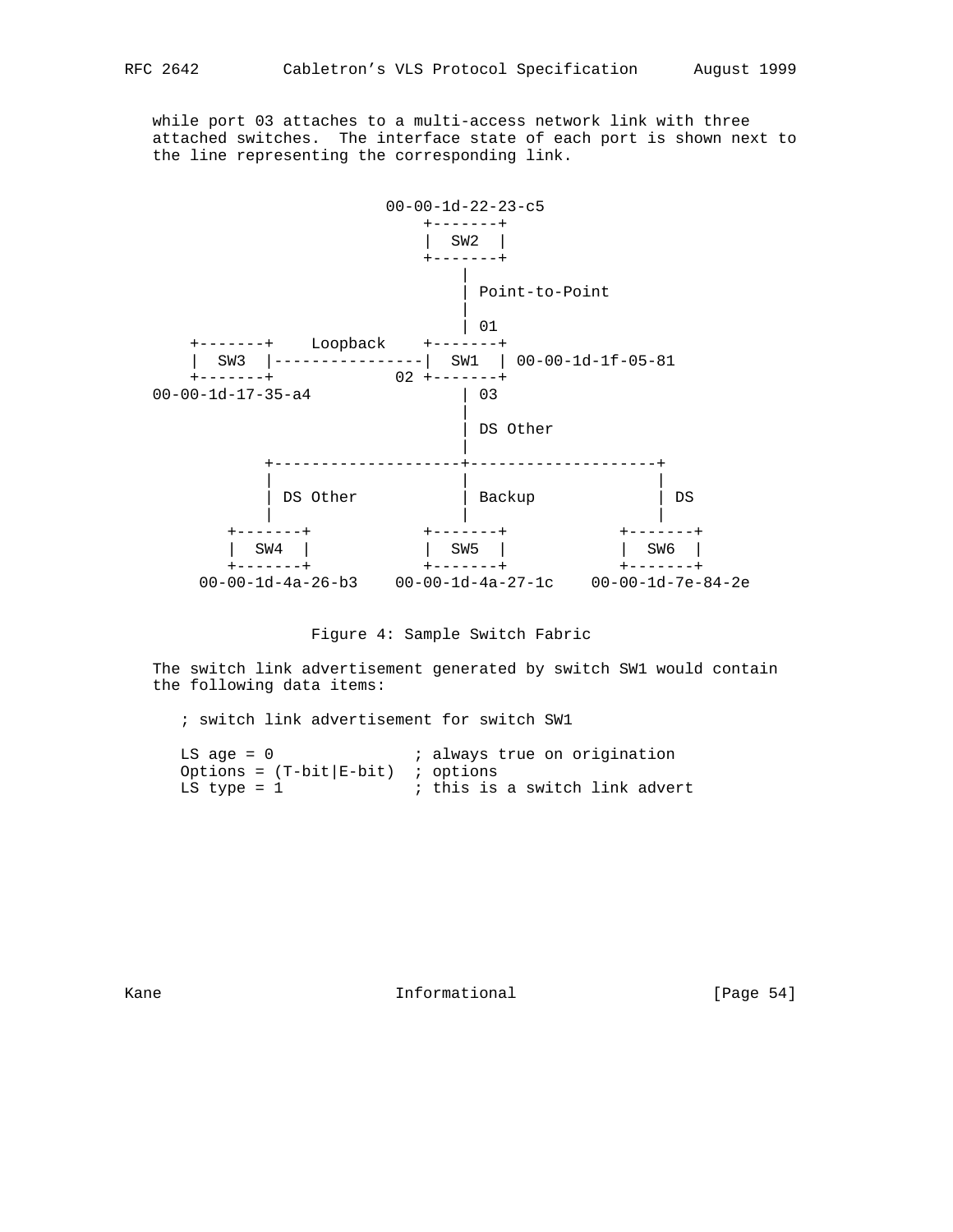while port 03 attaches to a multi-access network link with three attached switches. The interface state of each port is shown next to the line representing the corresponding link.

```
                          00-00-1d-22-23-c5
                              +-------+
                              |  SW2  |
                              +-------+
                                  |
                                  | Point-to-Point
                                  |
                                  | 01
    +-------+    Loopback     +-------+
    |  SW3  |-----------------|  SW1  | 00-00-1d-1f-05-81
    +-------+              02 +-------+
00-00-1d-17-35-a4                 | 03
                                  |
                                  | DS Other
                                  |
            +---------------------+---------------------+
            |                     |                     |
            | DS Other            | Backup              | DS
            |                     |                     |
        +-------+             +-------+             +-------+
        |  SW4  |             |  SW5  |             |  SW6  |
        +-------+             +-------+             +-------+
     00-00-1d-4a-26-b3    00-00-1d-4a-27-1c    00-00-1d-7e-84-2e
```

Figure 4: Sample Switch Fabric

The switch link advertisement generated by switch SW1 would contain the following data items:

```
; switch link advertisement for switch SW1

LS age = 0               ; always true on origination
Options = (T-bit|E-bit)  ; options
LS type = 1              ; this is a switch link advert
```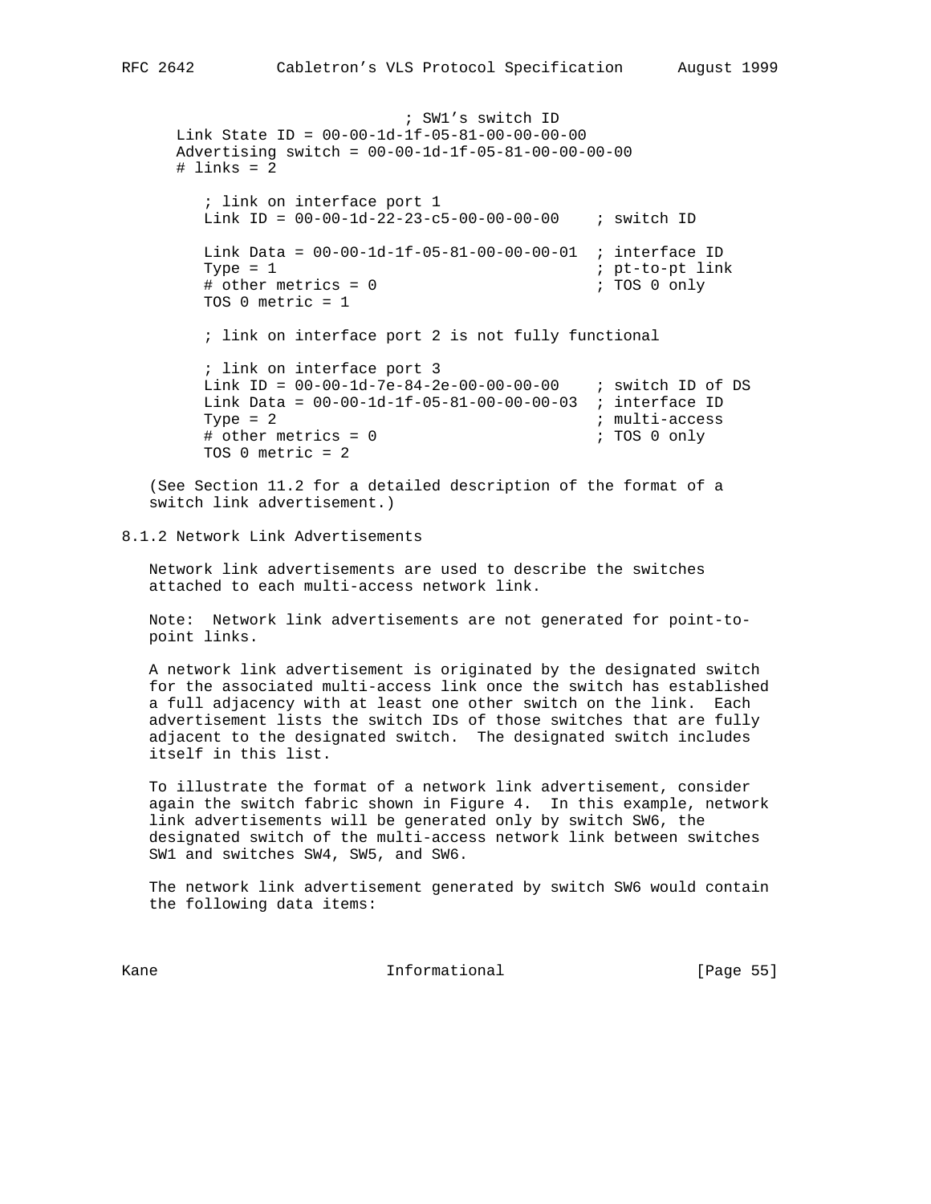```
                              ; SW1's switch ID
      Link State ID = 00-00-1d-1f-05-81-00-00-00-00
      Advertising switch = 00-00-1d-1f-05-81-00-00-00-00
      # links = 2

         ; link on interface port 1
         Link ID = 00-00-1d-22-23-c5-00-00-00-00    ; switch ID

         Link Data = 00-00-1d-1f-05-81-00-00-00-01  ; interface ID
         Type = 1                                   ; pt-to-pt link
         # other metrics = 0                        ; TOS 0 only
         TOS 0 metric = 1

         ; link on interface port 2 is not fully functional

         ; link on interface port 3
         Link ID = 00-00-1d-7e-84-2e-00-00-00-00    ; switch ID of DS
         Link Data = 00-00-1d-1f-05-81-00-00-00-03  ; interface ID
         Type = 2                                   ; multi-access
         # other metrics = 0                        ; TOS 0 only
         TOS 0 metric = 2
```

(See Section 11.2 for a detailed description of the format of a switch link advertisement.)

### 8.1.2 Network Link Advertisements

Network link advertisements are used to describe the switches attached to each multi-access network link.

Note: Network link advertisements are not generated for point-to-point links.

A network link advertisement is originated by the designated switch for the associated multi-access link once the switch has established a full adjacency with at least one other switch on the link. Each advertisement lists the switch IDs of those switches that are fully adjacent to the designated switch. The designated switch includes itself in this list.

To illustrate the format of a network link advertisement, consider again the switch fabric shown in Figure 4. In this example, network link advertisements will be generated only by switch SW6, the designated switch of the multi-access network link between switches SW1 and switches SW4, SW5, and SW6.

The network link advertisement generated by switch SW6 would contain the following data items: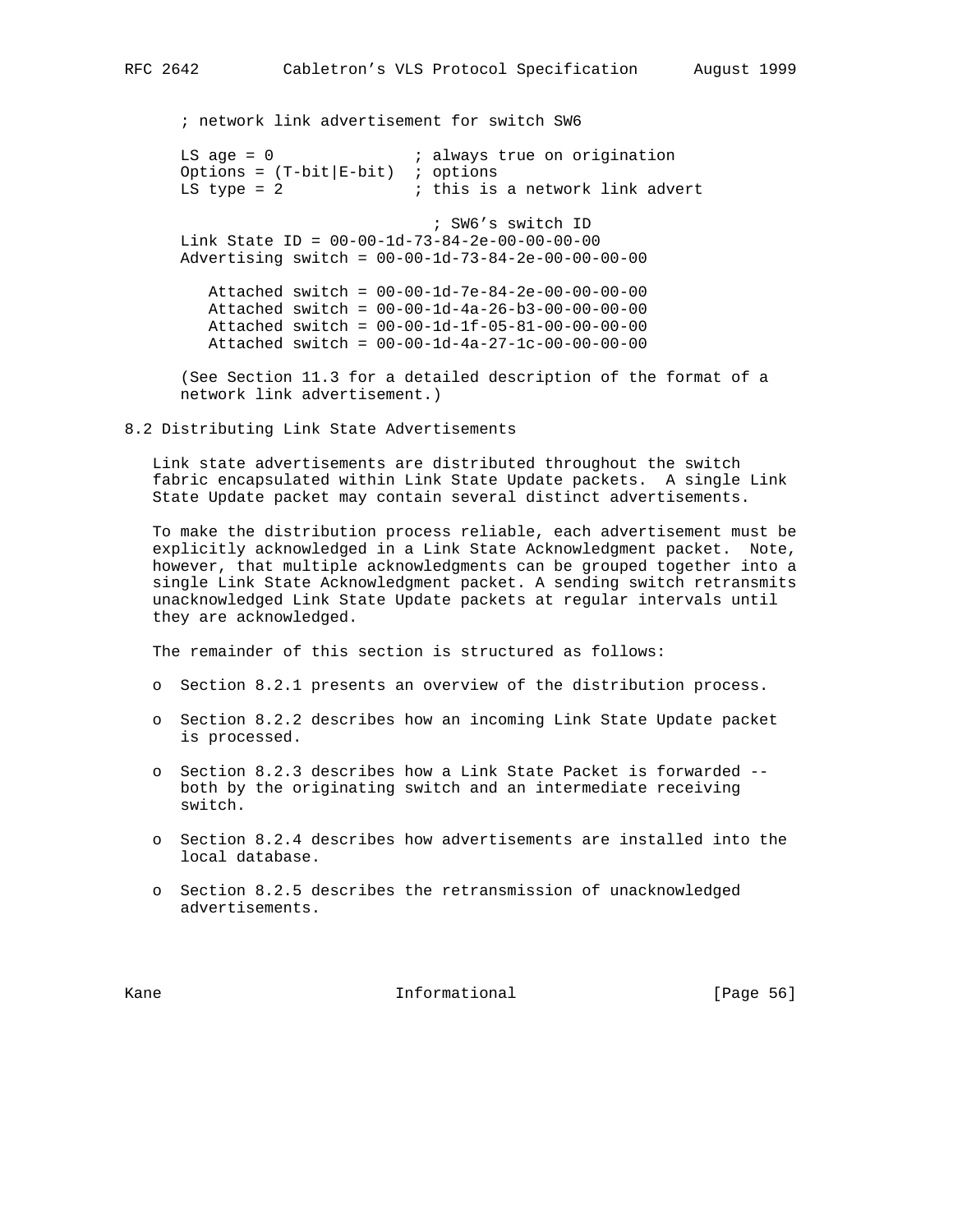```
; network link advertisement for switch SW6

LS age = 0               ; always true on origination
Options = (T-bit|E-bit)  ; options
LS type = 2              ; this is a network link advert

                           ; SW6's switch ID
Link State ID = 00-00-1d-73-84-2e-00-00-00-00
Advertising switch = 00-00-1d-73-84-2e-00-00-00-00

   Attached switch = 00-00-1d-7e-84-2e-00-00-00-00
   Attached switch = 00-00-1d-4a-26-b3-00-00-00-00
   Attached switch = 00-00-1d-1f-05-81-00-00-00-00
   Attached switch = 00-00-1d-4a-27-1c-00-00-00-00
```

(See Section 11.3 for a detailed description of the format of a network link advertisement.)

## 8.2 Distributing Link State Advertisements

Link state advertisements are distributed throughout the switch fabric encapsulated within Link State Update packets. A single Link State Update packet may contain several distinct advertisements.

To make the distribution process reliable, each advertisement must be explicitly acknowledged in a Link State Acknowledgment packet. Note, however, that multiple acknowledgments can be grouped together into a single Link State Acknowledgment packet. A sending switch retransmits unacknowledged Link State Update packets at regular intervals until they are acknowledged.

The remainder of this section is structured as follows:

- Section 8.2.1 presents an overview of the distribution process.
- Section 8.2.2 describes how an incoming Link State Update packet is processed.
- Section 8.2.3 describes how a Link State Packet is forwarded -- both by the originating switch and an intermediate receiving switch.
- Section 8.2.4 describes how advertisements are installed into the local database.
- Section 8.2.5 describes the retransmission of unacknowledged advertisements.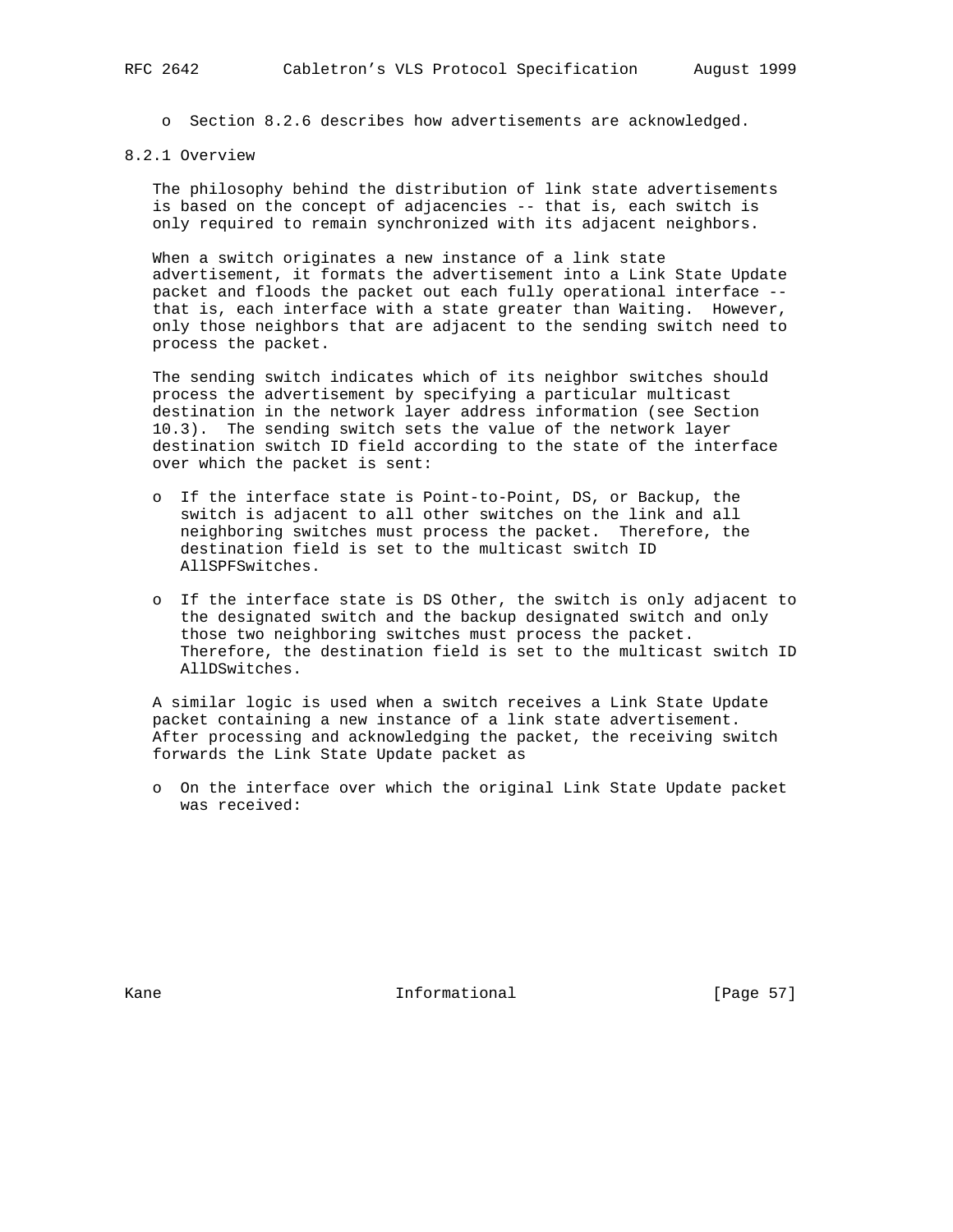- Section 8.2.6 describes how advertisements are acknowledged.

### 8.2.1 Overview

The philosophy behind the distribution of link state advertisements is based on the concept of adjacencies -- that is, each switch is only required to remain synchronized with its adjacent neighbors.

When a switch originates a new instance of a link state advertisement, it formats the advertisement into a Link State Update packet and floods the packet out each fully operational interface -- that is, each interface with a state greater than Waiting. However, only those neighbors that are adjacent to the sending switch need to process the packet.

The sending switch indicates which of its neighbor switches should process the advertisement by specifying a particular multicast destination in the network layer address information (see Section 10.3). The sending switch sets the value of the network layer destination switch ID field according to the state of the interface over which the packet is sent:

- If the interface state is Point-to-Point, DS, or Backup, the switch is adjacent to all other switches on the link and all neighboring switches must process the packet. Therefore, the destination field is set to the multicast switch ID AllSPFSwitches.

- If the interface state is DS Other, the switch is only adjacent to the designated switch and the backup designated switch and only those two neighboring switches must process the packet. Therefore, the destination field is set to the multicast switch ID AllDSwitches.

A similar logic is used when a switch receives a Link State Update packet containing a new instance of a link state advertisement. After processing and acknowledging the packet, the receiving switch forwards the Link State Update packet as

- On the interface over which the original Link State Update packet was received: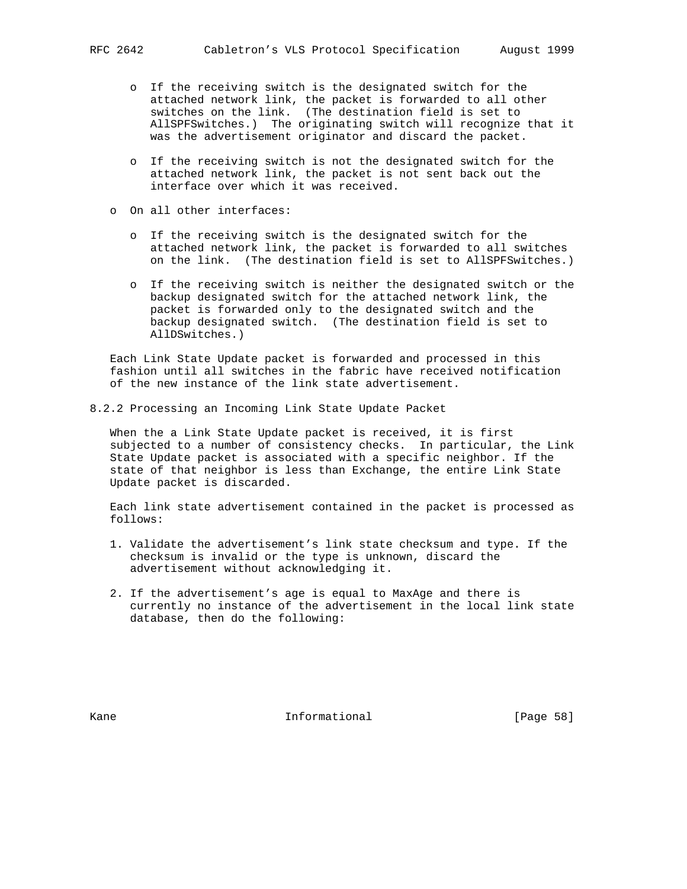- If the receiving switch is the designated switch for the attached network link, the packet is forwarded to all other switches on the link. (The destination field is set to AllSPFSwitches.) The originating switch will recognize that it was the advertisement originator and discard the packet.

- If the receiving switch is not the designated switch for the attached network link, the packet is not sent back out the interface over which it was received.

- On all other interfaces:

  - If the receiving switch is the designated switch for the attached network link, the packet is forwarded to all switches on the link. (The destination field is set to AllSPFSwitches.)

  - If the receiving switch is neither the designated switch or the backup designated switch for the attached network link, the packet is forwarded only to the designated switch and the backup designated switch. (The destination field is set to AllDSwitches.)

Each Link State Update packet is forwarded and processed in this fashion until all switches in the fabric have received notification of the new instance of the link state advertisement.

### 8.2.2 Processing an Incoming Link State Update Packet

When the a Link State Update packet is received, it is first subjected to a number of consistency checks. In particular, the Link State Update packet is associated with a specific neighbor. If the state of that neighbor is less than Exchange, the entire Link State Update packet is discarded.

Each link state advertisement contained in the packet is processed as follows:

1. Validate the advertisement's link state checksum and type. If the checksum is invalid or the type is unknown, discard the advertisement without acknowledging it.

2. If the advertisement's age is equal to MaxAge and there is currently no instance of the advertisement in the local link state database, then do the following: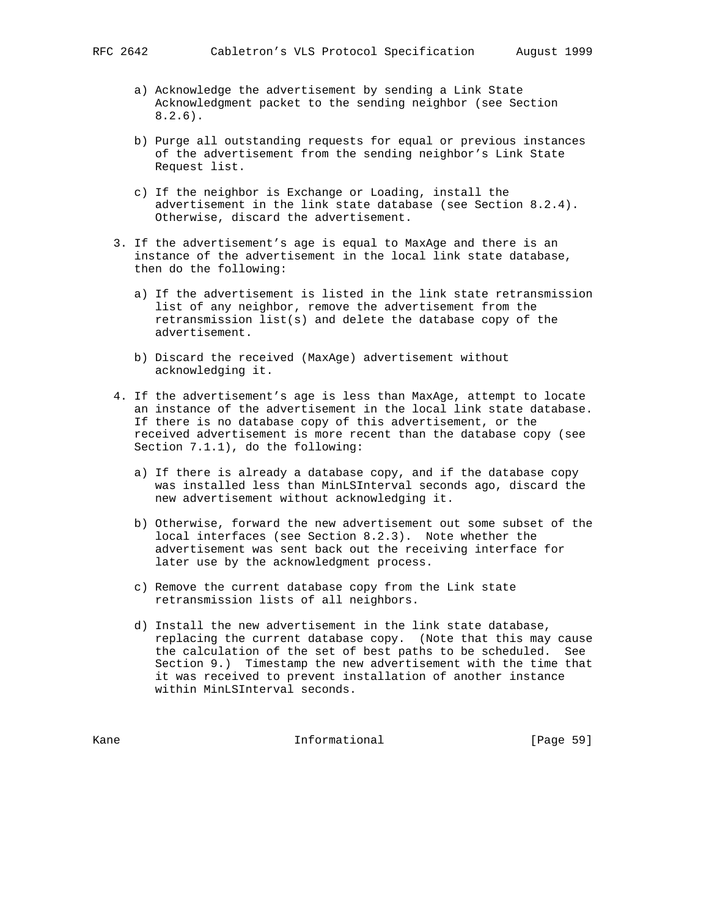a) Acknowledge the advertisement by sending a Link State Acknowledgment packet to the sending neighbor (see Section 8.2.6).

b) Purge all outstanding requests for equal or previous instances of the advertisement from the sending neighbor's Link State Request list.

c) If the neighbor is Exchange or Loading, install the advertisement in the link state database (see Section 8.2.4). Otherwise, discard the advertisement.

3. If the advertisement's age is equal to MaxAge and there is an instance of the advertisement in the local link state database, then do the following:

   a) If the advertisement is listed in the link state retransmission list of any neighbor, remove the advertisement from the retransmission list(s) and delete the database copy of the advertisement.

   b) Discard the received (MaxAge) advertisement without acknowledging it.

4. If the advertisement's age is less than MaxAge, attempt to locate an instance of the advertisement in the local link state database. If there is no database copy of this advertisement, or the received advertisement is more recent than the database copy (see Section 7.1.1), do the following:

   a) If there is already a database copy, and if the database copy was installed less than MinLSInterval seconds ago, discard the new advertisement without acknowledging it.

   b) Otherwise, forward the new advertisement out some subset of the local interfaces (see Section 8.2.3). Note whether the advertisement was sent back out the receiving interface for later use by the acknowledgment process.

   c) Remove the current database copy from the Link state retransmission lists of all neighbors.

   d) Install the new advertisement in the link state database, replacing the current database copy. (Note that this may cause the calculation of the set of best paths to be scheduled. See Section 9.) Timestamp the new advertisement with the time that it was received to prevent installation of another instance within MinLSInterval seconds.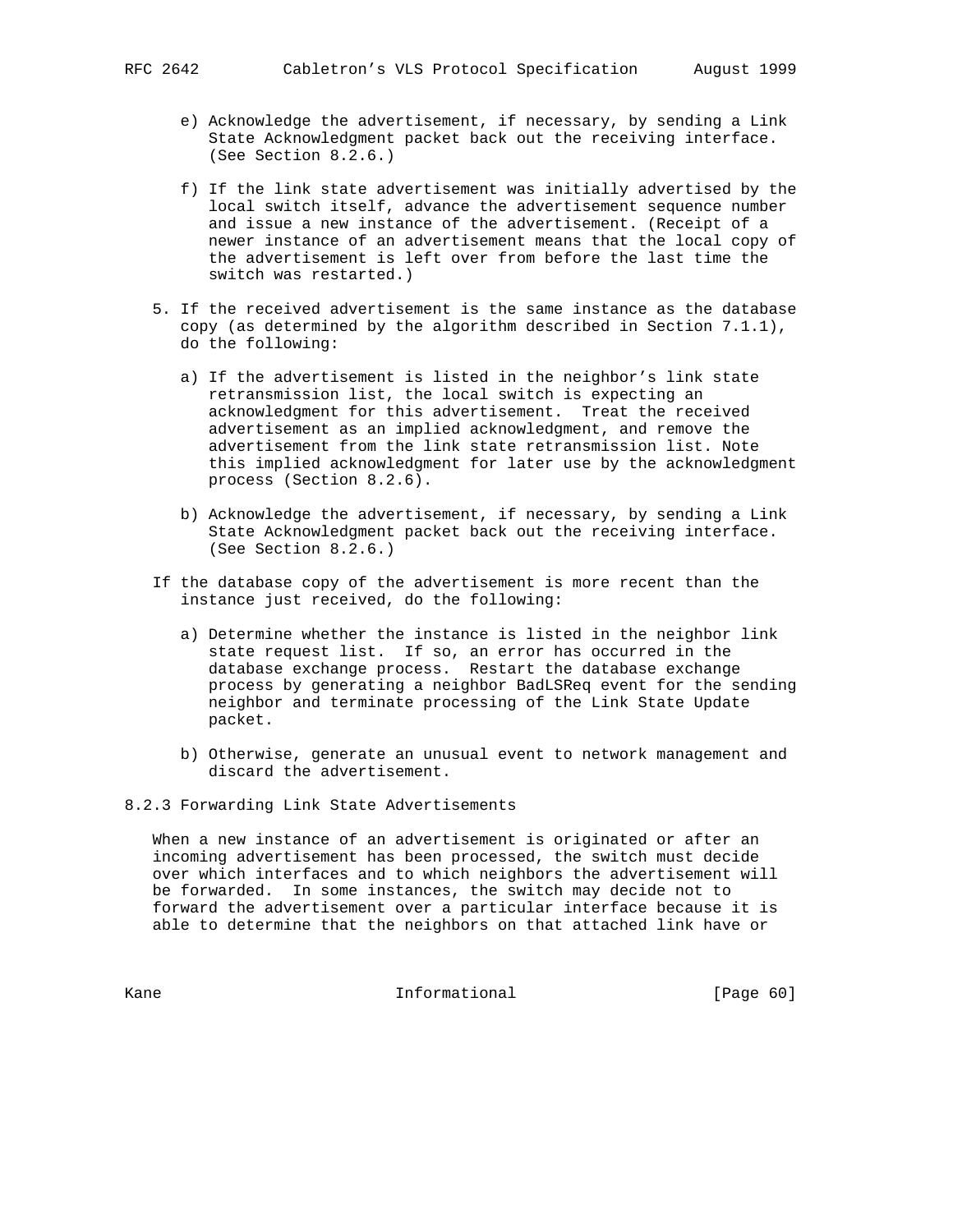e) Acknowledge the advertisement, if necessary, by sending a Link State Acknowledgment packet back out the receiving interface. (See Section 8.2.6.)

f) If the link state advertisement was initially advertised by the local switch itself, advance the advertisement sequence number and issue a new instance of the advertisement. (Receipt of a newer instance of an advertisement means that the local copy of the advertisement is left over from before the last time the switch was restarted.)

5. If the received advertisement is the same instance as the database copy (as determined by the algorithm described in Section 7.1.1), do the following:

   a) If the advertisement is listed in the neighbor's link state retransmission list, the local switch is expecting an acknowledgment for this advertisement. Treat the received advertisement as an implied acknowledgment, and remove the advertisement from the link state retransmission list. Note this implied acknowledgment for later use by the acknowledgment process (Section 8.2.6).

   b) Acknowledge the advertisement, if necessary, by sending a Link State Acknowledgment packet back out the receiving interface. (See Section 8.2.6.)

If the database copy of the advertisement is more recent than the instance just received, do the following:

   a) Determine whether the instance is listed in the neighbor link state request list. If so, an error has occurred in the database exchange process. Restart the database exchange process by generating a neighbor BadLSReq event for the sending neighbor and terminate processing of the Link State Update packet.

   b) Otherwise, generate an unusual event to network management and discard the advertisement.

### 8.2.3 Forwarding Link State Advertisements

When a new instance of an advertisement is originated or after an incoming advertisement has been processed, the switch must decide over which interfaces and to which neighbors the advertisement will be forwarded. In some instances, the switch may decide not to forward the advertisement over a particular interface because it is able to determine that the neighbors on that attached link have or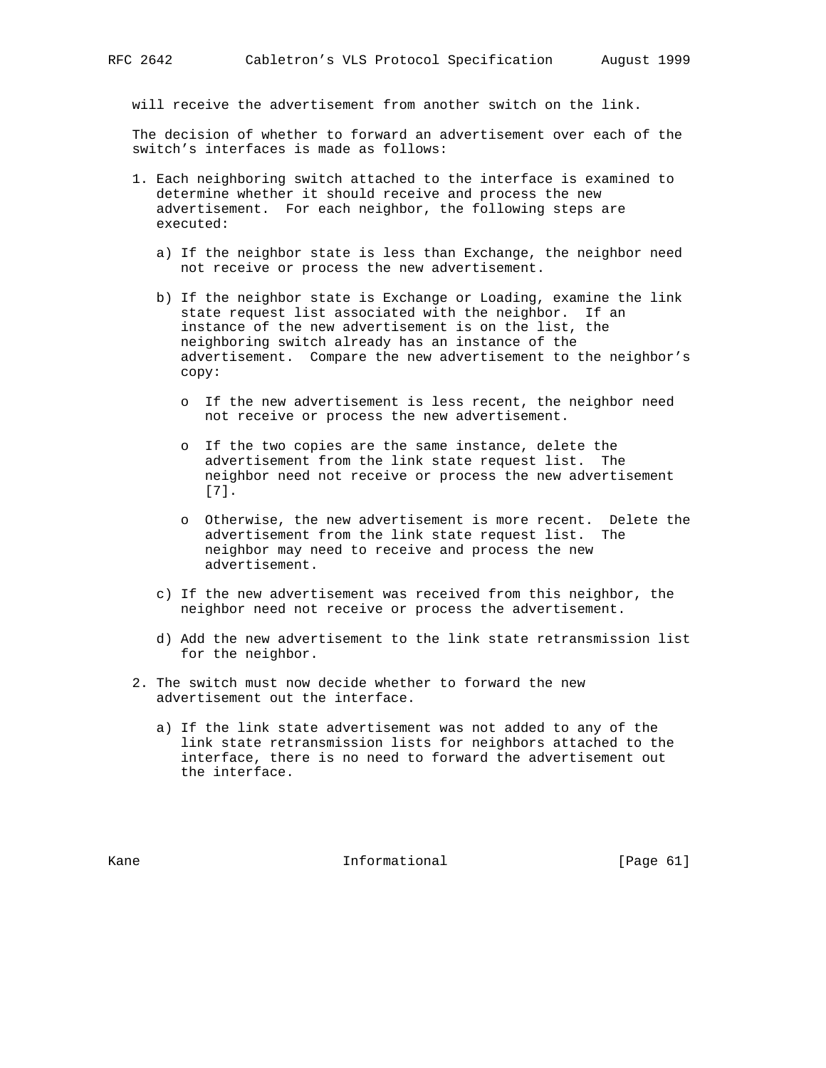will receive the advertisement from another switch on the link.

The decision of whether to forward an advertisement over each of the switch's interfaces is made as follows:

1. Each neighboring switch attached to the interface is examined to determine whether it should receive and process the new advertisement. For each neighbor, the following steps are executed:

   a) If the neighbor state is less than Exchange, the neighbor need not receive or process the new advertisement.

   b) If the neighbor state is Exchange or Loading, examine the link state request list associated with the neighbor. If an instance of the new advertisement is on the list, the neighboring switch already has an instance of the advertisement. Compare the new advertisement to the neighbor's copy:

      o If the new advertisement is less recent, the neighbor need not receive or process the new advertisement.

      o If the two copies are the same instance, delete the advertisement from the link state request list. The neighbor need not receive or process the new advertisement [7].

      o Otherwise, the new advertisement is more recent. Delete the advertisement from the link state request list. The neighbor may need to receive and process the new advertisement.

   c) If the new advertisement was received from this neighbor, the neighbor need not receive or process the advertisement.

   d) Add the new advertisement to the link state retransmission list for the neighbor.

2. The switch must now decide whether to forward the new advertisement out the interface.

   a) If the link state advertisement was not added to any of the link state retransmission lists for neighbors attached to the interface, there is no need to forward the advertisement out the interface.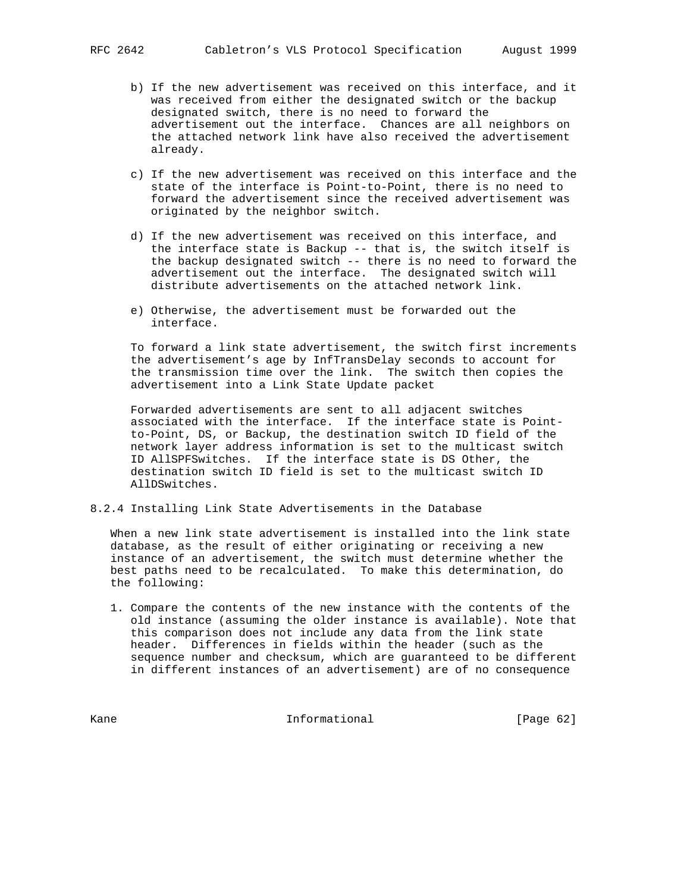b) If the new advertisement was received on this interface, and it was received from either the designated switch or the backup designated switch, there is no need to forward the advertisement out the interface. Chances are all neighbors on the attached network link have also received the advertisement already.

c) If the new advertisement was received on this interface and the state of the interface is Point-to-Point, there is no need to forward the advertisement since the received advertisement was originated by the neighbor switch.

d) If the new advertisement was received on this interface, and the interface state is Backup -- that is, the switch itself is the backup designated switch -- there is no need to forward the advertisement out the interface. The designated switch will distribute advertisements on the attached network link.

e) Otherwise, the advertisement must be forwarded out the interface.

To forward a link state advertisement, the switch first increments the advertisement's age by InfTransDelay seconds to account for the transmission time over the link. The switch then copies the advertisement into a Link State Update packet

Forwarded advertisements are sent to all adjacent switches associated with the interface. If the interface state is Point-to-Point, DS, or Backup, the destination switch ID field of the network layer address information is set to the multicast switch ID AllSPFSwitches. If the interface state is DS Other, the destination switch ID field is set to the multicast switch ID AllDSwitches.

### 8.2.4 Installing Link State Advertisements in the Database

When a new link state advertisement is installed into the link state database, as the result of either originating or receiving a new instance of an advertisement, the switch must determine whether the best paths need to be recalculated. To make this determination, do the following:

1. Compare the contents of the new instance with the contents of the old instance (assuming the older instance is available). Note that this comparison does not include any data from the link state header. Differences in fields within the header (such as the sequence number and checksum, which are guaranteed to be different in different instances of an advertisement) are of no consequence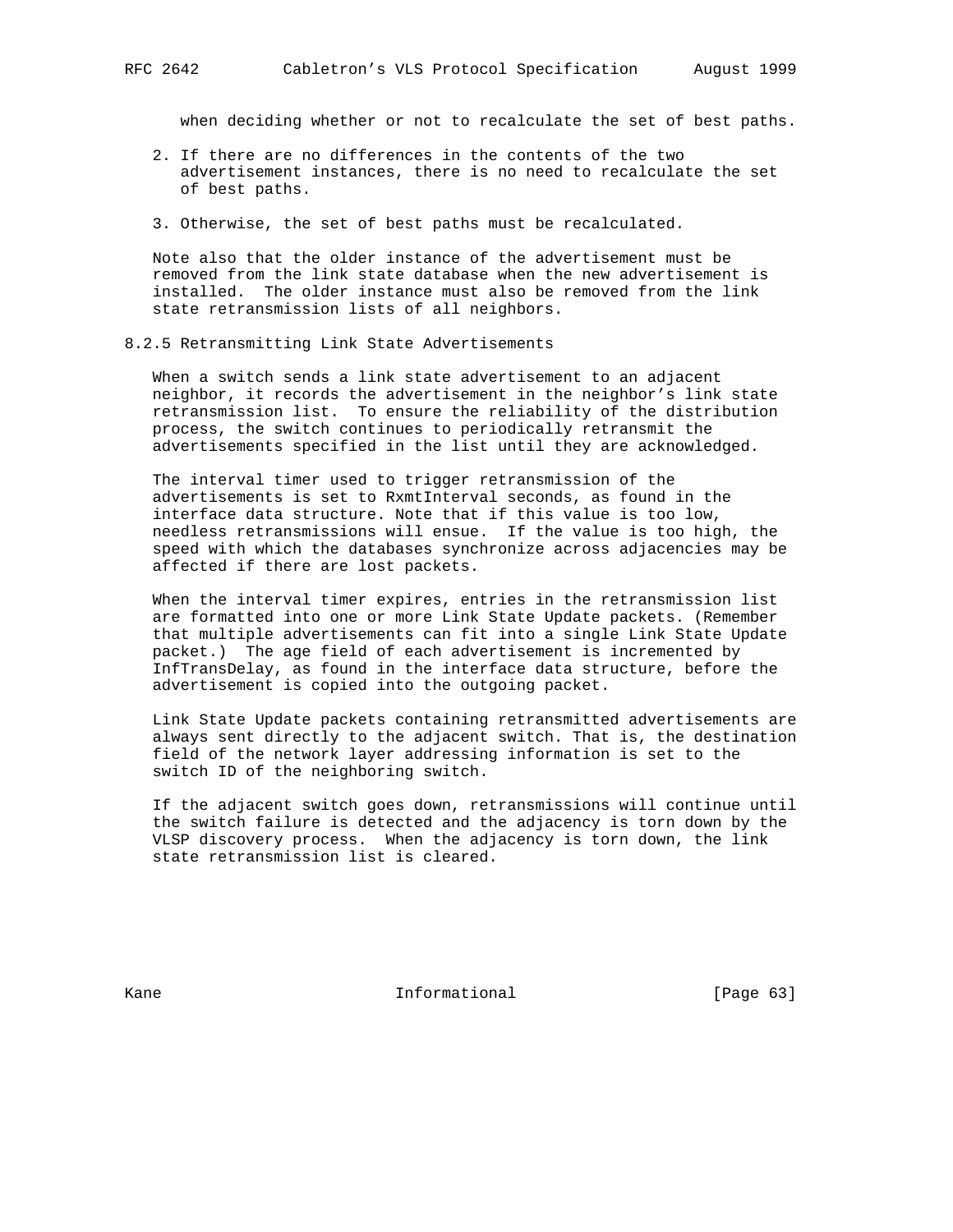when deciding whether or not to recalculate the set of best paths.

2. If there are no differences in the contents of the two advertisement instances, there is no need to recalculate the set of best paths.

3. Otherwise, the set of best paths must be recalculated.

Note also that the older instance of the advertisement must be removed from the link state database when the new advertisement is installed. The older instance must also be removed from the link state retransmission lists of all neighbors.

### 8.2.5 Retransmitting Link State Advertisements

When a switch sends a link state advertisement to an adjacent neighbor, it records the advertisement in the neighbor's link state retransmission list. To ensure the reliability of the distribution process, the switch continues to periodically retransmit the advertisements specified in the list until they are acknowledged.

The interval timer used to trigger retransmission of the advertisements is set to RxmtInterval seconds, as found in the interface data structure. Note that if this value is too low, needless retransmissions will ensue. If the value is too high, the speed with which the databases synchronize across adjacencies may be affected if there are lost packets.

When the interval timer expires, entries in the retransmission list are formatted into one or more Link State Update packets. (Remember that multiple advertisements can fit into a single Link State Update packet.) The age field of each advertisement is incremented by InfTransDelay, as found in the interface data structure, before the advertisement is copied into the outgoing packet.

Link State Update packets containing retransmitted advertisements are always sent directly to the adjacent switch. That is, the destination field of the network layer addressing information is set to the switch ID of the neighboring switch.

If the adjacent switch goes down, retransmissions will continue until the switch failure is detected and the adjacency is torn down by the VLSP discovery process. When the adjacency is torn down, the link state retransmission list is cleared.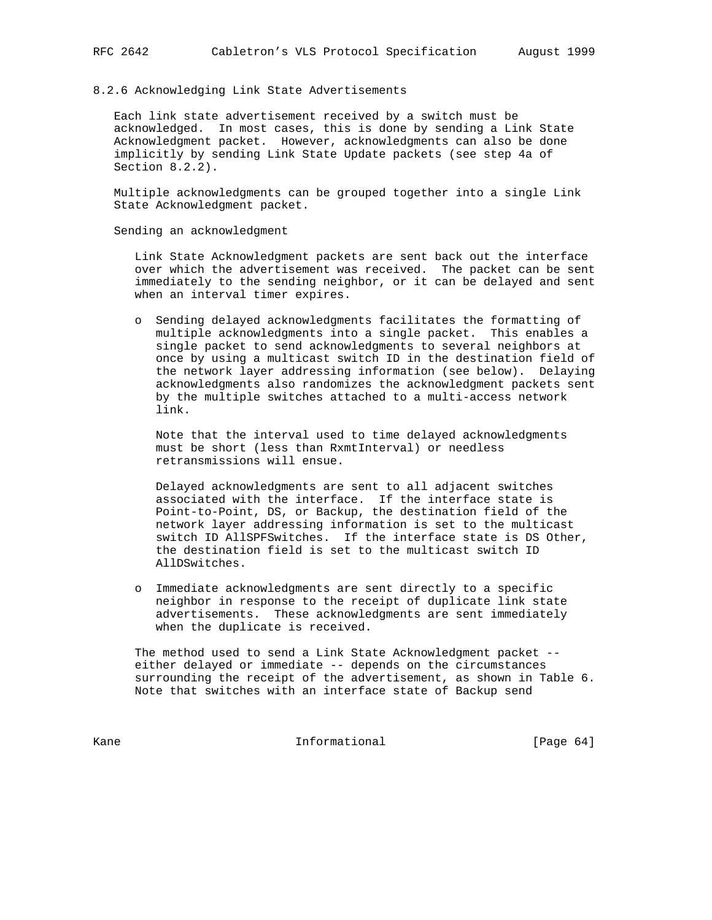### 8.2.6 Acknowledging Link State Advertisements

Each link state advertisement received by a switch must be acknowledged. In most cases, this is done by sending a Link State Acknowledgment packet. However, acknowledgments can also be done implicitly by sending Link State Update packets (see step 4a of Section 8.2.2).

Multiple acknowledgments can be grouped together into a single Link State Acknowledgment packet.

Sending an acknowledgment

Link State Acknowledgment packets are sent back out the interface over which the advertisement was received. The packet can be sent immediately to the sending neighbor, or it can be delayed and sent when an interval timer expires.

- Sending delayed acknowledgments facilitates the formatting of multiple acknowledgments into a single packet. This enables a single packet to send acknowledgments to several neighbors at once by using a multicast switch ID in the destination field of the network layer addressing information (see below). Delaying acknowledgments also randomizes the acknowledgment packets sent by the multiple switches attached to a multi-access network link.

  Note that the interval used to time delayed acknowledgments must be short (less than RxmtInterval) or needless retransmissions will ensue.

  Delayed acknowledgments are sent to all adjacent switches associated with the interface. If the interface state is Point-to-Point, DS, or Backup, the destination field of the network layer addressing information is set to the multicast switch ID AllSPFSwitches. If the interface state is DS Other, the destination field is set to the multicast switch ID AllDSwitches.

- Immediate acknowledgments are sent directly to a specific neighbor in response to the receipt of duplicate link state advertisements. These acknowledgments are sent immediately when the duplicate is received.

The method used to send a Link State Acknowledgment packet -- either delayed or immediate -- depends on the circumstances surrounding the receipt of the advertisement, as shown in Table 6. Note that switches with an interface state of Backup send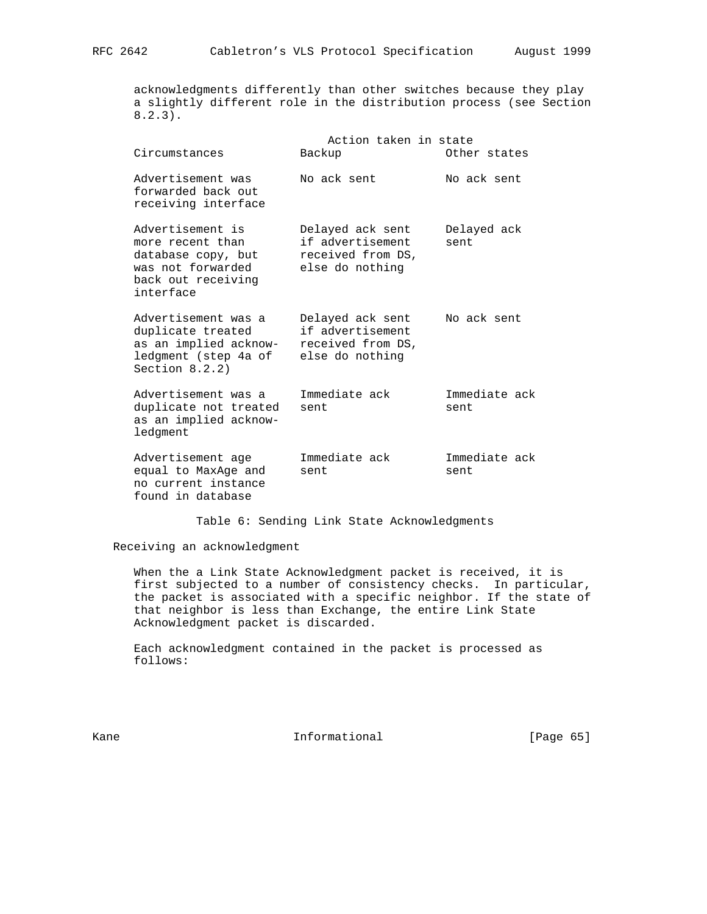acknowledgments differently than other switches because they play a slightly different role in the distribution process (see Section 8.2.3).

| Circumstances | Action taken in state Backup | Other states |
|---|---|---|
| Advertisement was forwarded back out receiving interface | No ack sent | No ack sent |
| Advertisement is more recent than database copy, but was not forwarded back out receiving interface | Delayed ack sent if advertisement received from DS, else do nothing | Delayed ack sent |
| Advertisement was a duplicate treated as an implied acknowledgment (step 4a of Section 8.2.2) | Delayed ack sent if advertisement received from DS, else do nothing | No ack sent |
| Advertisement was a duplicate not treated as an implied acknowledgment | Immediate ack sent | Immediate ack sent |
| Advertisement age equal to MaxAge and no current instance found in database | Immediate ack sent | Immediate ack sent |

Table 6: Sending Link State Acknowledgments

Receiving an acknowledgment

When the a Link State Acknowledgment packet is received, it is first subjected to a number of consistency checks. In particular, the packet is associated with a specific neighbor. If the state of that neighbor is less than Exchange, the entire Link State Acknowledgment packet is discarded.

Each acknowledgment contained in the packet is processed as follows: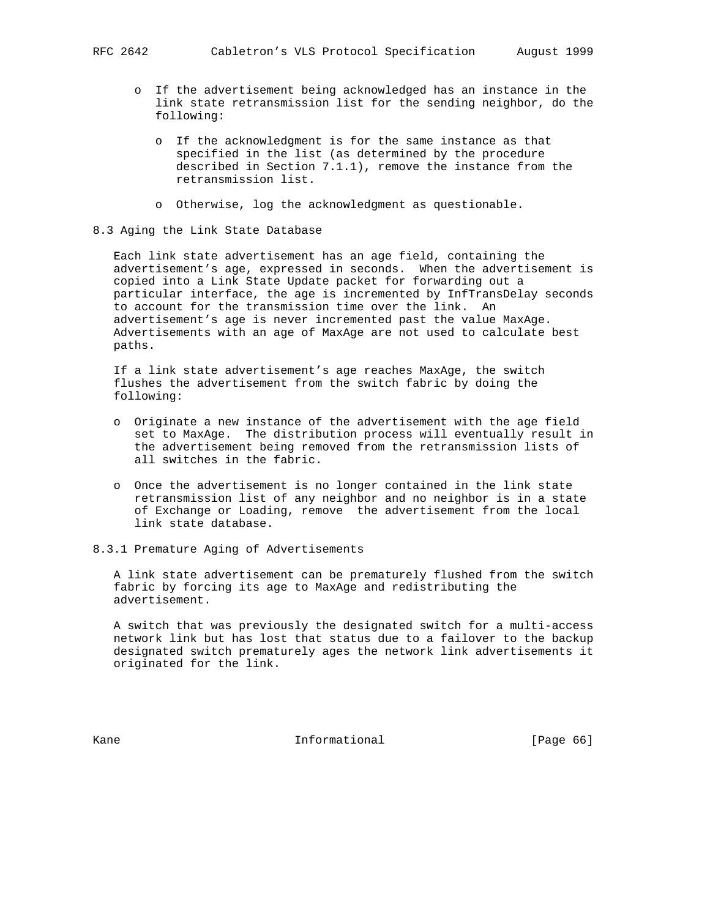- If the advertisement being acknowledged has an instance in the link state retransmission list for the sending neighbor, do the following:

  - If the acknowledgment is for the same instance as that specified in the list (as determined by the procedure described in Section 7.1.1), remove the instance from the retransmission list.

  - Otherwise, log the acknowledgment as questionable.

## 8.3 Aging the Link State Database

Each link state advertisement has an age field, containing the advertisement's age, expressed in seconds. When the advertisement is copied into a Link State Update packet for forwarding out a particular interface, the age is incremented by InfTransDelay seconds to account for the transmission time over the link. An advertisement's age is never incremented past the value MaxAge. Advertisements with an age of MaxAge are not used to calculate best paths.

If a link state advertisement's age reaches MaxAge, the switch flushes the advertisement from the switch fabric by doing the following:

- Originate a new instance of the advertisement with the age field set to MaxAge. The distribution process will eventually result in the advertisement being removed from the retransmission lists of all switches in the fabric.

- Once the advertisement is no longer contained in the link state retransmission list of any neighbor and no neighbor is in a state of Exchange or Loading, remove the advertisement from the local link state database.

### 8.3.1 Premature Aging of Advertisements

A link state advertisement can be prematurely flushed from the switch fabric by forcing its age to MaxAge and redistributing the advertisement.

A switch that was previously the designated switch for a multi-access network link but has lost that status due to a failover to the backup designated switch prematurely ages the network link advertisements it originated for the link.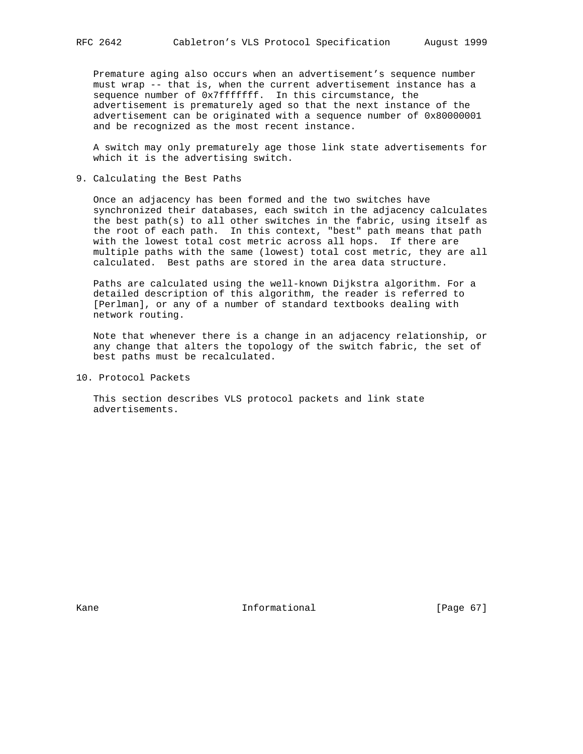Premature aging also occurs when an advertisement's sequence number must wrap -- that is, when the current advertisement instance has a sequence number of 0x7fffffff. In this circumstance, the advertisement is prematurely aged so that the next instance of the advertisement can be originated with a sequence number of 0x80000001 and be recognized as the most recent instance.

A switch may only prematurely age those link state advertisements for which it is the advertising switch.

## 9. Calculating the Best Paths

Once an adjacency has been formed and the two switches have synchronized their databases, each switch in the adjacency calculates the best path(s) to all other switches in the fabric, using itself as the root of each path. In this context, "best" path means that path with the lowest total cost metric across all hops. If there are multiple paths with the same (lowest) total cost metric, they are all calculated. Best paths are stored in the area data structure.

Paths are calculated using the well-known Dijkstra algorithm. For a detailed description of this algorithm, the reader is referred to [Perlman], or any of a number of standard textbooks dealing with network routing.

Note that whenever there is a change in an adjacency relationship, or any change that alters the topology of the switch fabric, the set of best paths must be recalculated.

## 10. Protocol Packets

This section describes VLS protocol packets and link state advertisements.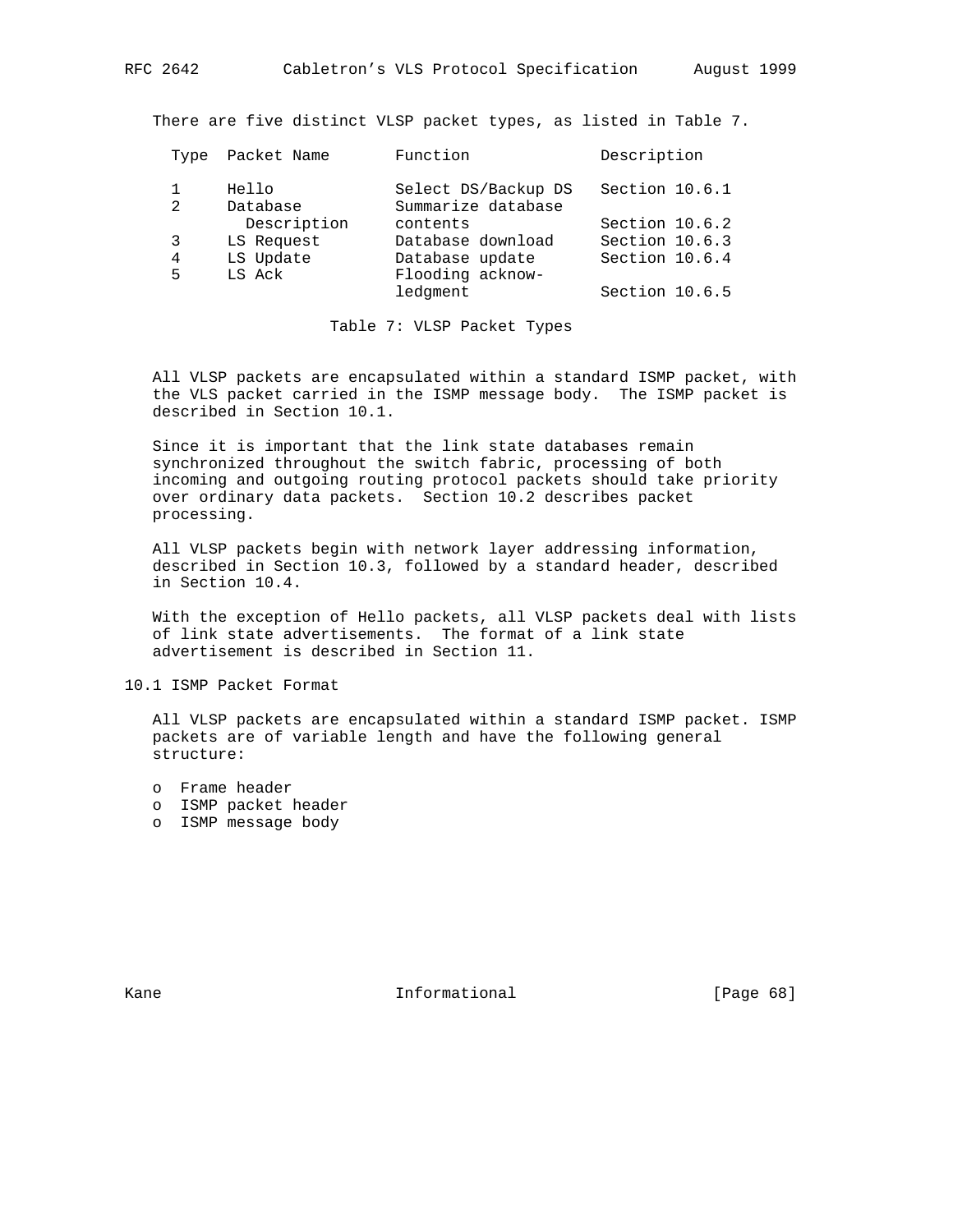There are five distinct VLSP packet types, as listed in Table 7.

| Type | Packet Name | Function | Description |
| --- | --- | --- | --- |
| 1 | Hello | Select DS/Backup DS | Section 10.6.1 |
| 2 | Database Description | Summarize database contents | Section 10.6.2 |
| 3 | LS Request | Database download | Section 10.6.3 |
| 4 | LS Update | Database update | Section 10.6.4 |
| 5 | LS Ack | Flooding acknowledgment | Section 10.6.5 |

Table 7: VLSP Packet Types

All VLSP packets are encapsulated within a standard ISMP packet, with the VLS packet carried in the ISMP message body. The ISMP packet is described in Section 10.1.

Since it is important that the link state databases remain synchronized throughout the switch fabric, processing of both incoming and outgoing routing protocol packets should take priority over ordinary data packets. Section 10.2 describes packet processing.

All VLSP packets begin with network layer addressing information, described in Section 10.3, followed by a standard header, described in Section 10.4.

With the exception of Hello packets, all VLSP packets deal with lists of link state advertisements. The format of a link state advertisement is described in Section 11.

## 10.1 ISMP Packet Format

All VLSP packets are encapsulated within a standard ISMP packet. ISMP packets are of variable length and have the following general structure:

- Frame header
- ISMP packet header
- ISMP message body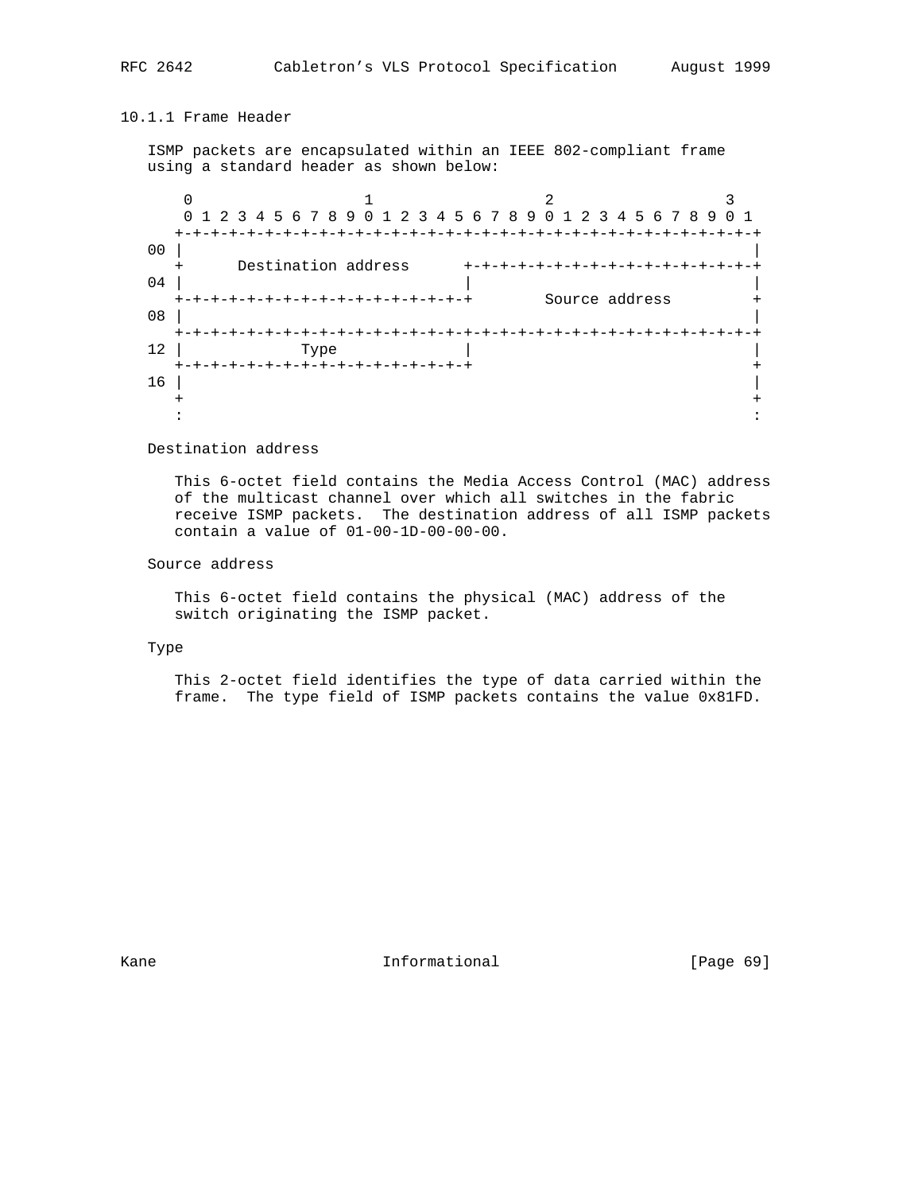### 10.1.1 Frame Header

ISMP packets are encapsulated within an IEEE 802-compliant frame using a standard header as shown below:

```
     0                   1                   2                   3
     0 1 2 3 4 5 6 7 8 9 0 1 2 3 4 5 6 7 8 9 0 1 2 3 4 5 6 7 8 9 0 1
    +-+-+-+-+-+-+-+-+-+-+-+-+-+-+-+-+-+-+-+-+-+-+-+-+-+-+-+-+-+-+-+-+
 00 |                                                               |
    +      Destination address      +-+-+-+-+-+-+-+-+-+-+-+-+-+-+-+-+
 04 |                               |                               |
    +-+-+-+-+-+-+-+-+-+-+-+-+-+-+-+-+        Source address         +
 08 |                                                               |
    +-+-+-+-+-+-+-+-+-+-+-+-+-+-+-+-+-+-+-+-+-+-+-+-+-+-+-+-+-+-+-+-+
 12 |             Type              |                               |
    +-+-+-+-+-+-+-+-+-+-+-+-+-+-+-+-+                               +
 16 |                                                               |
    +                                                               +
    :                                                               :
```

Destination address

This 6-octet field contains the Media Access Control (MAC) address of the multicast channel over which all switches in the fabric receive ISMP packets. The destination address of all ISMP packets contain a value of 01-00-1D-00-00-00.

Source address

This 6-octet field contains the physical (MAC) address of the switch originating the ISMP packet.

Type

This 2-octet field identifies the type of data carried within the frame. The type field of ISMP packets contains the value 0x81FD.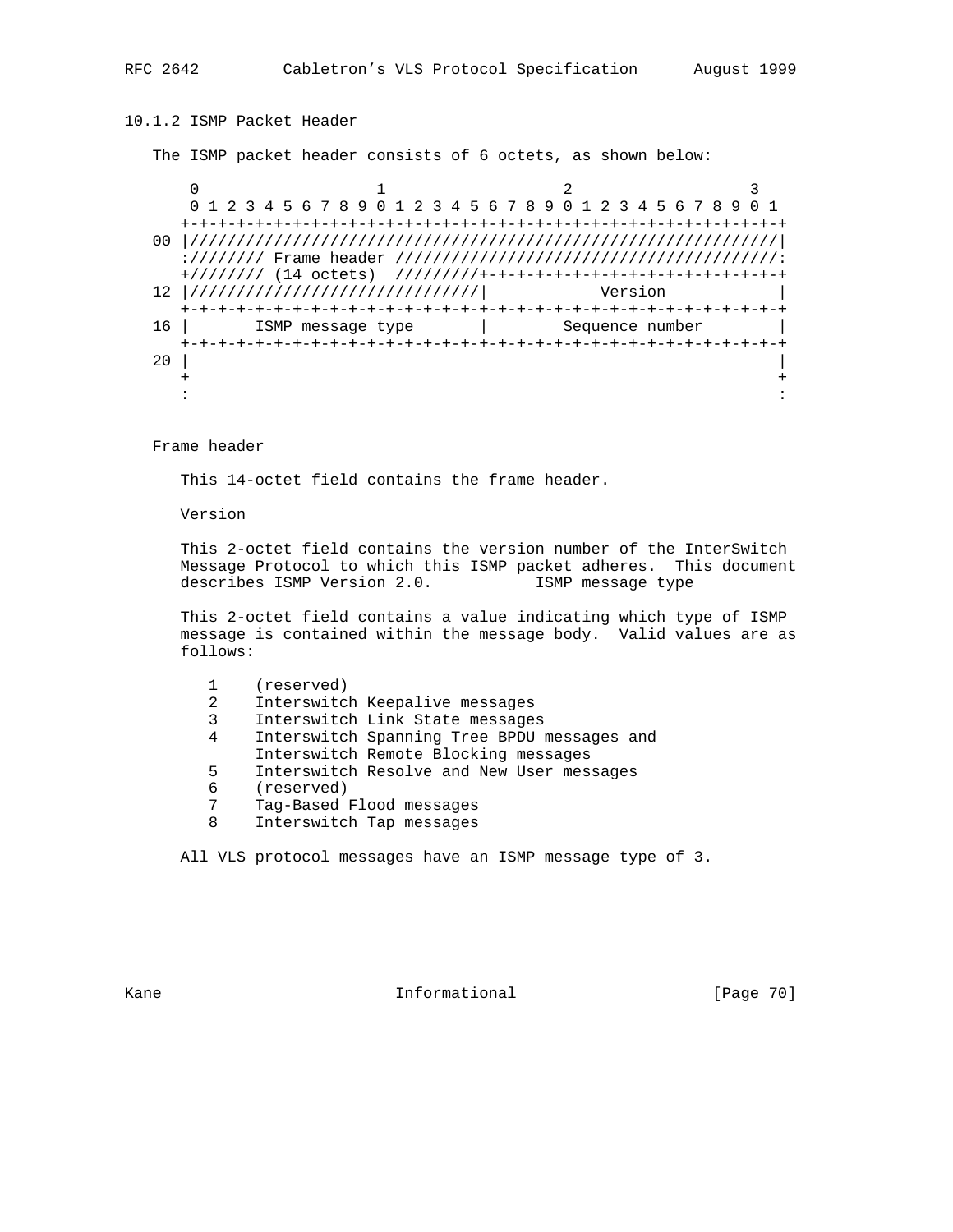### 10.1.2 ISMP Packet Header

The ISMP packet header consists of 6 octets, as shown below:

```
    0                   1                   2                   3
    0 1 2 3 4 5 6 7 8 9 0 1 2 3 4 5 6 7 8 9 0 1 2 3 4 5 6 7 8 9 0 1
   +-+-+-+-+-+-+-+-+-+-+-+-+-+-+-+-+-+-+-+-+-+-+-+-+-+-+-+-+-+-+-+-+
00 |///////////////////////////////////////////////////////////////|
   ://////// Frame header /////////////////////////////////////////:
   +//////// (14 octets)  ////////+-+-+-+-+-+-+-+-+-+-+-+-+-+-+-+-+
12 |//////////////////////////////|           Version             |
   +-+-+-+-+-+-+-+-+-+-+-+-+-+-+-+-+-+-+-+-+-+-+-+-+-+-+-+-+-+-+-+-+
16 |       ISMP message type       |        Sequence number        |
   +-+-+-+-+-+-+-+-+-+-+-+-+-+-+-+-+-+-+-+-+-+-+-+-+-+-+-+-+-+-+-+-+
20 |                                                               |
   +                                                               +
   :                                                               :
```

Frame header

This 14-octet field contains the frame header.

Version

This 2-octet field contains the version number of the InterSwitch Message Protocol to which this ISMP packet adheres. This document describes ISMP Version 2.0.

ISMP message type

This 2-octet field contains a value indicating which type of ISMP message is contained within the message body. Valid values are as follows:

```
1    (reserved)
2    Interswitch Keepalive messages
3    Interswitch Link State messages
4    Interswitch Spanning Tree BPDU messages and
     Interswitch Remote Blocking messages
5    Interswitch Resolve and New User messages
6    (reserved)
7    Tag-Based Flood messages
8    Interswitch Tap messages
```

All VLS protocol messages have an ISMP message type of 3.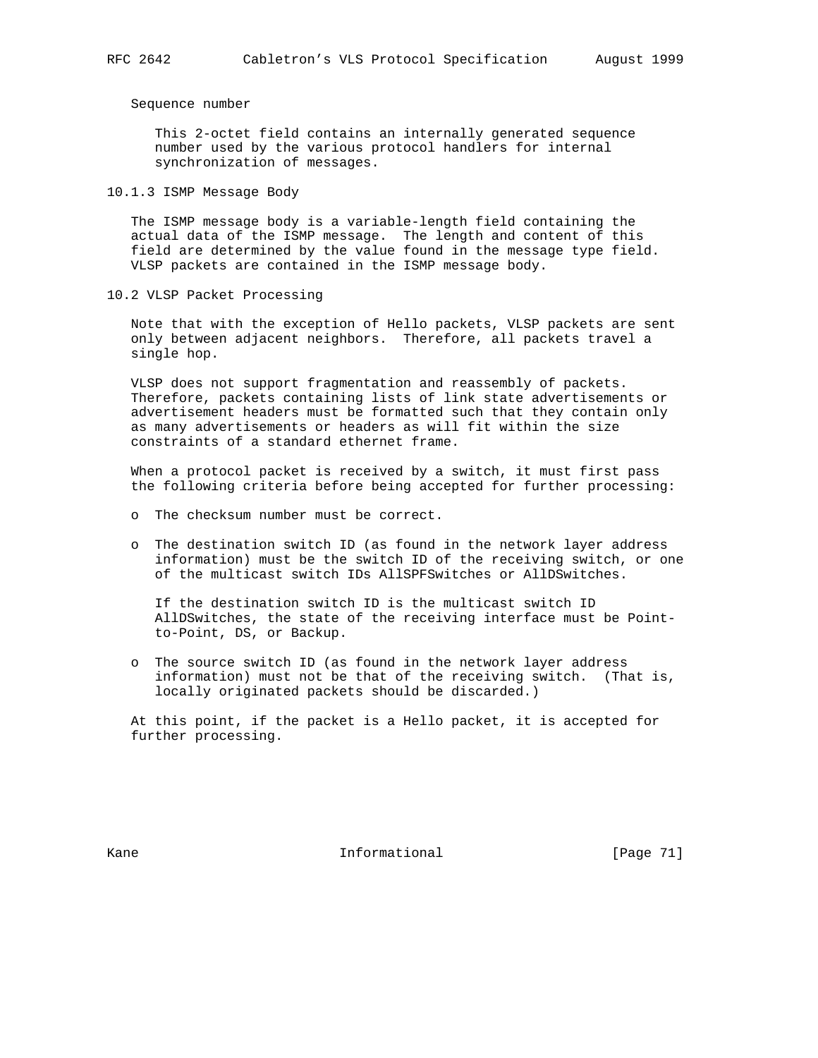Sequence number

This 2-octet field contains an internally generated sequence number used by the various protocol handlers for internal synchronization of messages.

### 10.1.3 ISMP Message Body

The ISMP message body is a variable-length field containing the actual data of the ISMP message. The length and content of this field are determined by the value found in the message type field. VLSP packets are contained in the ISMP message body.

## 10.2 VLSP Packet Processing

Note that with the exception of Hello packets, VLSP packets are sent only between adjacent neighbors. Therefore, all packets travel a single hop.

VLSP does not support fragmentation and reassembly of packets. Therefore, packets containing lists of link state advertisements or advertisement headers must be formatted such that they contain only as many advertisements or headers as will fit within the size constraints of a standard ethernet frame.

When a protocol packet is received by a switch, it must first pass the following criteria before being accepted for further processing:

- The checksum number must be correct.
- The destination switch ID (as found in the network layer address information) must be the switch ID of the receiving switch, or one of the multicast switch IDs AllSPFSwitches or AllDSwitches.

  If the destination switch ID is the multicast switch ID AllDSwitches, the state of the receiving interface must be Point-to-Point, DS, or Backup.
- The source switch ID (as found in the network layer address information) must not be that of the receiving switch. (That is, locally originated packets should be discarded.)

At this point, if the packet is a Hello packet, it is accepted for further processing.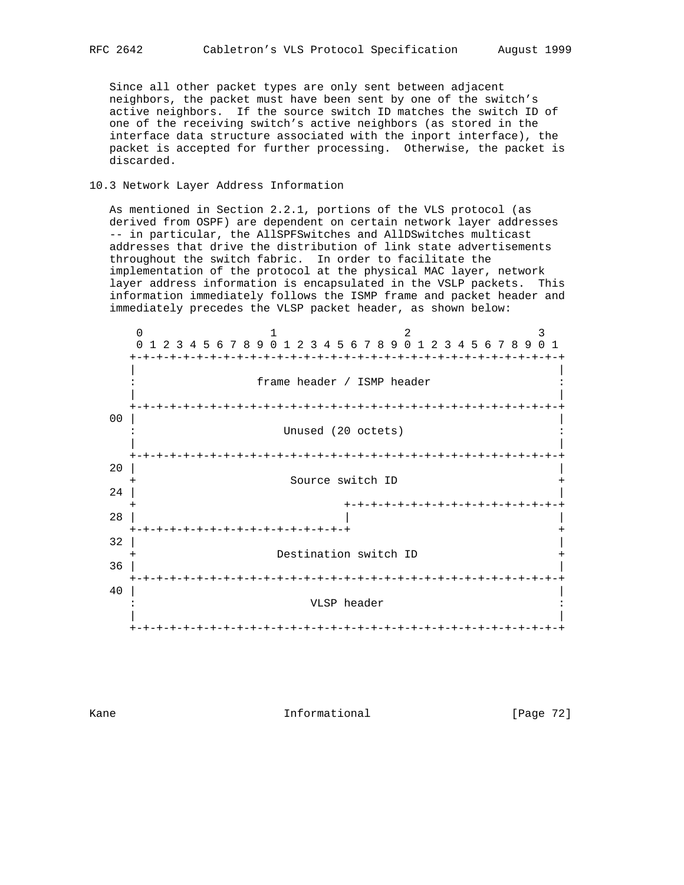Since all other packet types are only sent between adjacent neighbors, the packet must have been sent by one of the switch's active neighbors. If the source switch ID matches the switch ID of one of the receiving switch's active neighbors (as stored in the interface data structure associated with the inport interface), the packet is accepted for further processing. Otherwise, the packet is discarded.

### 10.3 Network Layer Address Information

As mentioned in Section 2.2.1, portions of the VLS protocol (as derived from OSPF) are dependent on certain network layer addresses -- in particular, the AllSPFSwitches and AllDSwitches multicast addresses that drive the distribution of link state advertisements throughout the switch fabric. In order to facilitate the implementation of the protocol at the physical MAC layer, network layer address information is encapsulated in the VSLP packets. This information immediately follows the ISMP frame and packet header and immediately precedes the VLSP packet header, as shown below:

```
     0                   1                   2                   3
     0 1 2 3 4 5 6 7 8 9 0 1 2 3 4 5 6 7 8 9 0 1 2 3 4 5 6 7 8 9 0 1
    +-+-+-+-+-+-+-+-+-+-+-+-+-+-+-+-+-+-+-+-+-+-+-+-+-+-+-+-+-+-+-+-+
    |                                                               |
    :                 frame header / ISMP header                    :
    |                                                               |
    +-+-+-+-+-+-+-+-+-+-+-+-+-+-+-+-+-+-+-+-+-+-+-+-+-+-+-+-+-+-+-+-+
 00 |                                                               |
    :                     Unused (20 octets)                        :
    |                                                               |
    +-+-+-+-+-+-+-+-+-+-+-+-+-+-+-+-+-+-+-+-+-+-+-+-+-+-+-+-+-+-+-+-+
 20 |                                                               |
    +                      Source switch ID                         +
 24 |                                                               |
    +                               +-+-+-+-+-+-+-+-+-+-+-+-+-+-+-+-+
 28 |                               |                               |
    +-+-+-+-+-+-+-+-+-+-+-+-+-+-+-+-+                               +
 32 |                                                               |
    +                    Destination switch ID                      +
 36 |                                                               |
    +-+-+-+-+-+-+-+-+-+-+-+-+-+-+-+-+-+-+-+-+-+-+-+-+-+-+-+-+-+-+-+-+
 40 |                                                               |
    :                         VLSP header                           :
    |                                                               |
    +-+-+-+-+-+-+-+-+-+-+-+-+-+-+-+-+-+-+-+-+-+-+-+-+-+-+-+-+-+-+-+-+
```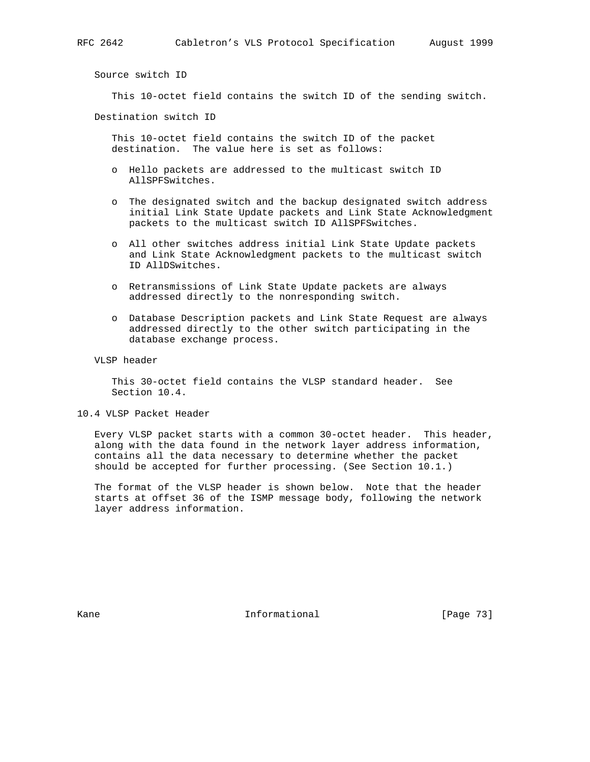Source switch ID

This 10-octet field contains the switch ID of the sending switch.

Destination switch ID

This 10-octet field contains the switch ID of the packet destination. The value here is set as follows:

- Hello packets are addressed to the multicast switch ID AllSPFSwitches.
- The designated switch and the backup designated switch address initial Link State Update packets and Link State Acknowledgment packets to the multicast switch ID AllSPFSwitches.
- All other switches address initial Link State Update packets and Link State Acknowledgment packets to the multicast switch ID AllDSwitches.
- Retransmissions of Link State Update packets are always addressed directly to the nonresponding switch.
- Database Description packets and Link State Request are always addressed directly to the other switch participating in the database exchange process.

VLSP header

This 30-octet field contains the VLSP standard header. See Section 10.4.

## 10.4 VLSP Packet Header

Every VLSP packet starts with a common 30-octet header. This header, along with the data found in the network layer address information, contains all the data necessary to determine whether the packet should be accepted for further processing. (See Section 10.1.)

The format of the VLSP header is shown below. Note that the header starts at offset 36 of the ISMP message body, following the network layer address information.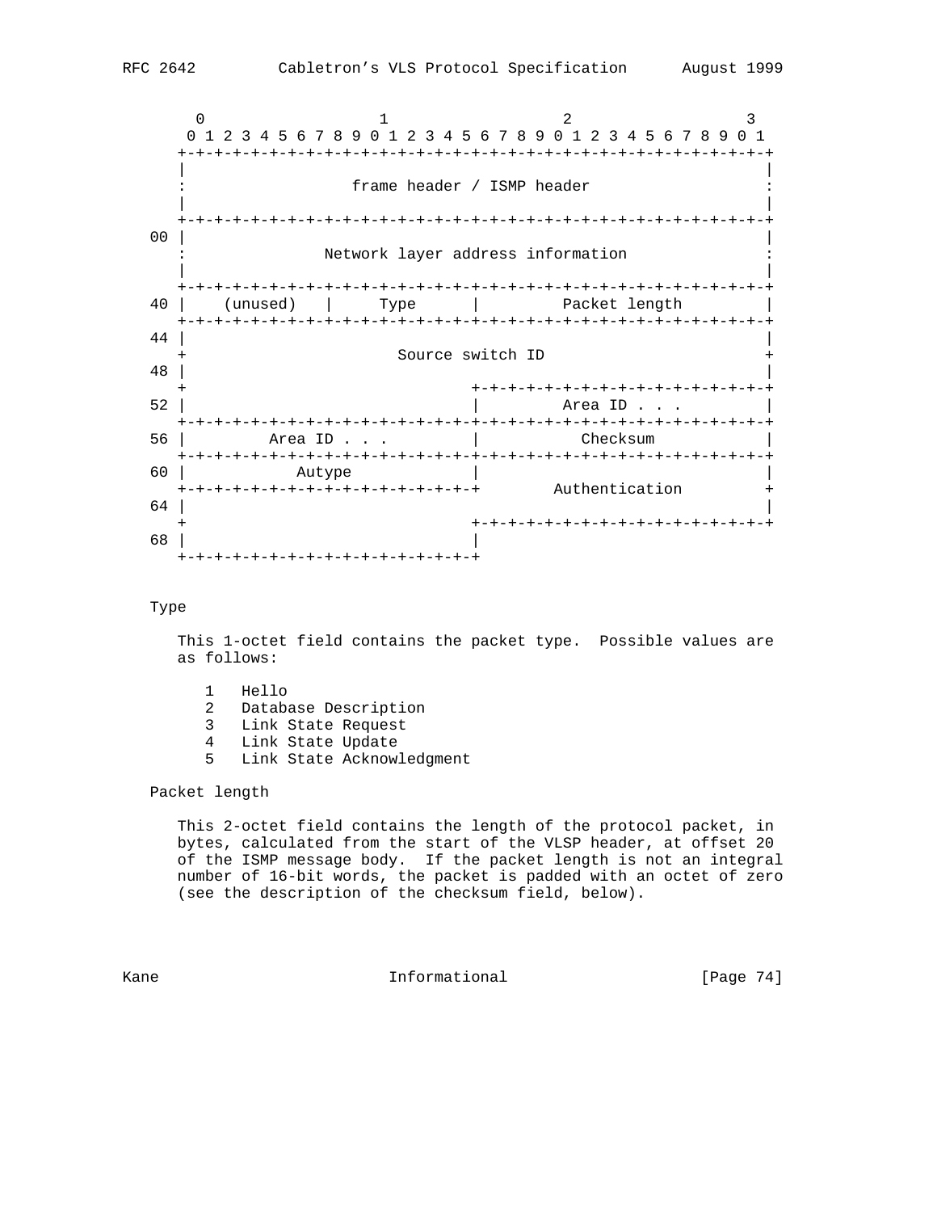```
        0                   1                   2                   3
        0 1 2 3 4 5 6 7 8 9 0 1 2 3 4 5 6 7 8 9 0 1 2 3 4 5 6 7 8 9 0 1
       +-+-+-+-+-+-+-+-+-+-+-+-+-+-+-+-+-+-+-+-+-+-+-+-+-+-+-+-+-+-+-+-+
       |                                                               |
       :                 frame header / ISMP header                    :
       |                                                               |
       +-+-+-+-+-+-+-+-+-+-+-+-+-+-+-+-+-+-+-+-+-+-+-+-+-+-+-+-+-+-+-+-+
    00 |                                                               |
       :              Network layer address information                :
       |                                                               |
       +-+-+-+-+-+-+-+-+-+-+-+-+-+-+-+-+-+-+-+-+-+-+-+-+-+-+-+-+-+-+-+-+
    40 |    (unused)   |     Type      |         Packet length         |
       +-+-+-+-+-+-+-+-+-+-+-+-+-+-+-+-+-+-+-+-+-+-+-+-+-+-+-+-+-+-+-+-+
    44 |                                                               |
       +                       Source switch ID                        +
    48 |                                                               |
       +                               +-+-+-+-+-+-+-+-+-+-+-+-+-+-+-+-+
    52 |                               |         Area ID . . .         |
       +-+-+-+-+-+-+-+-+-+-+-+-+-+-+-+-+-+-+-+-+-+-+-+-+-+-+-+-+-+-+-+-+
    56 |         Area ID . . .         |           Checksum            |
       +-+-+-+-+-+-+-+-+-+-+-+-+-+-+-+-+-+-+-+-+-+-+-+-+-+-+-+-+-+-+-+-+
    60 |            Autype             |                               |
       +-+-+-+-+-+-+-+-+-+-+-+-+-+-+-+-+        Authentication         +
    64 |                                                               |
       +                               +-+-+-+-+-+-+-+-+-+-+-+-+-+-+-+-+
    68 |                               |
       +-+-+-+-+-+-+-+-+-+-+-+-+-+-+-+-+
```

Type

This 1-octet field contains the packet type. Possible values are as follows:

```
1   Hello
2   Database Description
3   Link State Request
4   Link State Update
5   Link State Acknowledgment
```

Packet length

This 2-octet field contains the length of the protocol packet, in bytes, calculated from the start of the VLSP header, at offset 20 of the ISMP message body. If the packet length is not an integral number of 16-bit words, the packet is padded with an octet of zero (see the description of the checksum field, below).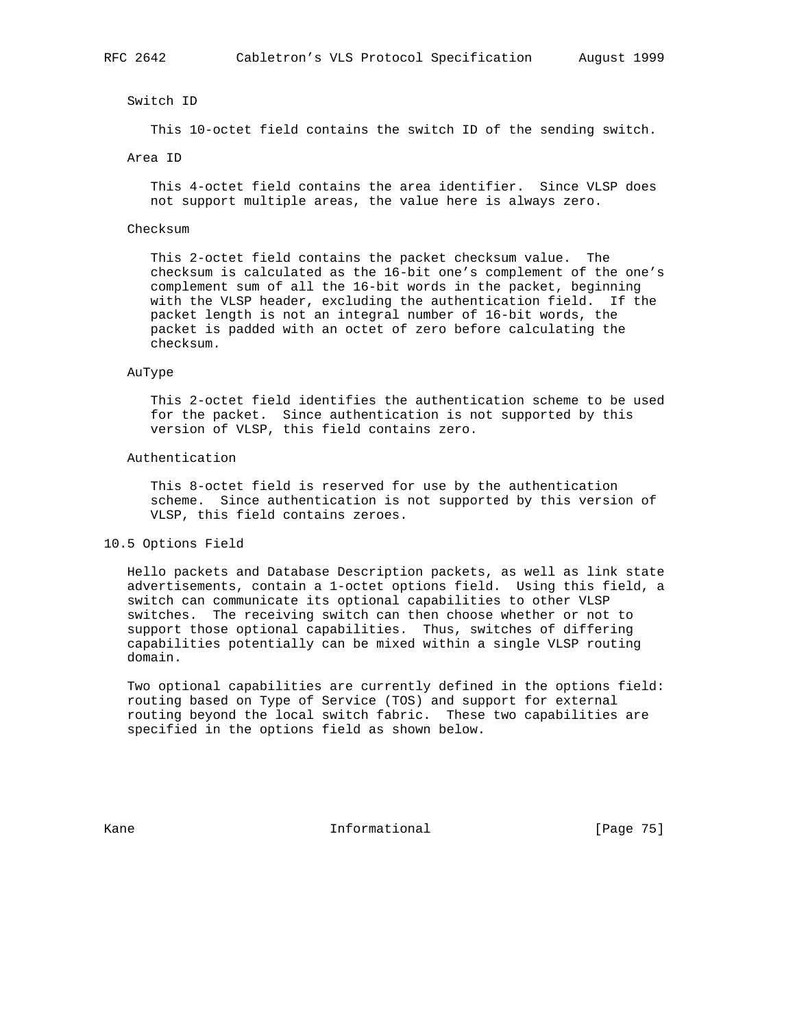Switch ID

This 10-octet field contains the switch ID of the sending switch.

Area ID

This 4-octet field contains the area identifier. Since VLSP does not support multiple areas, the value here is always zero.

Checksum

This 2-octet field contains the packet checksum value. The checksum is calculated as the 16-bit one's complement of the one's complement sum of all the 16-bit words in the packet, beginning with the VLSP header, excluding the authentication field. If the packet length is not an integral number of 16-bit words, the packet is padded with an octet of zero before calculating the checksum.

AuType

This 2-octet field identifies the authentication scheme to be used for the packet. Since authentication is not supported by this version of VLSP, this field contains zero.

Authentication

This 8-octet field is reserved for use by the authentication scheme. Since authentication is not supported by this version of VLSP, this field contains zeroes.

## 10.5 Options Field

Hello packets and Database Description packets, as well as link state advertisements, contain a 1-octet options field. Using this field, a switch can communicate its optional capabilities to other VLSP switches. The receiving switch can then choose whether or not to support those optional capabilities. Thus, switches of differing capabilities potentially can be mixed within a single VLSP routing domain.

Two optional capabilities are currently defined in the options field: routing based on Type of Service (TOS) and support for external routing beyond the local switch fabric. These two capabilities are specified in the options field as shown below.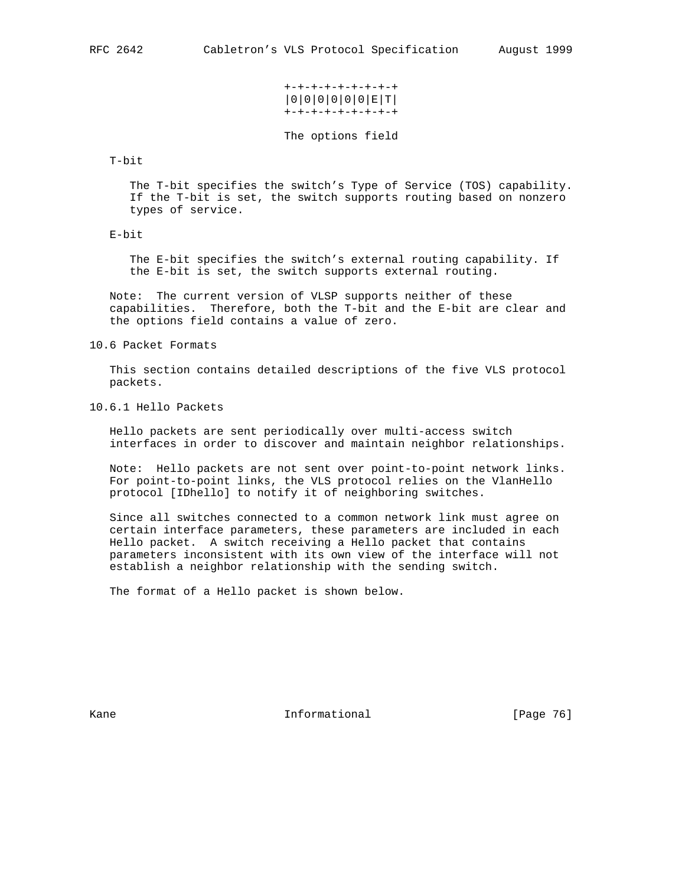```
+-+-+-+-+-+-+-+-+
|0|0|0|0|0|0|E|T|
+-+-+-+-+-+-+-+-+
```

The options field

T-bit

The T-bit specifies the switch's Type of Service (TOS) capability. If the T-bit is set, the switch supports routing based on nonzero types of service.

E-bit

The E-bit specifies the switch's external routing capability. If the E-bit is set, the switch supports external routing.

Note: The current version of VLSP supports neither of these capabilities. Therefore, both the T-bit and the E-bit are clear and the options field contains a value of zero.

### 10.6 Packet Formats

This section contains detailed descriptions of the five VLS protocol packets.

#### 10.6.1 Hello Packets

Hello packets are sent periodically over multi-access switch interfaces in order to discover and maintain neighbor relationships.

Note: Hello packets are not sent over point-to-point network links. For point-to-point links, the VLS protocol relies on the VlanHello protocol [IDhello] to notify it of neighboring switches.

Since all switches connected to a common network link must agree on certain interface parameters, these parameters are included in each Hello packet. A switch receiving a Hello packet that contains parameters inconsistent with its own view of the interface will not establish a neighbor relationship with the sending switch.

The format of a Hello packet is shown below.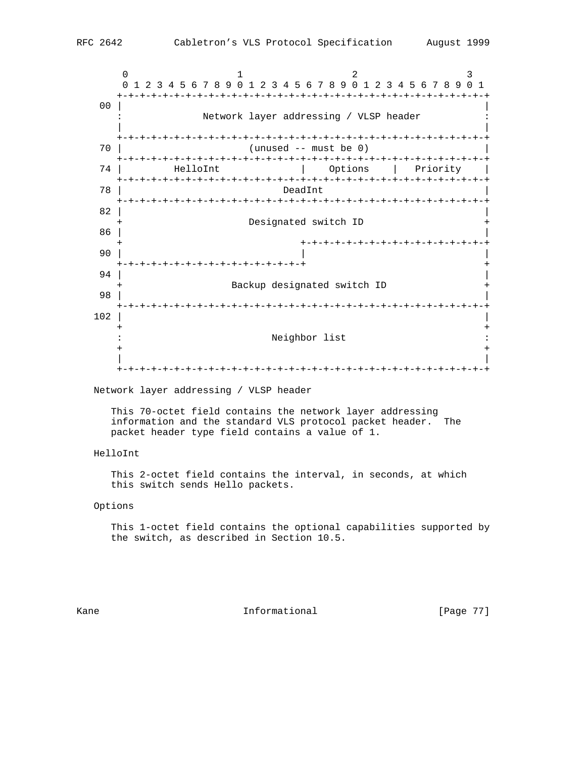```
        0                   1                   2                   3
        0 1 2 3 4 5 6 7 8 9 0 1 2 3 4 5 6 7 8 9 0 1 2 3 4 5 6 7 8 9 0 1
       +-+-+-+-+-+-+-+-+-+-+-+-+-+-+-+-+-+-+-+-+-+-+-+-+-+-+-+-+-+-+-+-+
    00 |                                                               |
       :             Network layer addressing / VLSP header            :
       |                                                               |
       +-+-+-+-+-+-+-+-+-+-+-+-+-+-+-+-+-+-+-+-+-+-+-+-+-+-+-+-+-+-+-+-+
    70 |                     (unused -- must be 0)                     |
       +-+-+-+-+-+-+-+-+-+-+-+-+-+-+-+-+-+-+-+-+-+-+-+-+-+-+-+-+-+-+-+-+
    74 |         HelloInt              |    Options    |   Priority    |
       +-+-+-+-+-+-+-+-+-+-+-+-+-+-+-+-+-+-+-+-+-+-+-+-+-+-+-+-+-+-+-+-+
    78 |                            DeadInt                            |
       +-+-+-+-+-+-+-+-+-+-+-+-+-+-+-+-+-+-+-+-+-+-+-+-+-+-+-+-+-+-+-+-+
    82 |                                                               |
       +                     Designated switch ID                      +
    86 |                                                               |
       +                               +-+-+-+-+-+-+-+-+-+-+-+-+-+-+-+-+
    90 |                               |                               |
       +-+-+-+-+-+-+-+-+-+-+-+-+-+-+-+-+                               +
    94 |                                                               |
       +                  Backup designated switch ID                  +
    98 |                                                               |
       +-+-+-+-+-+-+-+-+-+-+-+-+-+-+-+-+-+-+-+-+-+-+-+-+-+-+-+-+-+-+-+-+
   102 |                                                               |
       +                                                               +
       :                         Neighbor list                         :
       +                                                               +
       |                                                               |
       +-+-+-+-+-+-+-+-+-+-+-+-+-+-+-+-+-+-+-+-+-+-+-+-+-+-+-+-+-+-+-+-+
```

Network layer addressing / VLSP header

This 70-octet field contains the network layer addressing information and the standard VLS protocol packet header. The packet header type field contains a value of 1.

HelloInt

This 2-octet field contains the interval, in seconds, at which this switch sends Hello packets.

Options

This 1-octet field contains the optional capabilities supported by the switch, as described in Section 10.5.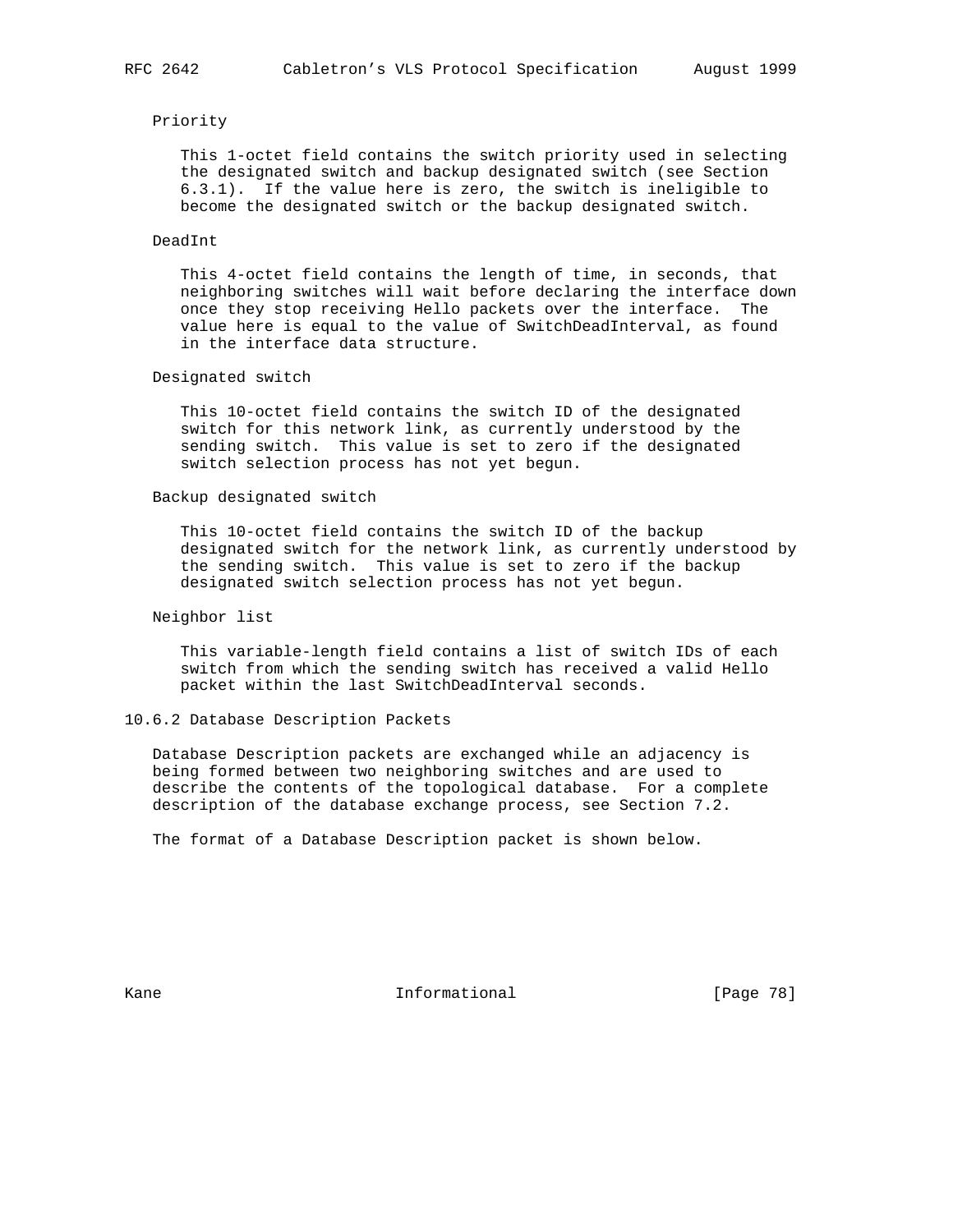Priority

This 1-octet field contains the switch priority used in selecting the designated switch and backup designated switch (see Section 6.3.1). If the value here is zero, the switch is ineligible to become the designated switch or the backup designated switch.

DeadInt

This 4-octet field contains the length of time, in seconds, that neighboring switches will wait before declaring the interface down once they stop receiving Hello packets over the interface. The value here is equal to the value of SwitchDeadInterval, as found in the interface data structure.

Designated switch

This 10-octet field contains the switch ID of the designated switch for this network link, as currently understood by the sending switch. This value is set to zero if the designated switch selection process has not yet begun.

Backup designated switch

This 10-octet field contains the switch ID of the backup designated switch for the network link, as currently understood by the sending switch. This value is set to zero if the backup designated switch selection process has not yet begun.

Neighbor list

This variable-length field contains a list of switch IDs of each switch from which the sending switch has received a valid Hello packet within the last SwitchDeadInterval seconds.

### 10.6.2 Database Description Packets

Database Description packets are exchanged while an adjacency is being formed between two neighboring switches and are used to describe the contents of the topological database. For a complete description of the database exchange process, see Section 7.2.

The format of a Database Description packet is shown below.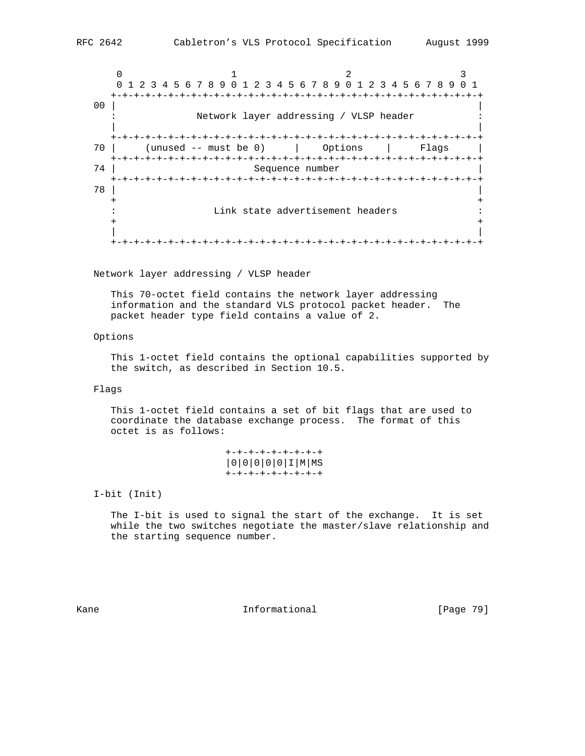```
       0                   1                   2                   3
       0 1 2 3 4 5 6 7 8 9 0 1 2 3 4 5 6 7 8 9 0 1 2 3 4 5 6 7 8 9 0 1
      +-+-+-+-+-+-+-+-+-+-+-+-+-+-+-+-+-+-+-+-+-+-+-+-+-+-+-+-+-+-+-+-+
   00 |                                                               |
      :              Network layer addressing / VLSP header           :
      |                                                               |
      +-+-+-+-+-+-+-+-+-+-+-+-+-+-+-+-+-+-+-+-+-+-+-+-+-+-+-+-+-+-+-+-+
   70 |     (unused -- must be 0)     |    Options    |     Flags     |
      +-+-+-+-+-+-+-+-+-+-+-+-+-+-+-+-+-+-+-+-+-+-+-+-+-+-+-+-+-+-+-+-+
   74 |                        Sequence number                        |
      +-+-+-+-+-+-+-+-+-+-+-+-+-+-+-+-+-+-+-+-+-+-+-+-+-+-+-+-+-+-+-+-+
   78 |                                                               |
      +                                                               +
      :                 Link state advertisement headers              :
      +                                                               +
      |                                                               |
      +-+-+-+-+-+-+-+-+-+-+-+-+-+-+-+-+-+-+-+-+-+-+-+-+-+-+-+-+-+-+-+-+
```

Network layer addressing / VLSP header

This 70-octet field contains the network layer addressing information and the standard VLS protocol packet header. The packet header type field contains a value of 2.

Options

This 1-octet field contains the optional capabilities supported by the switch, as described in Section 10.5.

Flags

This 1-octet field contains a set of bit flags that are used to coordinate the database exchange process. The format of this octet is as follows:

```
                          +-+-+-+-+-+-+-+-+
                          |0|0|0|0|0|I|M|MS
                          +-+-+-+-+-+-+-+-+
```

I-bit (Init)

The I-bit is used to signal the start of the exchange. It is set while the two switches negotiate the master/slave relationship and the starting sequence number.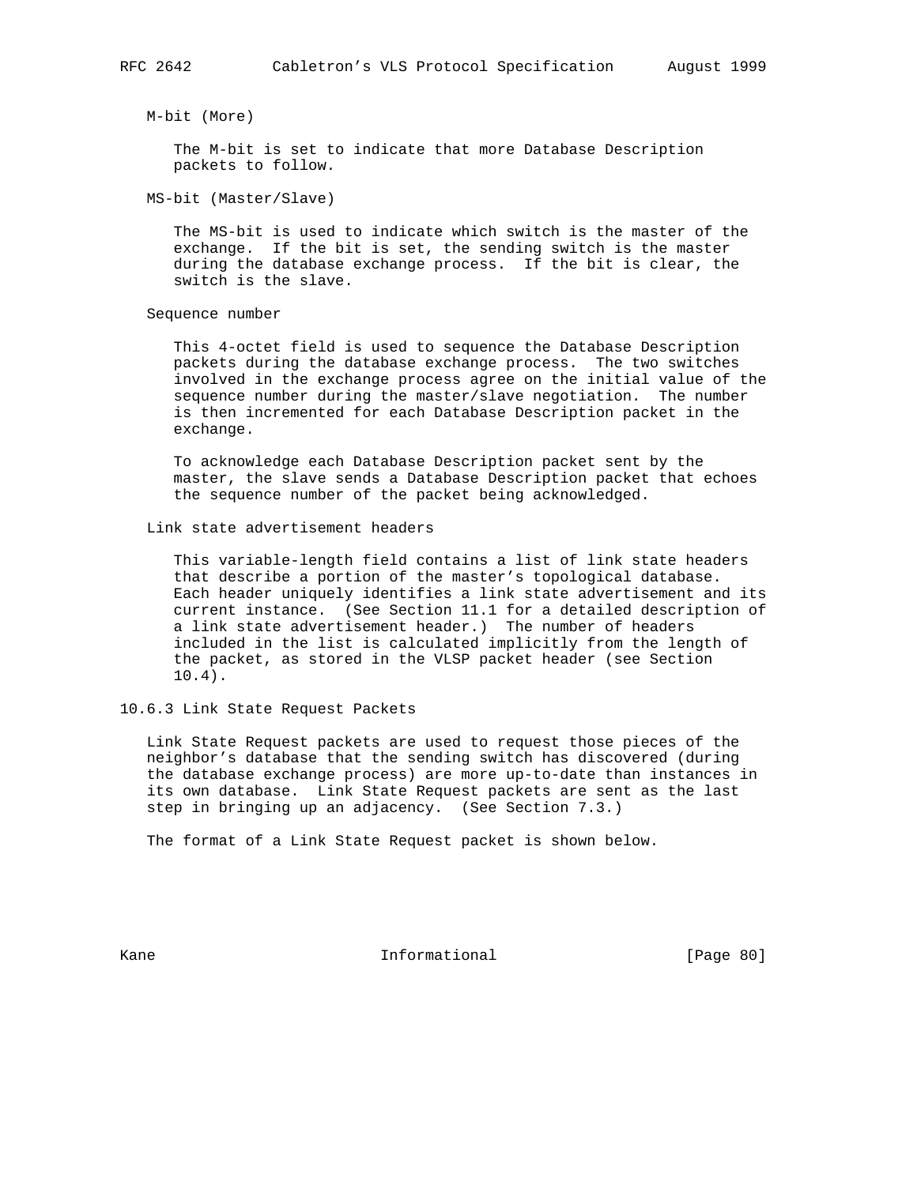M-bit (More)

The M-bit is set to indicate that more Database Description packets to follow.

MS-bit (Master/Slave)

The MS-bit is used to indicate which switch is the master of the exchange. If the bit is set, the sending switch is the master during the database exchange process. If the bit is clear, the switch is the slave.

Sequence number

This 4-octet field is used to sequence the Database Description packets during the database exchange process. The two switches involved in the exchange process agree on the initial value of the sequence number during the master/slave negotiation. The number is then incremented for each Database Description packet in the exchange.

To acknowledge each Database Description packet sent by the master, the slave sends a Database Description packet that echoes the sequence number of the packet being acknowledged.

Link state advertisement headers

This variable-length field contains a list of link state headers that describe a portion of the master's topological database. Each header uniquely identifies a link state advertisement and its current instance. (See Section 11.1 for a detailed description of a link state advertisement header.) The number of headers included in the list is calculated implicitly from the length of the packet, as stored in the VLSP packet header (see Section 10.4).

### 10.6.3 Link State Request Packets

Link State Request packets are used to request those pieces of the neighbor's database that the sending switch has discovered (during the database exchange process) are more up-to-date than instances in its own database. Link State Request packets are sent as the last step in bringing up an adjacency. (See Section 7.3.)

The format of a Link State Request packet is shown below.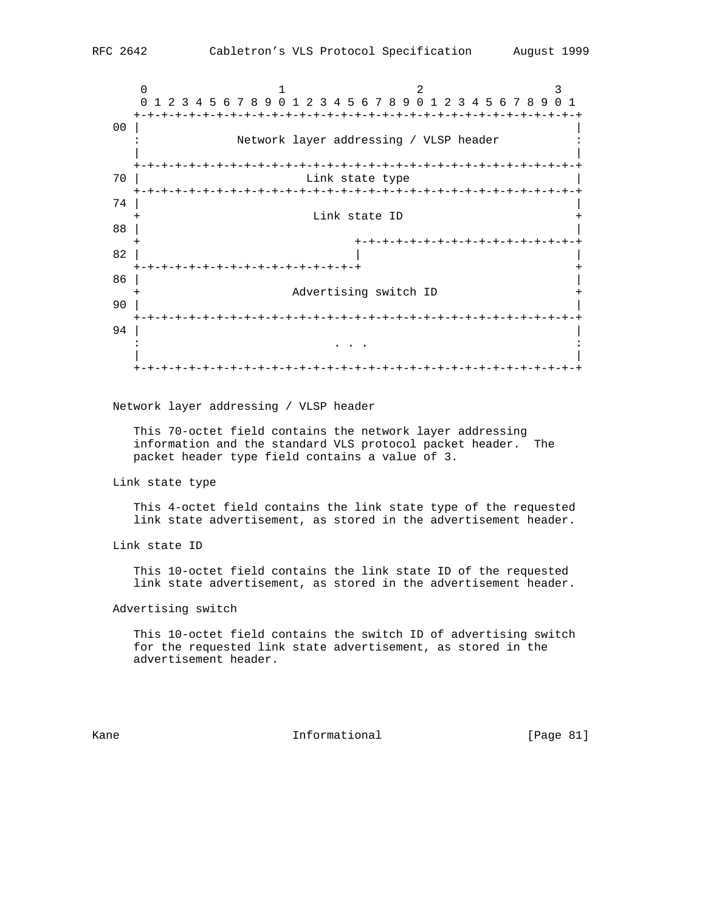```
       0                   1                   2                   3
       0 1 2 3 4 5 6 7 8 9 0 1 2 3 4 5 6 7 8 9 0 1 2 3 4 5 6 7 8 9 0 1
      +-+-+-+-+-+-+-+-+-+-+-+-+-+-+-+-+-+-+-+-+-+-+-+-+-+-+-+-+-+-+-+-+
   00 |                                                               |
      :             Network layer addressing / VLSP header            :
      |                                                               |
      +-+-+-+-+-+-+-+-+-+-+-+-+-+-+-+-+-+-+-+-+-+-+-+-+-+-+-+-+-+-+-+-+
   70 |                        Link state type                        |
      +-+-+-+-+-+-+-+-+-+-+-+-+-+-+-+-+-+-+-+-+-+-+-+-+-+-+-+-+-+-+-+-+
   74 |                                                               |
      +                         Link state ID                         +
   88 |                                                               |
      +                               +-+-+-+-+-+-+-+-+-+-+-+-+-+-+-+-+
   82 |                               |                               |
      +-+-+-+-+-+-+-+-+-+-+-+-+-+-+-+-+                               +
   86 |                                                               |
      +                     Advertising switch ID                     +
   90 |                                                               |
      +-+-+-+-+-+-+-+-+-+-+-+-+-+-+-+-+-+-+-+-+-+-+-+-+-+-+-+-+-+-+-+-+
   94 |                                                               |
      :                             . . .                             :
      |                                                               |
      +-+-+-+-+-+-+-+-+-+-+-+-+-+-+-+-+-+-+-+-+-+-+-+-+-+-+-+-+-+-+-+-+
```

Network layer addressing / VLSP header

This 70-octet field contains the network layer addressing information and the standard VLS protocol packet header. The packet header type field contains a value of 3.

Link state type

This 4-octet field contains the link state type of the requested link state advertisement, as stored in the advertisement header.

Link state ID

This 10-octet field contains the link state ID of the requested link state advertisement, as stored in the advertisement header.

Advertising switch

This 10-octet field contains the switch ID of advertising switch for the requested link state advertisement, as stored in the advertisement header.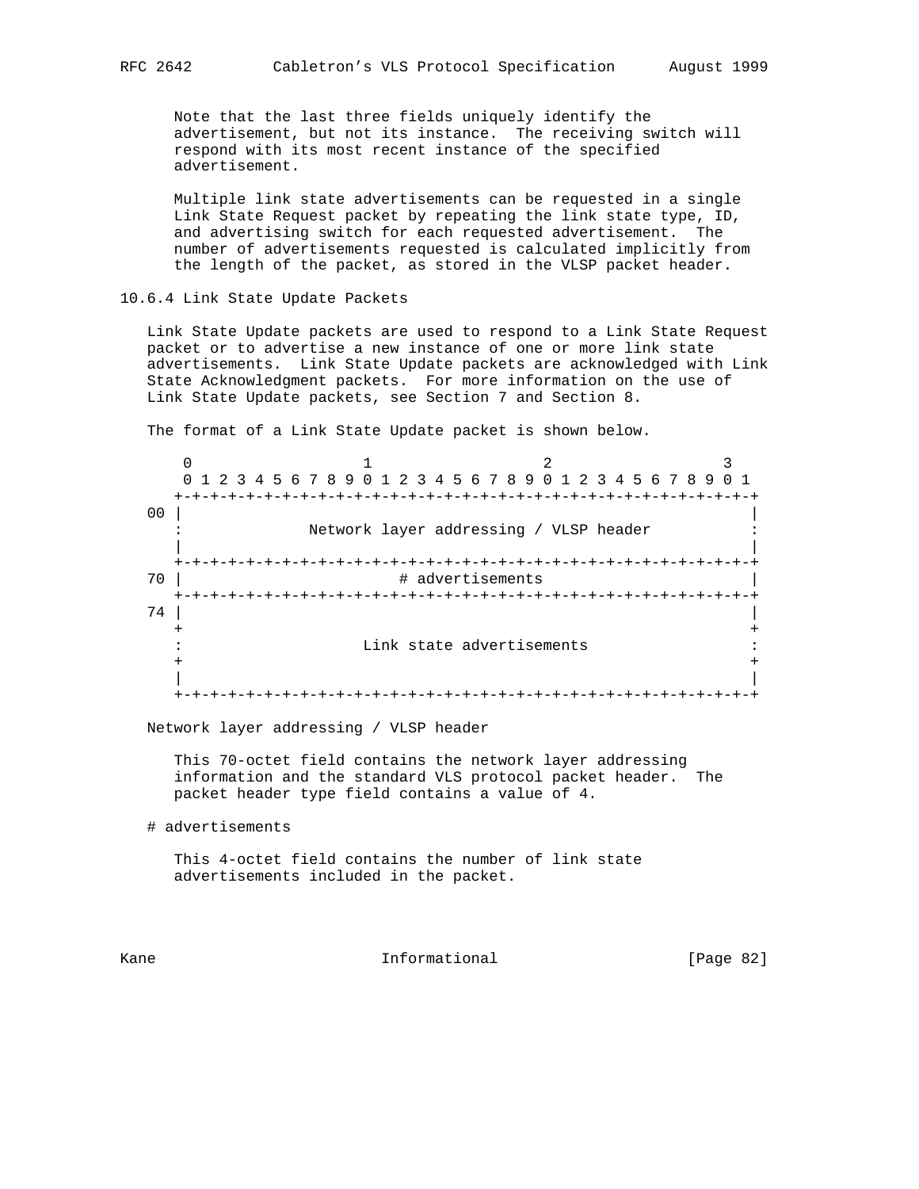Note that the last three fields uniquely identify the advertisement, but not its instance. The receiving switch will respond with its most recent instance of the specified advertisement.

Multiple link state advertisements can be requested in a single Link State Request packet by repeating the link state type, ID, and advertising switch for each requested advertisement. The number of advertisements requested is calculated implicitly from the length of the packet, as stored in the VLSP packet header.

### 10.6.4 Link State Update Packets

Link State Update packets are used to respond to a Link State Request packet or to advertise a new instance of one or more link state advertisements. Link State Update packets are acknowledged with Link State Acknowledgment packets. For more information on the use of Link State Update packets, see Section 7 and Section 8.

The format of a Link State Update packet is shown below.

```
    0                   1                   2                   3
    0 1 2 3 4 5 6 7 8 9 0 1 2 3 4 5 6 7 8 9 0 1 2 3 4 5 6 7 8 9 0 1
   +-+-+-+-+-+-+-+-+-+-+-+-+-+-+-+-+-+-+-+-+-+-+-+-+-+-+-+-+-+-+-+-+
00 |                                                               |
   :             Network layer addressing / VLSP header            :
   |                                                               |
   +-+-+-+-+-+-+-+-+-+-+-+-+-+-+-+-+-+-+-+-+-+-+-+-+-+-+-+-+-+-+-+-+
70 |                        # advertisements                       |
   +-+-+-+-+-+-+-+-+-+-+-+-+-+-+-+-+-+-+-+-+-+-+-+-+-+-+-+-+-+-+-+-+
74 |                                                               |
   +                                                               +
   :                   Link state advertisements                   :
   +                                                               +
   |                                                               |
   +-+-+-+-+-+-+-+-+-+-+-+-+-+-+-+-+-+-+-+-+-+-+-+-+-+-+-+-+-+-+-+-+
```

Network layer addressing / VLSP header

This 70-octet field contains the network layer addressing information and the standard VLS protocol packet header. The packet header type field contains a value of 4.

# advertisements

This 4-octet field contains the number of link state advertisements included in the packet.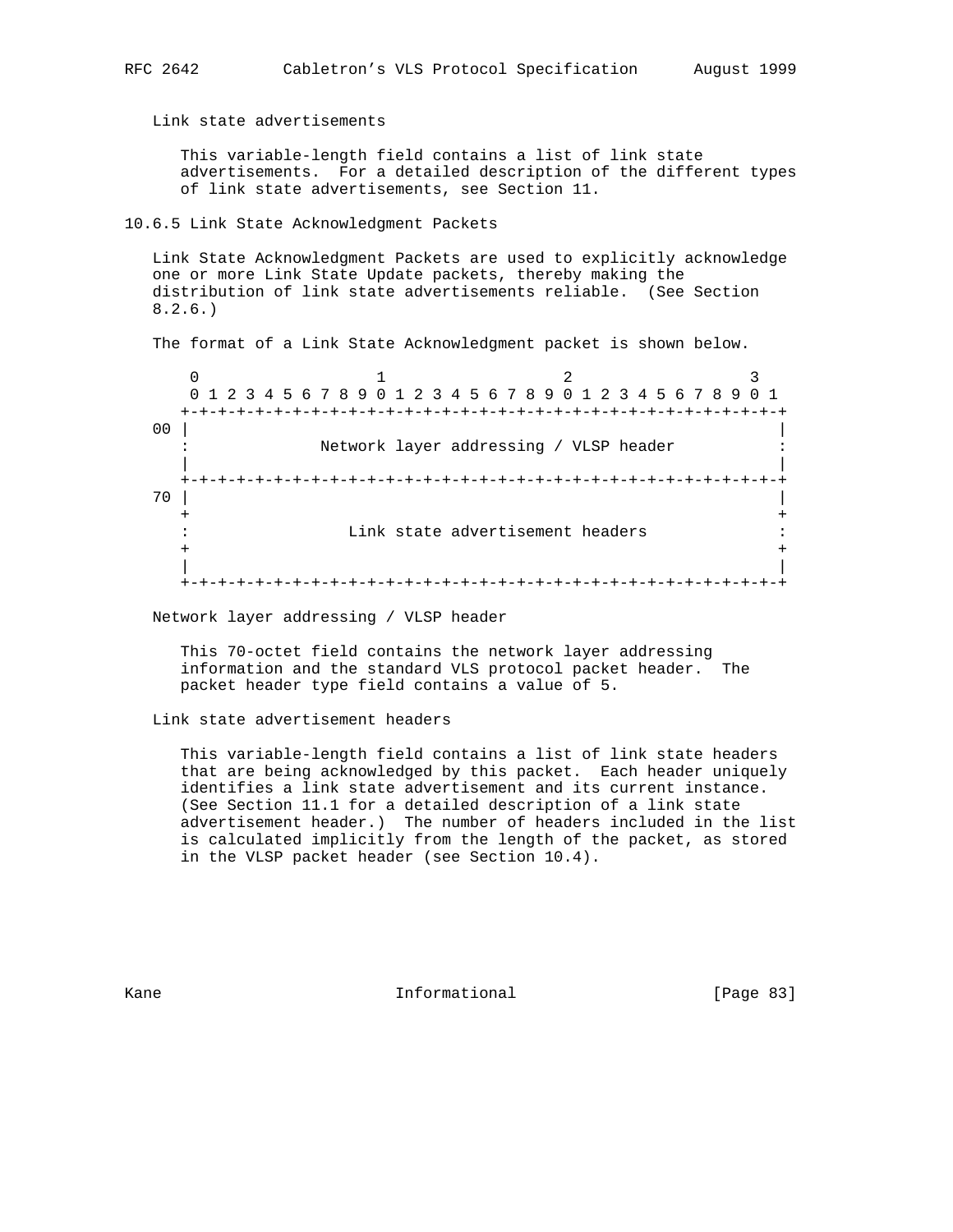Link state advertisements

This variable-length field contains a list of link state advertisements. For a detailed description of the different types of link state advertisements, see Section 11.

### 10.6.5 Link State Acknowledgment Packets

Link State Acknowledgment Packets are used to explicitly acknowledge one or more Link State Update packets, thereby making the distribution of link state advertisements reliable. (See Section 8.2.6.)

The format of a Link State Acknowledgment packet is shown below.

```
       0                   1                   2                   3
       0 1 2 3 4 5 6 7 8 9 0 1 2 3 4 5 6 7 8 9 0 1 2 3 4 5 6 7 8 9 0 1
      +-+-+-+-+-+-+-+-+-+-+-+-+-+-+-+-+-+-+-+-+-+-+-+-+-+-+-+-+-+-+-+-+
   00 |                                                               |
      :             Network layer addressing / VLSP header            :
      |                                                               |
      +-+-+-+-+-+-+-+-+-+-+-+-+-+-+-+-+-+-+-+-+-+-+-+-+-+-+-+-+-+-+-+-+
   70 |                                                               |
      +                                                               +
      :                Link state advertisement headers               :
      +                                                               +
      |                                                               |
      +-+-+-+-+-+-+-+-+-+-+-+-+-+-+-+-+-+-+-+-+-+-+-+-+-+-+-+-+-+-+-+-+
```

Network layer addressing / VLSP header

This 70-octet field contains the network layer addressing information and the standard VLS protocol packet header. The packet header type field contains a value of 5.

Link state advertisement headers

This variable-length field contains a list of link state headers that are being acknowledged by this packet. Each header uniquely identifies a link state advertisement and its current instance. (See Section 11.1 for a detailed description of a link state advertisement header.) The number of headers included in the list is calculated implicitly from the length of the packet, as stored in the VLSP packet header (see Section 10.4).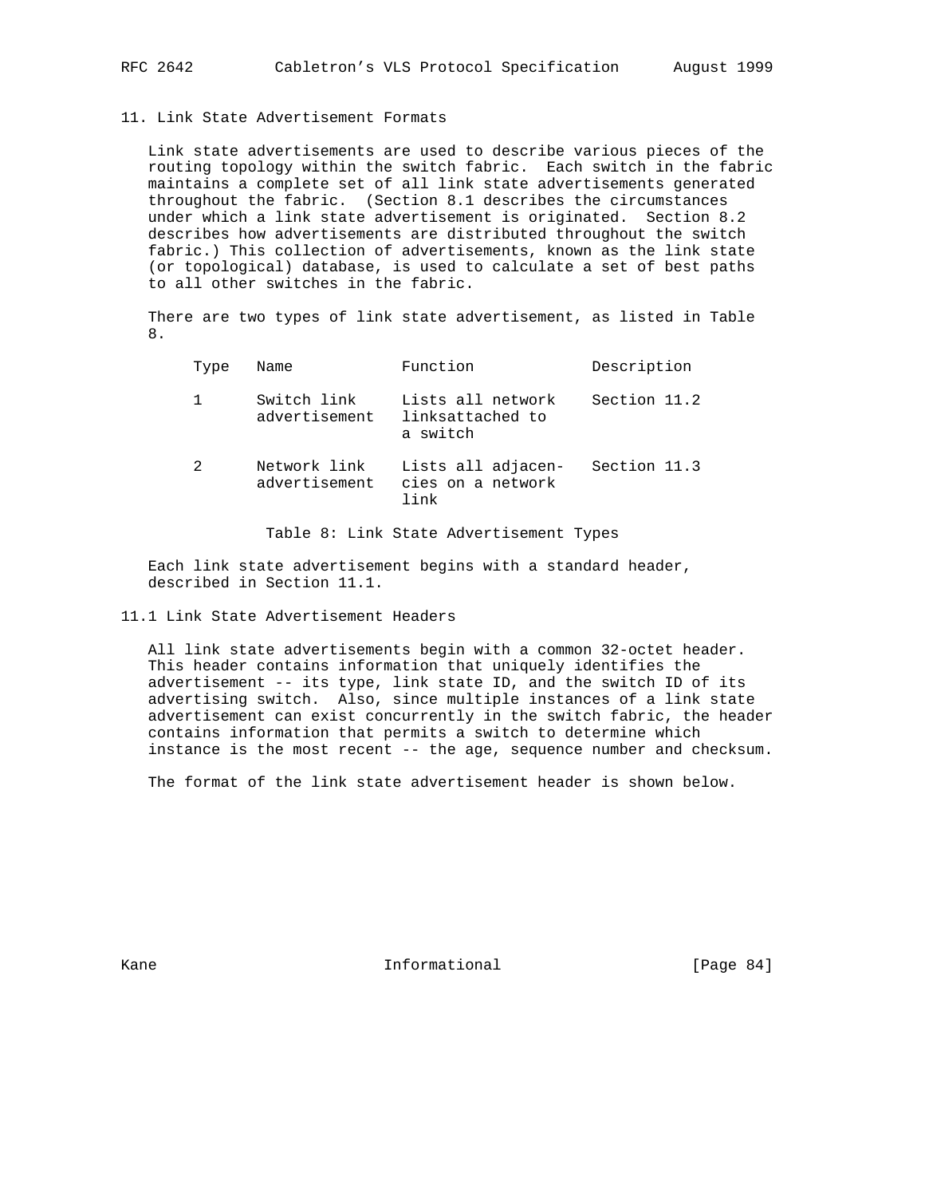## 11. Link State Advertisement Formats

Link state advertisements are used to describe various pieces of the routing topology within the switch fabric. Each switch in the fabric maintains a complete set of all link state advertisements generated throughout the fabric. (Section 8.1 describes the circumstances under which a link state advertisement is originated. Section 8.2 describes how advertisements are distributed throughout the switch fabric.) This collection of advertisements, known as the link state (or topological) database, is used to calculate a set of best paths to all other switches in the fabric.

There are two types of link state advertisement, as listed in Table 8.

| Type | Name | Function | Description |
|---|---|---|---|
| 1 | Switch link advertisement | Lists all network linksattached to a switch | Section 11.2 |
| 2 | Network link advertisement | Lists all adjacen- cies on a network link | Section 11.3 |

Table 8: Link State Advertisement Types

Each link state advertisement begins with a standard header, described in Section 11.1.

### 11.1 Link State Advertisement Headers

All link state advertisements begin with a common 32-octet header. This header contains information that uniquely identifies the advertisement -- its type, link state ID, and the switch ID of its advertising switch. Also, since multiple instances of a link state advertisement can exist concurrently in the switch fabric, the header contains information that permits a switch to determine which instance is the most recent -- the age, sequence number and checksum.

The format of the link state advertisement header is shown below.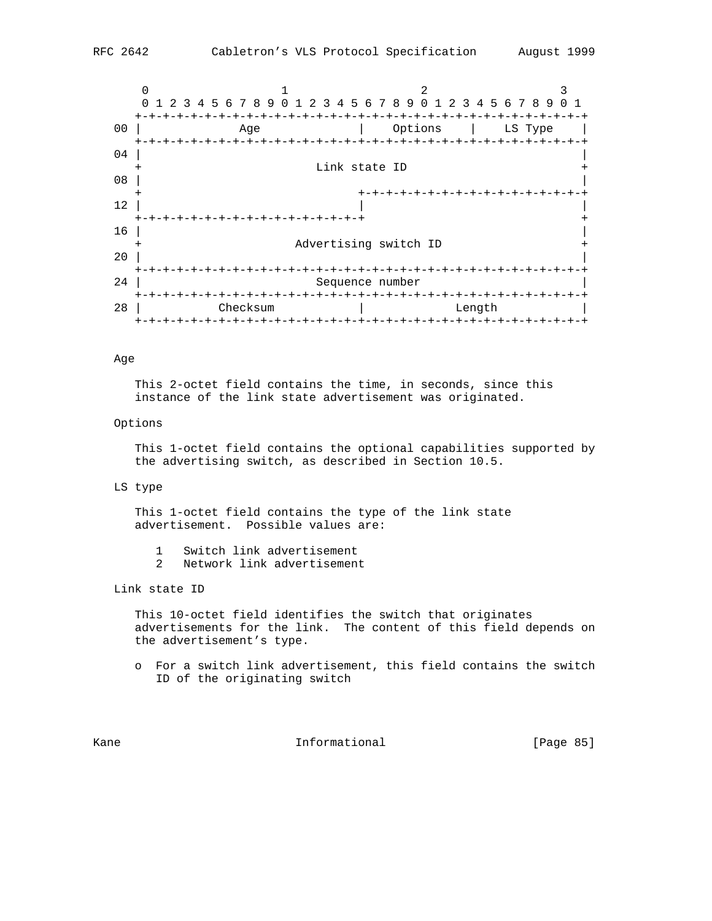```
       0                   1                   2                   3
       0 1 2 3 4 5 6 7 8 9 0 1 2 3 4 5 6 7 8 9 0 1 2 3 4 5 6 7 8 9 0 1
      +-+-+-+-+-+-+-+-+-+-+-+-+-+-+-+-+-+-+-+-+-+-+-+-+-+-+-+-+-+-+-+-+
   00 |              Age              |    Options    |    LS Type    |
      +-+-+-+-+-+-+-+-+-+-+-+-+-+-+-+-+-+-+-+-+-+-+-+-+-+-+-+-+-+-+-+-+
   04 |                                                               |
      +                        Link state ID                          +
   08 |                                                               |
      +                               +-+-+-+-+-+-+-+-+-+-+-+-+-+-+-+-+
   12 |                               |                               |
      +-+-+-+-+-+-+-+-+-+-+-+-+-+-+-+-+                               +
   16 |                                                               |
      +                     Advertising switch ID                     +
   20 |                                                               |
      +-+-+-+-+-+-+-+-+-+-+-+-+-+-+-+-+-+-+-+-+-+-+-+-+-+-+-+-+-+-+-+-+
   24 |                        Sequence number                        |
      +-+-+-+-+-+-+-+-+-+-+-+-+-+-+-+-+-+-+-+-+-+-+-+-+-+-+-+-+-+-+-+-+
   28 |           Checksum            |             Length            |
      +-+-+-+-+-+-+-+-+-+-+-+-+-+-+-+-+-+-+-+-+-+-+-+-+-+-+-+-+-+-+-+-+
```

Age

This 2-octet field contains the time, in seconds, since this instance of the link state advertisement was originated.

Options

This 1-octet field contains the optional capabilities supported by the advertising switch, as described in Section 10.5.

LS type

This 1-octet field contains the type of the link state advertisement. Possible values are:

1   Switch link advertisement
2   Network link advertisement

Link state ID

This 10-octet field identifies the switch that originates advertisements for the link. The content of this field depends on the advertisement's type.

- For a switch link advertisement, this field contains the switch ID of the originating switch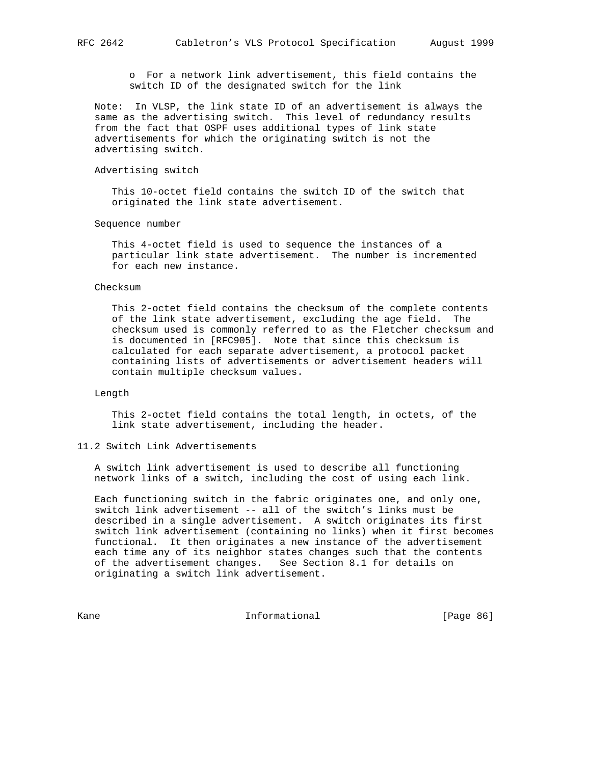- For a network link advertisement, this field contains the switch ID of the designated switch for the link

Note: In VLSP, the link state ID of an advertisement is always the same as the advertising switch. This level of redundancy results from the fact that OSPF uses additional types of link state advertisements for which the originating switch is not the advertising switch.

Advertising switch

This 10-octet field contains the switch ID of the switch that originated the link state advertisement.

Sequence number

This 4-octet field is used to sequence the instances of a particular link state advertisement. The number is incremented for each new instance.

Checksum

This 2-octet field contains the checksum of the complete contents of the link state advertisement, excluding the age field. The checksum used is commonly referred to as the Fletcher checksum and is documented in [RFC905]. Note that since this checksum is calculated for each separate advertisement, a protocol packet containing lists of advertisements or advertisement headers will contain multiple checksum values.

Length

This 2-octet field contains the total length, in octets, of the link state advertisement, including the header.

## 11.2 Switch Link Advertisements

A switch link advertisement is used to describe all functioning network links of a switch, including the cost of using each link.

Each functioning switch in the fabric originates one, and only one, switch link advertisement -- all of the switch's links must be described in a single advertisement. A switch originates its first switch link advertisement (containing no links) when it first becomes functional. It then originates a new instance of the advertisement each time any of its neighbor states changes such that the contents of the advertisement changes. See Section 8.1 for details on originating a switch link advertisement.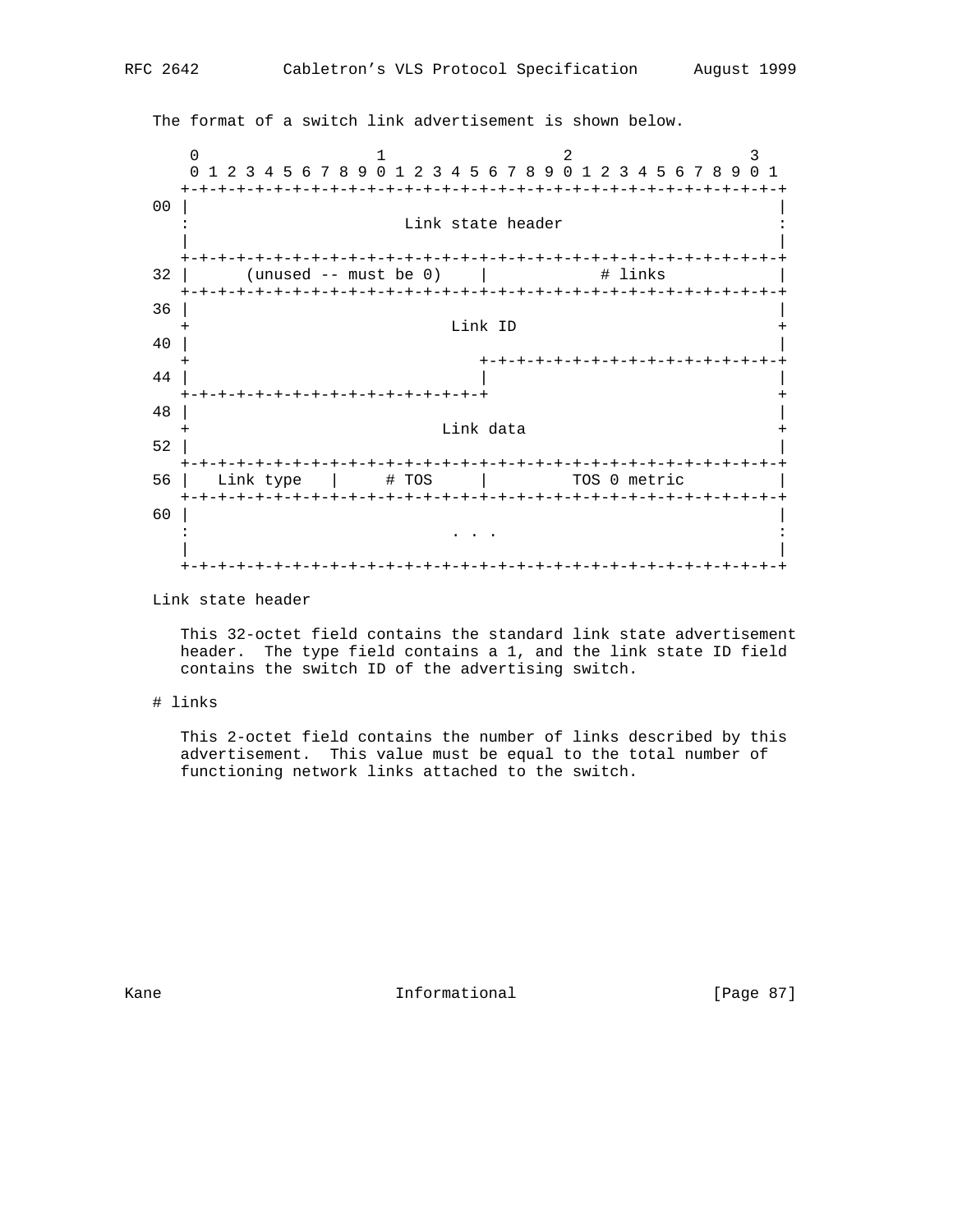The format of a switch link advertisement is shown below.

```
    0                   1                   2                   3
    0 1 2 3 4 5 6 7 8 9 0 1 2 3 4 5 6 7 8 9 0 1 2 3 4 5 6 7 8 9 0 1
   +-+-+-+-+-+-+-+-+-+-+-+-+-+-+-+-+-+-+-+-+-+-+-+-+-+-+-+-+-+-+-+-+
00 |                                                               |
   :                      Link state header                        :
   |                                                               |
   +-+-+-+-+-+-+-+-+-+-+-+-+-+-+-+-+-+-+-+-+-+-+-+-+-+-+-+-+-+-+-+-+
32 |      (unused -- must be 0)    |            # links            |
   +-+-+-+-+-+-+-+-+-+-+-+-+-+-+-+-+-+-+-+-+-+-+-+-+-+-+-+-+-+-+-+-+
36 |                                                               |
   +                           Link ID                             +
40 |                                                               |
   +                               +-+-+-+-+-+-+-+-+-+-+-+-+-+-+-+-+
44 |                               |                               |
   +-+-+-+-+-+-+-+-+-+-+-+-+-+-+-+-+                               +
48 |                                                               |
   +                          Link data                            +
52 |                                                               |
   +-+-+-+-+-+-+-+-+-+-+-+-+-+-+-+-+-+-+-+-+-+-+-+-+-+-+-+-+-+-+-+-+
56 |   Link type   |     # TOS     |         TOS 0 metric          |
   +-+-+-+-+-+-+-+-+-+-+-+-+-+-+-+-+-+-+-+-+-+-+-+-+-+-+-+-+-+-+-+-+
60 |                                                               |
   :                            . . .                              :
   |                                                               |
   +-+-+-+-+-+-+-+-+-+-+-+-+-+-+-+-+-+-+-+-+-+-+-+-+-+-+-+-+-+-+-+-+
```

Link state header

This 32-octet field contains the standard link state advertisement header. The type field contains a 1, and the link state ID field contains the switch ID of the advertising switch.

# links

This 2-octet field contains the number of links described by this advertisement. This value must be equal to the total number of functioning network links attached to the switch.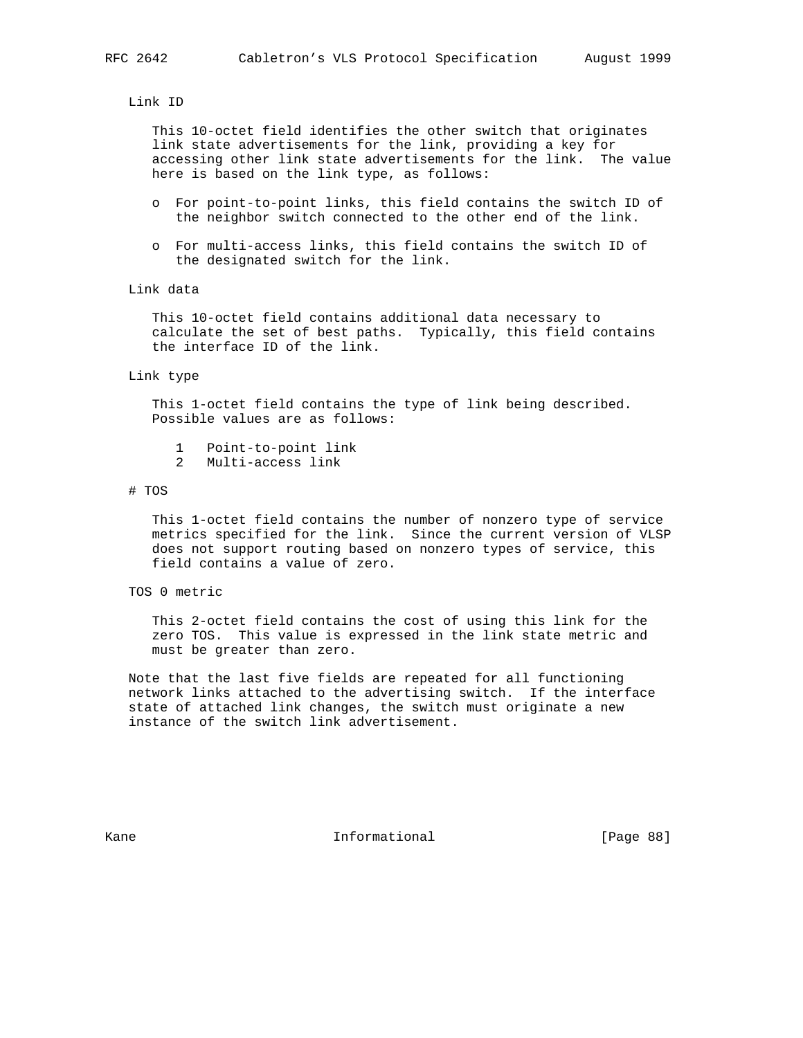Link ID

This 10-octet field identifies the other switch that originates link state advertisements for the link, providing a key for accessing other link state advertisements for the link. The value here is based on the link type, as follows:

- For point-to-point links, this field contains the switch ID of the neighbor switch connected to the other end of the link.
- For multi-access links, this field contains the switch ID of the designated switch for the link.

Link data

This 10-octet field contains additional data necessary to calculate the set of best paths. Typically, this field contains the interface ID of the link.

Link type

This 1-octet field contains the type of link being described. Possible values are as follows:

1 Point-to-point link
2 Multi-access link

# TOS

This 1-octet field contains the number of nonzero type of service metrics specified for the link. Since the current version of VLSP does not support routing based on nonzero types of service, this field contains a value of zero.

TOS 0 metric

This 2-octet field contains the cost of using this link for the zero TOS. This value is expressed in the link state metric and must be greater than zero.

Note that the last five fields are repeated for all functioning network links attached to the advertising switch. If the interface state of attached link changes, the switch must originate a new instance of the switch link advertisement.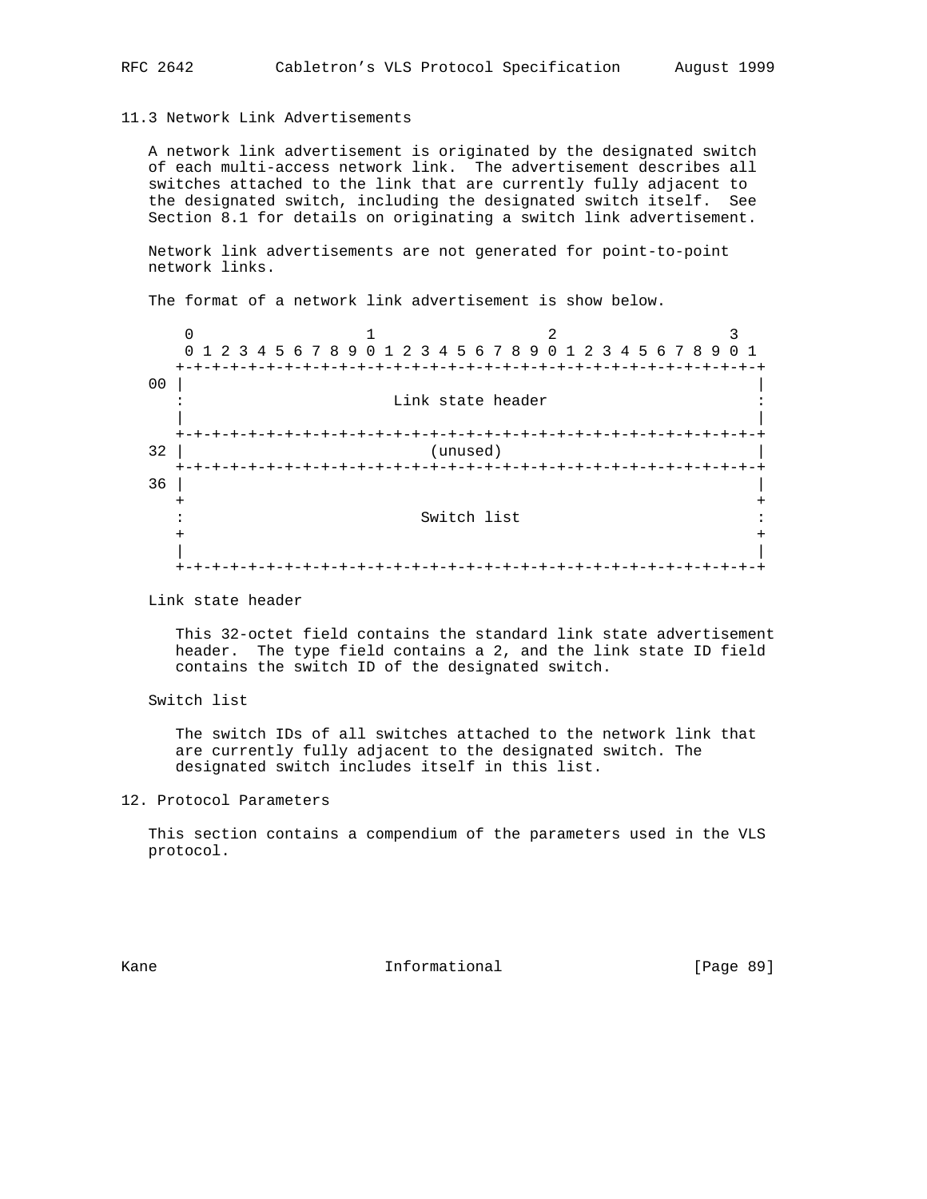## 11.3 Network Link Advertisements

A network link advertisement is originated by the designated switch of each multi-access network link. The advertisement describes all switches attached to the link that are currently fully adjacent to the designated switch, including the designated switch itself. See Section 8.1 for details on originating a switch link advertisement.

Network link advertisements are not generated for point-to-point network links.

The format of a network link advertisement is show below.

```
     0                   1                   2                   3
     0 1 2 3 4 5 6 7 8 9 0 1 2 3 4 5 6 7 8 9 0 1 2 3 4 5 6 7 8 9 0 1
    +-+-+-+-+-+-+-+-+-+-+-+-+-+-+-+-+-+-+-+-+-+-+-+-+-+-+-+-+-+-+-+-+
 00 |                                                               |
    :                       Link state header                       :
    |                                                               |
    +-+-+-+-+-+-+-+-+-+-+-+-+-+-+-+-+-+-+-+-+-+-+-+-+-+-+-+-+-+-+-+-+
 32 |                           (unused)                            |
    +-+-+-+-+-+-+-+-+-+-+-+-+-+-+-+-+-+-+-+-+-+-+-+-+-+-+-+-+-+-+-+-+
 36 |                                                               |
    +                                                               +
    :                          Switch list                          :
    +                                                               +
    |                                                               |
    +-+-+-+-+-+-+-+-+-+-+-+-+-+-+-+-+-+-+-+-+-+-+-+-+-+-+-+-+-+-+-+-+
```

Link state header

This 32-octet field contains the standard link state advertisement header. The type field contains a 2, and the link state ID field contains the switch ID of the designated switch.

Switch list

The switch IDs of all switches attached to the network link that are currently fully adjacent to the designated switch. The designated switch includes itself in this list.

# 12. Protocol Parameters

This section contains a compendium of the parameters used in the VLS protocol.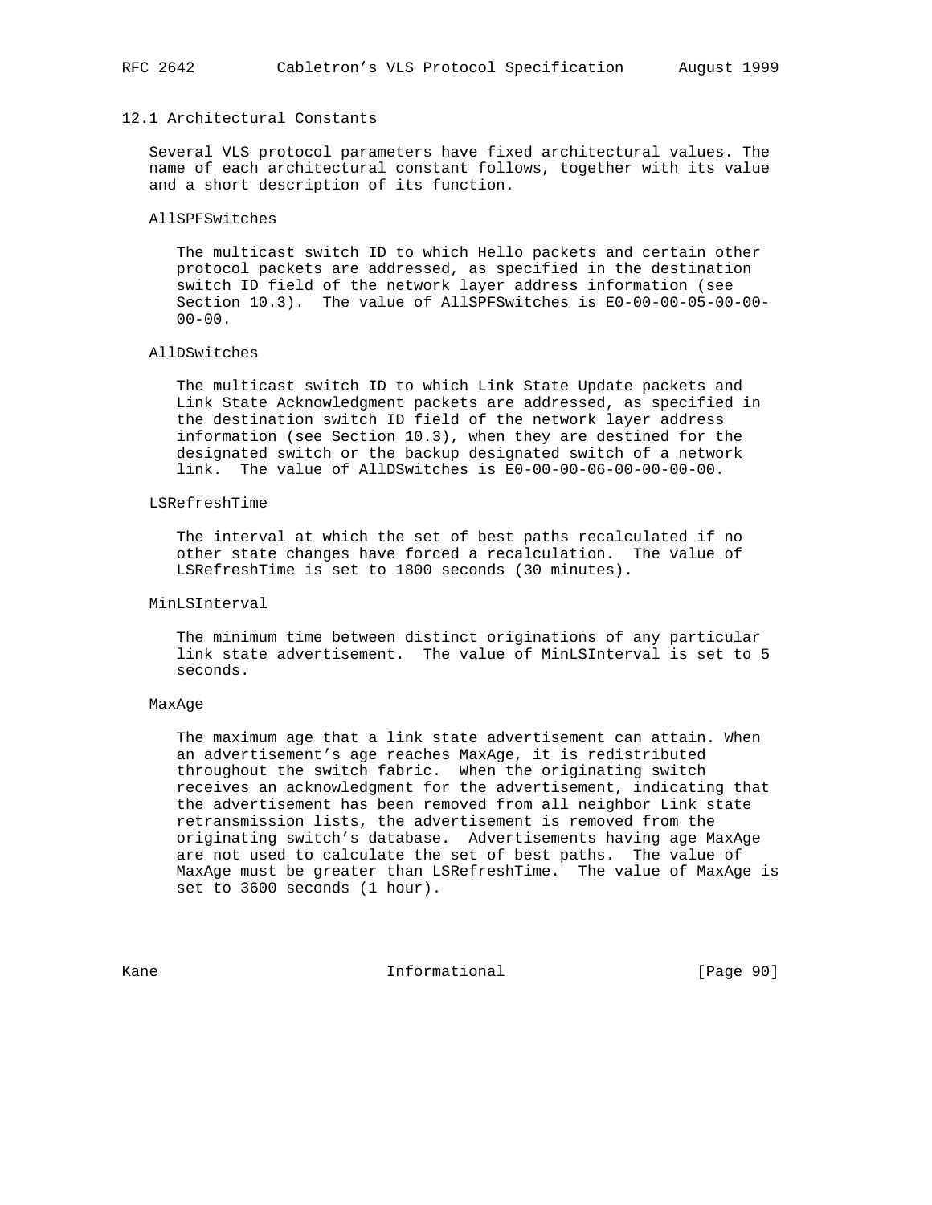### 12.1 Architectural Constants

Several VLS protocol parameters have fixed architectural values. The name of each architectural constant follows, together with its value and a short description of its function.

AllSPFSwitches

The multicast switch ID to which Hello packets and certain other protocol packets are addressed, as specified in the destination switch ID field of the network layer address information (see Section 10.3). The value of AllSPFSwitches is E0-00-00-05-00-00-00-00.

AllDSwitches

The multicast switch ID to which Link State Update packets and Link State Acknowledgment packets are addressed, as specified in the destination switch ID field of the network layer address information (see Section 10.3), when they are destined for the designated switch or the backup designated switch of a network link. The value of AllDSwitches is E0-00-00-06-00-00-00-00.

LSRefreshTime

The interval at which the set of best paths recalculated if no other state changes have forced a recalculation. The value of LSRefreshTime is set to 1800 seconds (30 minutes).

MinLSInterval

The minimum time between distinct originations of any particular link state advertisement. The value of MinLSInterval is set to 5 seconds.

MaxAge

The maximum age that a link state advertisement can attain. When an advertisement's age reaches MaxAge, it is redistributed throughout the switch fabric. When the originating switch receives an acknowledgment for the advertisement, indicating that the advertisement has been removed from all neighbor Link state retransmission lists, the advertisement is removed from the originating switch's database. Advertisements having age MaxAge are not used to calculate the set of best paths. The value of MaxAge must be greater than LSRefreshTime. The value of MaxAge is set to 3600 seconds (1 hour).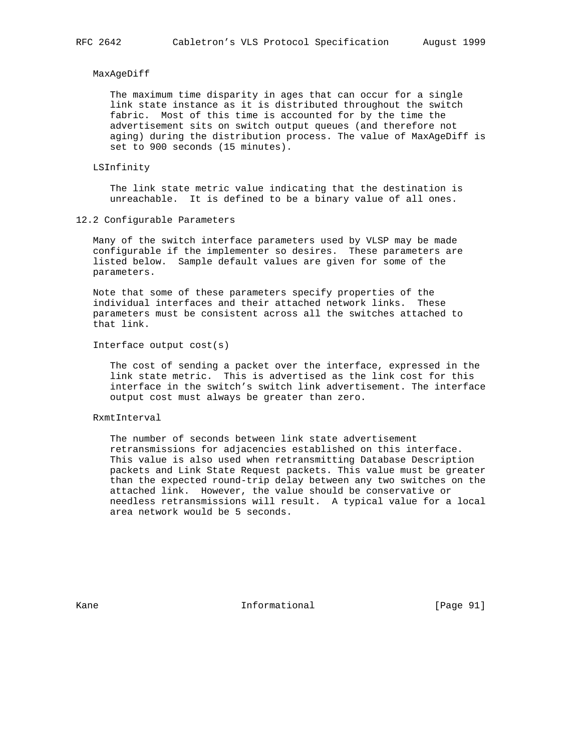MaxAgeDiff

The maximum time disparity in ages that can occur for a single link state instance as it is distributed throughout the switch fabric. Most of this time is accounted for by the time the advertisement sits on switch output queues (and therefore not aging) during the distribution process. The value of MaxAgeDiff is set to 900 seconds (15 minutes).

LSInfinity

The link state metric value indicating that the destination is unreachable. It is defined to be a binary value of all ones.

## 12.2 Configurable Parameters

Many of the switch interface parameters used by VLSP may be made configurable if the implementer so desires. These parameters are listed below. Sample default values are given for some of the parameters.

Note that some of these parameters specify properties of the individual interfaces and their attached network links. These parameters must be consistent across all the switches attached to that link.

Interface output cost(s)

The cost of sending a packet over the interface, expressed in the link state metric. This is advertised as the link cost for this interface in the switch's switch link advertisement. The interface output cost must always be greater than zero.

RxmtInterval

The number of seconds between link state advertisement retransmissions for adjacencies established on this interface. This value is also used when retransmitting Database Description packets and Link State Request packets. This value must be greater than the expected round-trip delay between any two switches on the attached link. However, the value should be conservative or needless retransmissions will result. A typical value for a local area network would be 5 seconds.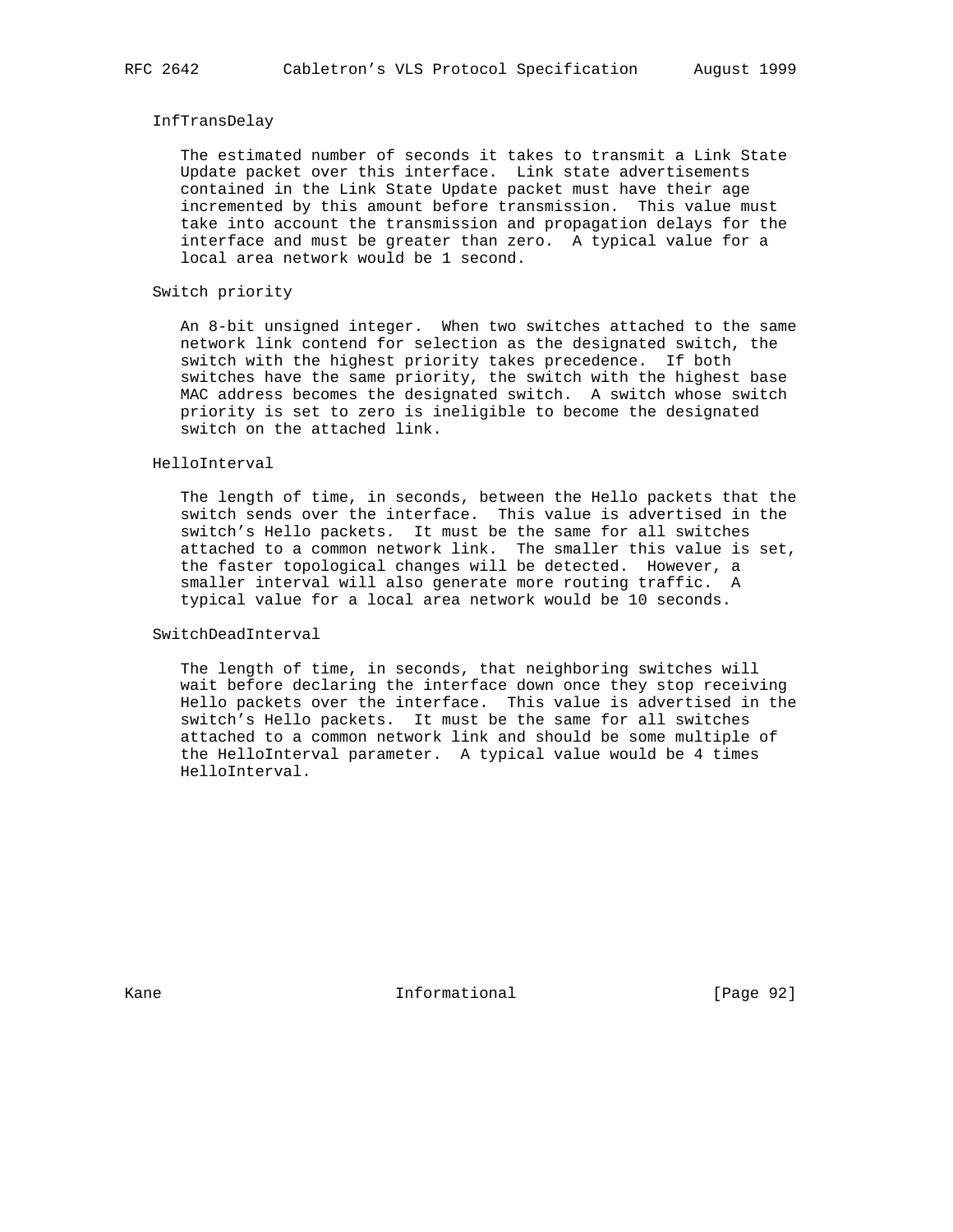InfTransDelay

The estimated number of seconds it takes to transmit a Link State Update packet over this interface. Link state advertisements contained in the Link State Update packet must have their age incremented by this amount before transmission. This value must take into account the transmission and propagation delays for the interface and must be greater than zero. A typical value for a local area network would be 1 second.

Switch priority

An 8-bit unsigned integer. When two switches attached to the same network link contend for selection as the designated switch, the switch with the highest priority takes precedence. If both switches have the same priority, the switch with the highest base MAC address becomes the designated switch. A switch whose switch priority is set to zero is ineligible to become the designated switch on the attached link.

HelloInterval

The length of time, in seconds, between the Hello packets that the switch sends over the interface. This value is advertised in the switch's Hello packets. It must be the same for all switches attached to a common network link. The smaller this value is set, the faster topological changes will be detected. However, a smaller interval will also generate more routing traffic. A typical value for a local area network would be 10 seconds.

SwitchDeadInterval

The length of time, in seconds, that neighboring switches will wait before declaring the interface down once they stop receiving Hello packets over the interface. This value is advertised in the switch's Hello packets. It must be the same for all switches attached to a common network link and should be some multiple of the HelloInterval parameter. A typical value would be 4 times HelloInterval.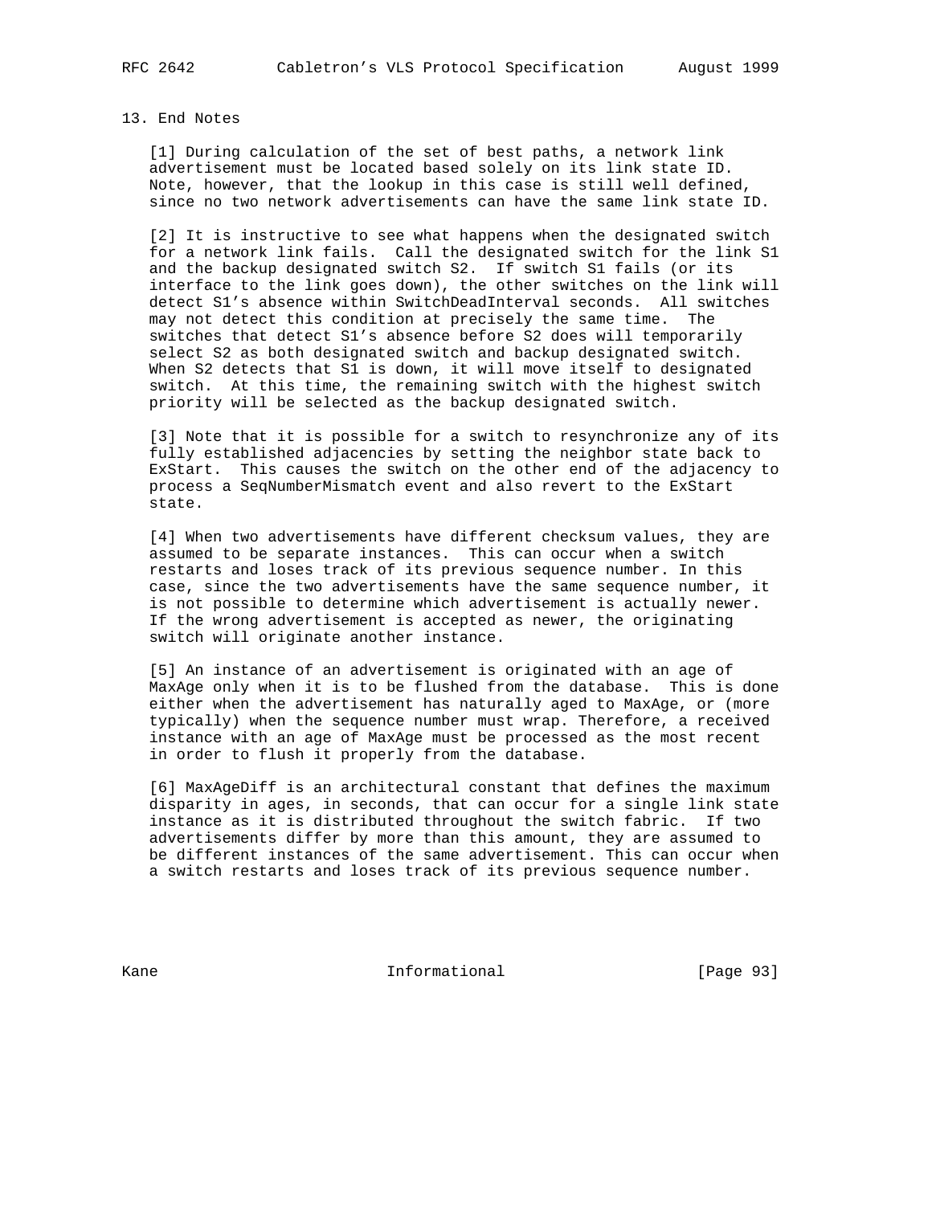## 13. End Notes

[1] During calculation of the set of best paths, a network link advertisement must be located based solely on its link state ID. Note, however, that the lookup in this case is still well defined, since no two network advertisements can have the same link state ID.

[2] It is instructive to see what happens when the designated switch for a network link fails. Call the designated switch for the link S1 and the backup designated switch S2. If switch S1 fails (or its interface to the link goes down), the other switches on the link will detect S1's absence within SwitchDeadInterval seconds. All switches may not detect this condition at precisely the same time. The switches that detect S1's absence before S2 does will temporarily select S2 as both designated switch and backup designated switch. When S2 detects that S1 is down, it will move itself to designated switch. At this time, the remaining switch with the highest switch priority will be selected as the backup designated switch.

[3] Note that it is possible for a switch to resynchronize any of its fully established adjacencies by setting the neighbor state back to ExStart. This causes the switch on the other end of the adjacency to process a SeqNumberMismatch event and also revert to the ExStart state.

[4] When two advertisements have different checksum values, they are assumed to be separate instances. This can occur when a switch restarts and loses track of its previous sequence number. In this case, since the two advertisements have the same sequence number, it is not possible to determine which advertisement is actually newer. If the wrong advertisement is accepted as newer, the originating switch will originate another instance.

[5] An instance of an advertisement is originated with an age of MaxAge only when it is to be flushed from the database. This is done either when the advertisement has naturally aged to MaxAge, or (more typically) when the sequence number must wrap. Therefore, a received instance with an age of MaxAge must be processed as the most recent in order to flush it properly from the database.

[6] MaxAgeDiff is an architectural constant that defines the maximum disparity in ages, in seconds, that can occur for a single link state instance as it is distributed throughout the switch fabric. If two advertisements differ by more than this amount, they are assumed to be different instances of the same advertisement. This can occur when a switch restarts and loses track of its previous sequence number.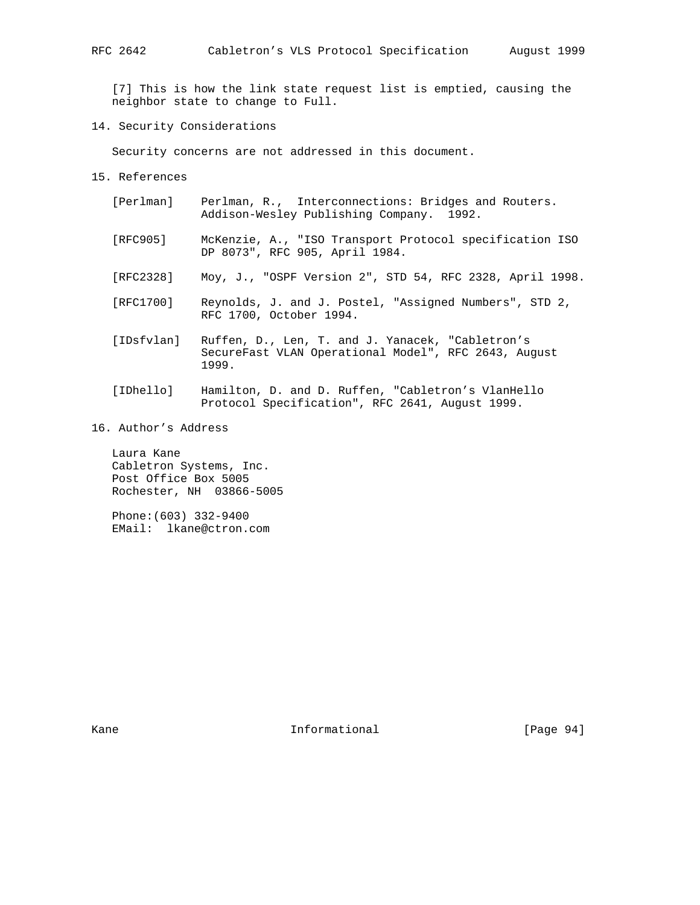[7] This is how the link state request list is emptied, causing the neighbor state to change to Full.

## 14. Security Considerations

Security concerns are not addressed in this document.

## 15. References

[Perlman] Perlman, R., Interconnections: Bridges and Routers. Addison-Wesley Publishing Company. 1992.

[RFC905] McKenzie, A., "ISO Transport Protocol specification ISO DP 8073", RFC 905, April 1984.

[RFC2328] Moy, J., "OSPF Version 2", STD 54, RFC 2328, April 1998.

[RFC1700] Reynolds, J. and J. Postel, "Assigned Numbers", STD 2, RFC 1700, October 1994.

[IDsfvlan] Ruffen, D., Len, T. and J. Yanacek, "Cabletron's SecureFast VLAN Operational Model", RFC 2643, August 1999.

[IDhello] Hamilton, D. and D. Ruffen, "Cabletron's VlanHello Protocol Specification", RFC 2641, August 1999.

## 16. Author's Address

Laura Kane
Cabletron Systems, Inc.
Post Office Box 5005
Rochester, NH 03866-5005

Phone:(603) 332-9400
EMail: lkane@ctron.com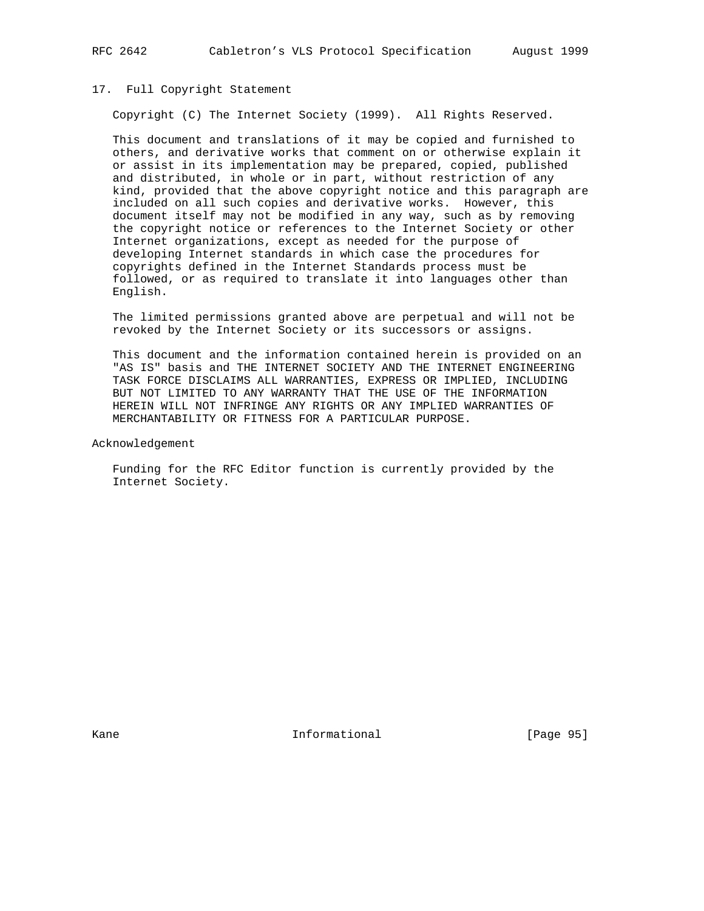## 17. Full Copyright Statement

Copyright (C) The Internet Society (1999). All Rights Reserved.

This document and translations of it may be copied and furnished to others, and derivative works that comment on or otherwise explain it or assist in its implementation may be prepared, copied, published and distributed, in whole or in part, without restriction of any kind, provided that the above copyright notice and this paragraph are included on all such copies and derivative works. However, this document itself may not be modified in any way, such as by removing the copyright notice or references to the Internet Society or other Internet organizations, except as needed for the purpose of developing Internet standards in which case the procedures for copyrights defined in the Internet Standards process must be followed, or as required to translate it into languages other than English.

The limited permissions granted above are perpetual and will not be revoked by the Internet Society or its successors or assigns.

This document and the information contained herein is provided on an "AS IS" basis and THE INTERNET SOCIETY AND THE INTERNET ENGINEERING TASK FORCE DISCLAIMS ALL WARRANTIES, EXPRESS OR IMPLIED, INCLUDING BUT NOT LIMITED TO ANY WARRANTY THAT THE USE OF THE INFORMATION HEREIN WILL NOT INFRINGE ANY RIGHTS OR ANY IMPLIED WARRANTIES OF MERCHANTABILITY OR FITNESS FOR A PARTICULAR PURPOSE.

## Acknowledgement

Funding for the RFC Editor function is currently provided by the Internet Society.